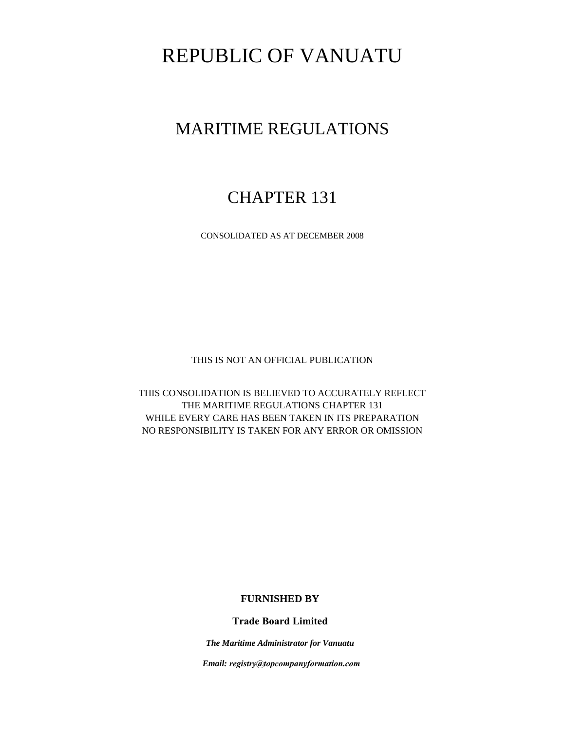# REPUBLIC OF VANUATU

## MARITIME REGULATIONS

## CHAPTER 131

CONSOLIDATED AS AT DECEMBER 2008

THIS IS NOT AN OFFICIAL PUBLICATION

THIS CONSOLIDATION IS BELIEVED TO ACCURATELY REFLECT
THE MARITIME REGULATIONS CHAPTER 131
WHILE EVERY CARE HAS BEEN TAKEN IN ITS PREPARATION
NO RESPONSIBILITY IS TAKEN FOR ANY ERROR OR OMISSION

**FURNISHED BY**

**Trade Board Limited**

***The Maritime Administrator for Vanuatu***

***Email: registry@topcompanyformation.com***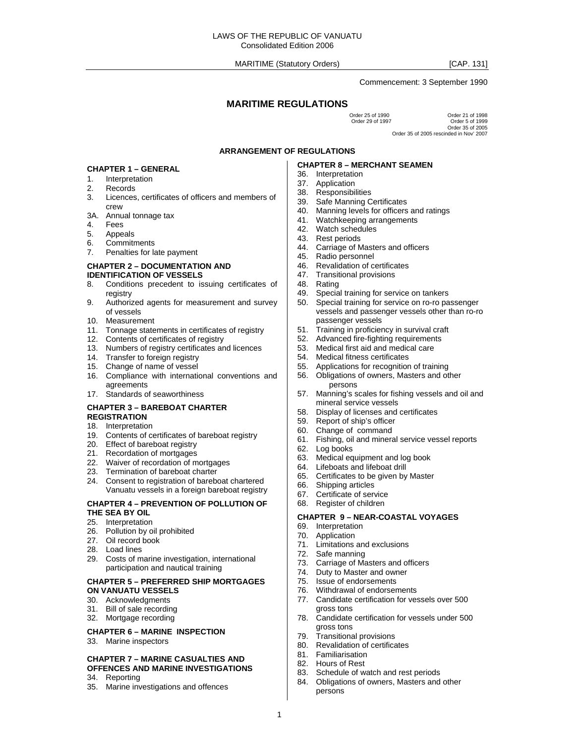LAWS OF THE REPUBLIC OF VANUATU
Consolidated Edition 2006

MARITIME (Statutory Orders) [CAP. 131]

Commencement: 3 September 1990

# MARITIME REGULATIONS

Order 25 of 1990
Order 29 of 1997
Order 21 of 1998
Order 5 of 1999
Order 35 of 2005
Order 35 of 2005 rescinded in Nov' 2007

## ARRANGEMENT OF REGULATIONS

### CHAPTER 1 – GENERAL

1. Interpretation
2. Records
3. Licences, certificates of officers and members of crew

3A. Annual tonnage tax

4. Fees
5. Appeals
6. Commitments
7. Penalties for late payment

### CHAPTER 2 – DOCUMENTATION AND IDENTIFICATION OF VESSELS

8. Conditions precedent to issuing certificates of registry
9. Authorized agents for measurement and survey of vessels
10. Measurement
11. Tonnage statements in certificates of registry
12. Contents of certificates of registry
13. Numbers of registry certificates and licences
14. Transfer to foreign registry
15. Change of name of vessel
16. Compliance with international conventions and agreements
17. Standards of seaworthiness

### CHAPTER 3 – BAREBOAT CHARTER REGISTRATION

18. Interpretation
19. Contents of certificates of bareboat registry
20. Effect of bareboat registry
21. Recordation of mortgages
22. Waiver of recordation of mortgages
23. Termination of bareboat charter
24. Consent to registration of bareboat chartered Vanuatu vessels in a foreign bareboat registry

### CHAPTER 4 – PREVENTION OF POLLUTION OF THE SEA BY OIL

25. Interpretation
26. Pollution by oil prohibited
27. Oil record book
28. Load lines
29. Costs of marine investigation, international participation and nautical training

### CHAPTER 5 – PREFERRED SHIP MORTGAGES ON VANUATU VESSELS

30. Acknowledgments
31. Bill of sale recording
32. Mortgage recording

### CHAPTER 6 – MARINE INSPECTION

33. Marine inspectors

### CHAPTER 7 – MARINE CASUALTIES AND OFFENCES AND MARINE INVESTIGATIONS

34. Reporting
35. Marine investigations and offences

### CHAPTER 8 – MERCHANT SEAMEN

36. Interpretation
37. Application
38. Responsibilities
39. Safe Manning Certificates
40. Manning levels for officers and ratings
41. Watchkeeping arrangements
42. Watch schedules
43. Rest periods
44. Carriage of Masters and officers
45. Radio personnel
46. Revalidation of certificates
47. Transitional provisions
48. Rating
49. Special training for service on tankers
50. Special training for service on ro-ro passenger vessels and passenger vessels other than ro-ro passenger vessels
51. Training in proficiency in survival craft
52. Advanced fire-fighting requirements
53. Medical first aid and medical care
54. Medical fitness certificates
55. Applications for recognition of training
56. Obligations of owners, Masters and other persons
57. Manning's scales for fishing vessels and oil and mineral service vessels
58. Display of licenses and certificates
59. Report of ship's officer
60. Change of command
61. Fishing, oil and mineral service vessel reports
62. Log books
63. Medical equipment and log book
64. Lifeboats and lifeboat drill
65. Certificates to be given by Master
66. Shipping articles
67. Certificate of service
68. Register of children

### CHAPTER 9 – NEAR-COASTAL VOYAGES

69. Interpretation
70. Application
71. Limitations and exclusions
72. Safe manning
73. Carriage of Masters and officers
74. Duty to Master and owner
75. Issue of endorsements
76. Withdrawal of endorsements
77. Candidate certification for vessels over 500 gross tons
78. Candidate certification for vessels under 500 gross tons
79. Transitional provisions
80. Revalidation of certificates
81. Familiarisation
82. Hours of Rest
83. Schedule of watch and rest periods
84. Obligations of owners, Masters and other persons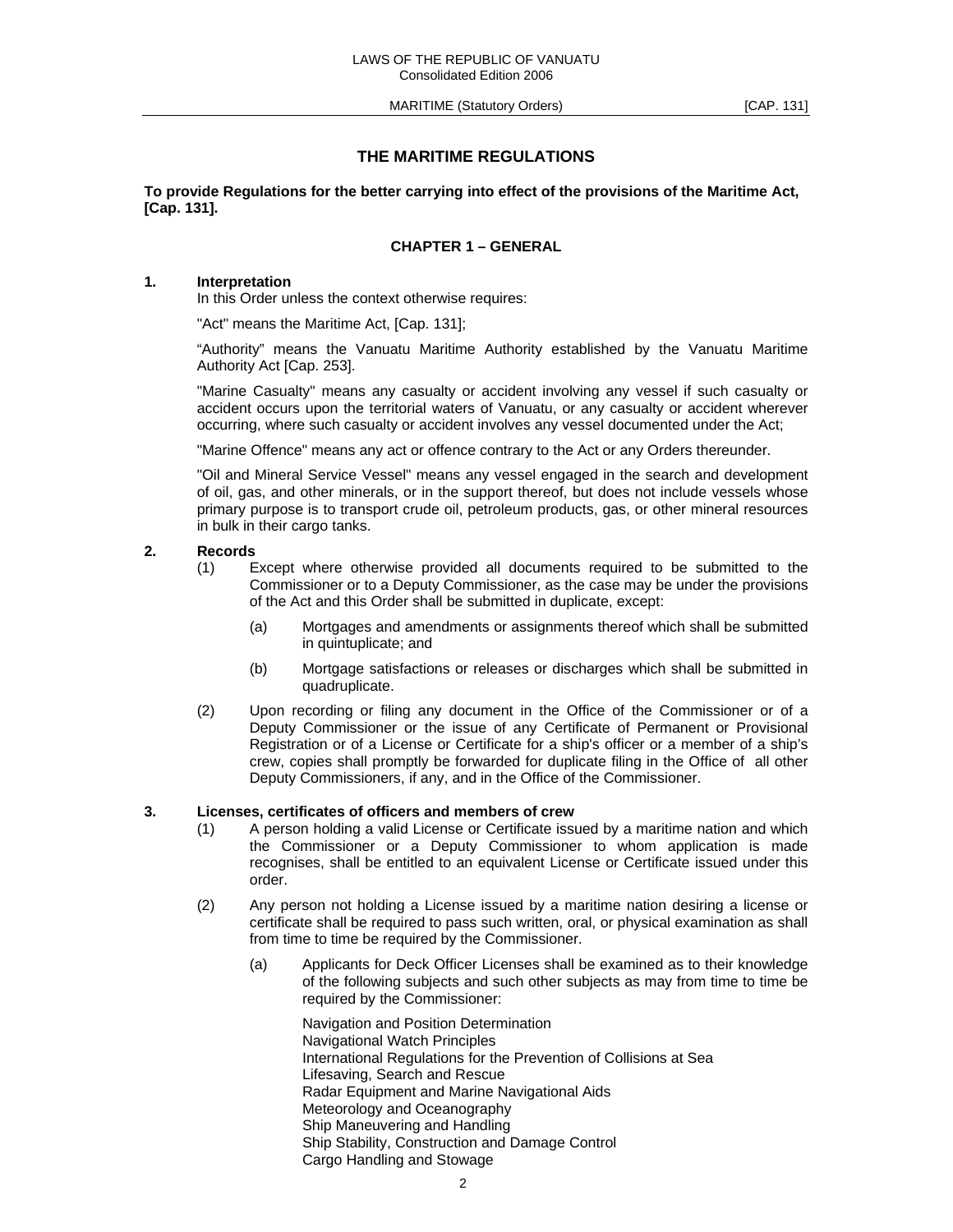# THE MARITIME REGULATIONS

**To provide Regulations for the better carrying into effect of the provisions of the Maritime Act, [Cap. 131].**

## CHAPTER 1 – GENERAL

### 1. Interpretation

In this Order unless the context otherwise requires:

"Act" means the Maritime Act, [Cap. 131];

"Authority" means the Vanuatu Maritime Authority established by the Vanuatu Maritime Authority Act [Cap. 253].

"Marine Casualty" means any casualty or accident involving any vessel if such casualty or accident occurs upon the territorial waters of Vanuatu, or any casualty or accident wherever occurring, where such casualty or accident involves any vessel documented under the Act;

"Marine Offence" means any act or offence contrary to the Act or any Orders thereunder.

"Oil and Mineral Service Vessel" means any vessel engaged in the search and development of oil, gas, and other minerals, or in the support thereof, but does not include vessels whose primary purpose is to transport crude oil, petroleum products, gas, or other mineral resources in bulk in their cargo tanks.

### 2. Records

(1) Except where otherwise provided all documents required to be submitted to the Commissioner or to a Deputy Commissioner, as the case may be under the provisions of the Act and this Order shall be submitted in duplicate, except:

(a) Mortgages and amendments or assignments thereof which shall be submitted in quintuplicate; and

(b) Mortgage satisfactions or releases or discharges which shall be submitted in quadruplicate.

(2) Upon recording or filing any document in the Office of the Commissioner or of a Deputy Commissioner or the issue of any Certificate of Permanent or Provisional Registration or of a License or Certificate for a ship's officer or a member of a ship's crew, copies shall promptly be forwarded for duplicate filing in the Office of all other Deputy Commissioners, if any, and in the Office of the Commissioner.

### 3. Licenses, certificates of officers and members of crew

(1) A person holding a valid License or Certificate issued by a maritime nation and which the Commissioner or a Deputy Commissioner to whom application is made recognises, shall be entitled to an equivalent License or Certificate issued under this order.

(2) Any person not holding a License issued by a maritime nation desiring a license or certificate shall be required to pass such written, oral, or physical examination as shall from time to time be required by the Commissioner.

(a) Applicants for Deck Officer Licenses shall be examined as to their knowledge of the following subjects and such other subjects as may from time to time be required by the Commissioner:

Navigation and Position Determination
Navigational Watch Principles
International Regulations for the Prevention of Collisions at Sea
Lifesaving, Search and Rescue
Radar Equipment and Marine Navigational Aids
Meteorology and Oceanography
Ship Maneuvering and Handling
Ship Stability, Construction and Damage Control
Cargo Handling and Stowage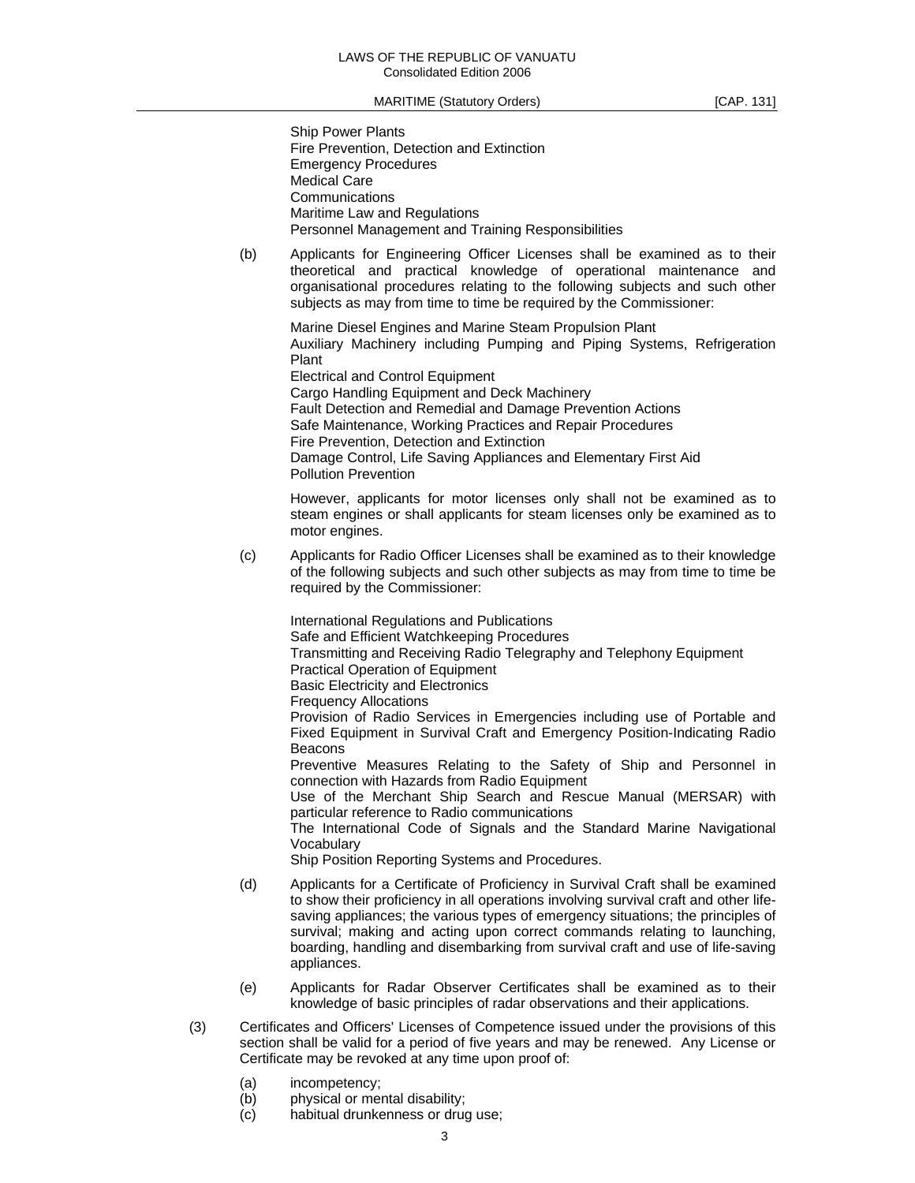Ship Power Plants
Fire Prevention, Detection and Extinction
Emergency Procedures
Medical Care
Communications
Maritime Law and Regulations
Personnel Management and Training Responsibilities

(b) Applicants for Engineering Officer Licenses shall be examined as to their theoretical and practical knowledge of operational maintenance and organisational procedures relating to the following subjects and such other subjects as may from time to time be required by the Commissioner:

Marine Diesel Engines and Marine Steam Propulsion Plant
Auxiliary Machinery including Pumping and Piping Systems, Refrigeration Plant
Electrical and Control Equipment
Cargo Handling Equipment and Deck Machinery
Fault Detection and Remedial and Damage Prevention Actions
Safe Maintenance, Working Practices and Repair Procedures
Fire Prevention, Detection and Extinction
Damage Control, Life Saving Appliances and Elementary First Aid
Pollution Prevention

However, applicants for motor licenses only shall not be examined as to steam engines or shall applicants for steam licenses only be examined as to motor engines.

(c) Applicants for Radio Officer Licenses shall be examined as to their knowledge of the following subjects and such other subjects as may from time to time be required by the Commissioner:

International Regulations and Publications
Safe and Efficient Watchkeeping Procedures
Transmitting and Receiving Radio Telegraphy and Telephony Equipment
Practical Operation of Equipment
Basic Electricity and Electronics
Frequency Allocations
Provision of Radio Services in Emergencies including use of Portable and Fixed Equipment in Survival Craft and Emergency Position-Indicating Radio Beacons
Preventive Measures Relating to the Safety of Ship and Personnel in connection with Hazards from Radio Equipment
Use of the Merchant Ship Search and Rescue Manual (MERSAR) with particular reference to Radio communications
The International Code of Signals and the Standard Marine Navigational Vocabulary
Ship Position Reporting Systems and Procedures.

(d) Applicants for a Certificate of Proficiency in Survival Craft shall be examined to show their proficiency in all operations involving survival craft and other life-saving appliances; the various types of emergency situations; the principles of survival; making and acting upon correct commands relating to launching, boarding, handling and disembarking from survival craft and use of life-saving appliances.

(e) Applicants for Radar Observer Certificates shall be examined as to their knowledge of basic principles of radar observations and their applications.

(3) Certificates and Officers' Licenses of Competence issued under the provisions of this section shall be valid for a period of five years and may be renewed. Any License or Certificate may be revoked at any time upon proof of:

(a) incompetency;
(b) physical or mental disability;
(c) habitual drunkenness or drug use;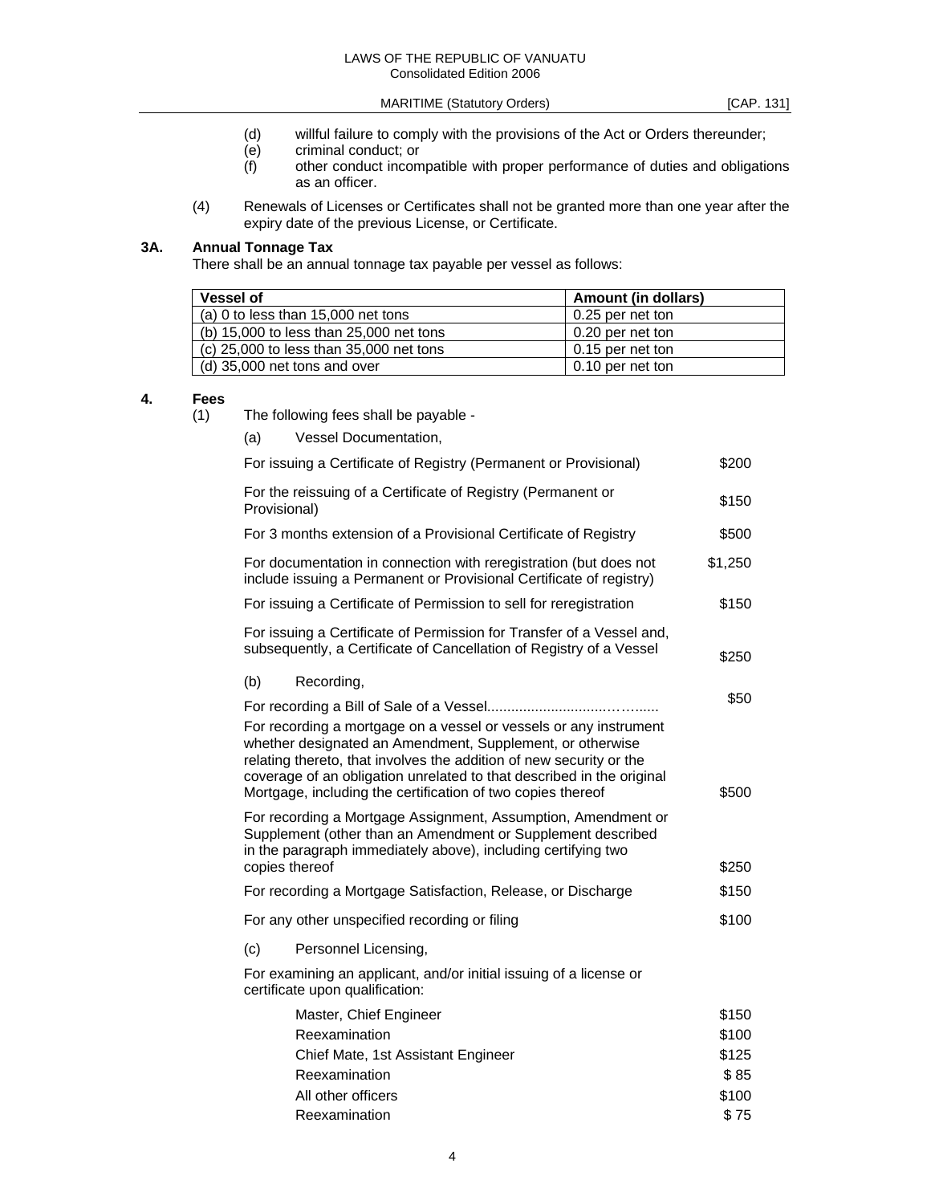(d) willful failure to comply with the provisions of the Act or Orders thereunder;

(e) criminal conduct; or

(f) other conduct incompatible with proper performance of duties and obligations as an officer.

(4) Renewals of Licenses or Certificates shall not be granted more than one year after the expiry date of the previous License, or Certificate.

**3A. Annual Tonnage Tax**

There shall be an annual tonnage tax payable per vessel as follows:

| Vessel of | Amount (in dollars) |
|---|---|
| (a) 0 to less than 15,000 net tons | 0.25 per net ton |
| (b) 15,000 to less than 25,000 net tons | 0.20 per net ton |
| (c) 25,000 to less than 35,000 net tons | 0.15 per net ton |
| (d) 35,000 net tons and over | 0.10 per net ton |

**4. Fees**

(1) The following fees shall be payable -

(a) Vessel Documentation,

| | |
|---|---|
| For issuing a Certificate of Registry (Permanent or Provisional) | $200 |
| For the reissuing of a Certificate of Registry (Permanent or Provisional) | $150 |
| For 3 months extension of a Provisional Certificate of Registry | $500 |
| For documentation in connection with reregistration (but does not include issuing a Permanent or Provisional Certificate of registry) | $1,250 |
| For issuing a Certificate of Permission to sell for reregistration | $150 |
| For issuing a Certificate of Permission for Transfer of a Vessel and, subsequently, a Certificate of Cancellation of Registry of a Vessel | $250 |

(b) Recording,

| | |
|---|---|
| For recording a Bill of Sale of a Vessel.................................. | $50 |
| For recording a mortgage on a vessel or vessels or any instrument whether designated an Amendment, Supplement, or otherwise relating thereto, that involves the addition of new security or the coverage of an obligation unrelated to that described in the original Mortgage, including the certification of two copies thereof | $500 |
| For recording a Mortgage Assignment, Assumption, Amendment or Supplement (other than an Amendment or Supplement described in the paragraph immediately above), including certifying two copies thereof | $250 |
| For recording a Mortgage Satisfaction, Release, or Discharge | $150 |
| For any other unspecified recording or filing | $100 |

(c) Personnel Licensing,

For examining an applicant, and/or initial issuing of a license or certificate upon qualification:

| | |
|---|---|
| Master, Chief Engineer | $150 |
| Reexamination | $100 |
| Chief Mate, 1st Assistant Engineer | $125 |
| Reexamination | $ 85 |
| All other officers | $100 |
| Reexamination | $ 75 |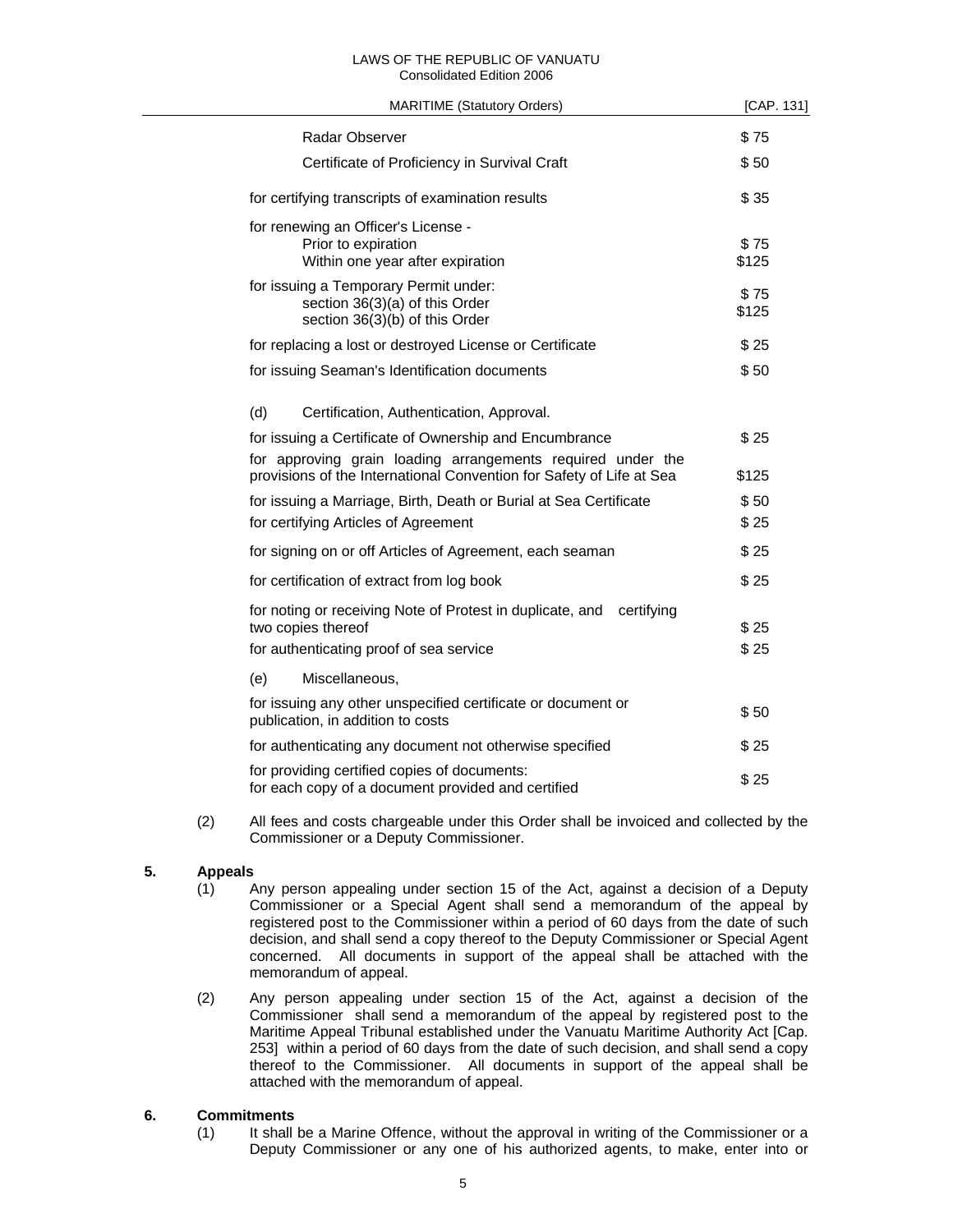| | |
|---|---|
| Radar Observer | $ 75 |
| Certificate of Proficiency in Survival Craft | $ 50 |
| for certifying transcripts of examination results | $ 35 |
| for renewing an Officer's License - | |
| Prior to expiration | $ 75 |
| Within one year after expiration | $125 |
| for issuing a Temporary Permit under: | |
| section 36(3)(a) of this Order | $ 75 |
| section 36(3)(b) of this Order | $125 |
| for replacing a lost or destroyed License or Certificate | $ 25 |
| for issuing Seaman's Identification documents | $ 50 |
| (d) Certification, Authentication, Approval. | |
| for issuing a Certificate of Ownership and Encumbrance | $ 25 |
| for approving grain loading arrangements required under the provisions of the International Convention for Safety of Life at Sea | $125 |
| for issuing a Marriage, Birth, Death or Burial at Sea Certificate | $ 50 |
| for certifying Articles of Agreement | $ 25 |
| for signing on or off Articles of Agreement, each seaman | $ 25 |
| for certification of extract from log book | $ 25 |
| for noting or receiving Note of Protest in duplicate, and certifying two copies thereof | $ 25 |
| for authenticating proof of sea service | $ 25 |
| (e) Miscellaneous, | |
| for issuing any other unspecified certificate or document or publication, in addition to costs | $ 50 |
| for authenticating any document not otherwise specified | $ 25 |
| for providing certified copies of documents: for each copy of a document provided and certified | $ 25 |

(2) All fees and costs chargeable under this Order shall be invoiced and collected by the Commissioner or a Deputy Commissioner.

**5. Appeals**

(1) Any person appealing under section 15 of the Act, against a decision of a Deputy Commissioner or a Special Agent shall send a memorandum of the appeal by registered post to the Commissioner within a period of 60 days from the date of such decision, and shall send a copy thereof to the Deputy Commissioner or Special Agent concerned. All documents in support of the appeal shall be attached with the memorandum of appeal.

(2) Any person appealing under section 15 of the Act, against a decision of the Commissioner shall send a memorandum of the appeal by registered post to the Maritime Appeal Tribunal established under the Vanuatu Maritime Authority Act [Cap. 253] within a period of 60 days from the date of such decision, and shall send a copy thereof to the Commissioner. All documents in support of the appeal shall be attached with the memorandum of appeal.

**6. Commitments**

(1) It shall be a Marine Offence, without the approval in writing of the Commissioner or a Deputy Commissioner or any one of his authorized agents, to make, enter into or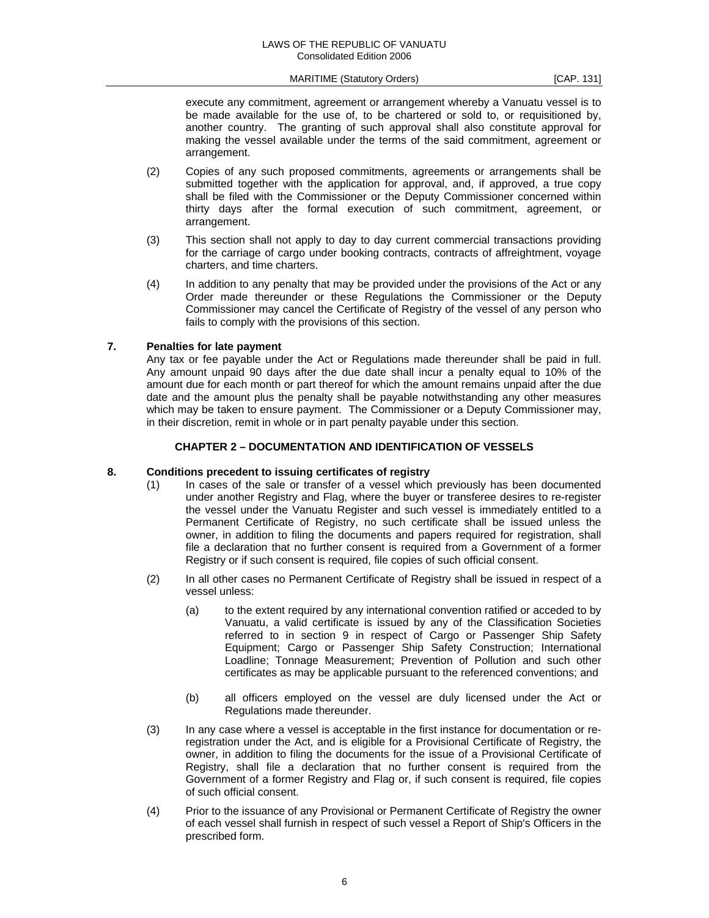execute any commitment, agreement or arrangement whereby a Vanuatu vessel is to be made available for the use of, to be chartered or sold to, or requisitioned by, another country. The granting of such approval shall also constitute approval for making the vessel available under the terms of the said commitment, agreement or arrangement.

(2) Copies of any such proposed commitments, agreements or arrangements shall be submitted together with the application for approval, and, if approved, a true copy shall be filed with the Commissioner or the Deputy Commissioner concerned within thirty days after the formal execution of such commitment, agreement, or arrangement.

(3) This section shall not apply to day to day current commercial transactions providing for the carriage of cargo under booking contracts, contracts of affreightment, voyage charters, and time charters.

(4) In addition to any penalty that may be provided under the provisions of the Act or any Order made thereunder or these Regulations the Commissioner or the Deputy Commissioner may cancel the Certificate of Registry of the vessel of any person who fails to comply with the provisions of this section.

### 7. Penalties for late payment

Any tax or fee payable under the Act or Regulations made thereunder shall be paid in full. Any amount unpaid 90 days after the due date shall incur a penalty equal to 10% of the amount due for each month or part thereof for which the amount remains unpaid after the due date and the amount plus the penalty shall be payable notwithstanding any other measures which may be taken to ensure payment. The Commissioner or a Deputy Commissioner may, in their discretion, remit in whole or in part penalty payable under this section.

## CHAPTER 2 – DOCUMENTATION AND IDENTIFICATION OF VESSELS

### 8. Conditions precedent to issuing certificates of registry

(1) In cases of the sale or transfer of a vessel which previously has been documented under another Registry and Flag, where the buyer or transferee desires to re-register the vessel under the Vanuatu Register and such vessel is immediately entitled to a Permanent Certificate of Registry, no such certificate shall be issued unless the owner, in addition to filing the documents and papers required for registration, shall file a declaration that no further consent is required from a Government of a former Registry or if such consent is required, file copies of such official consent.

(2) In all other cases no Permanent Certificate of Registry shall be issued in respect of a vessel unless:

(a) to the extent required by any international convention ratified or acceded to by Vanuatu, a valid certificate is issued by any of the Classification Societies referred to in section 9 in respect of Cargo or Passenger Ship Safety Equipment; Cargo or Passenger Ship Safety Construction; International Loadline; Tonnage Measurement; Prevention of Pollution and such other certificates as may be applicable pursuant to the referenced conventions; and

(b) all officers employed on the vessel are duly licensed under the Act or Regulations made thereunder.

(3) In any case where a vessel is acceptable in the first instance for documentation or re-registration under the Act, and is eligible for a Provisional Certificate of Registry, the owner, in addition to filing the documents for the issue of a Provisional Certificate of Registry, shall file a declaration that no further consent is required from the Government of a former Registry and Flag or, if such consent is required, file copies of such official consent.

(4) Prior to the issuance of any Provisional or Permanent Certificate of Registry the owner of each vessel shall furnish in respect of such vessel a Report of Ship's Officers in the prescribed form.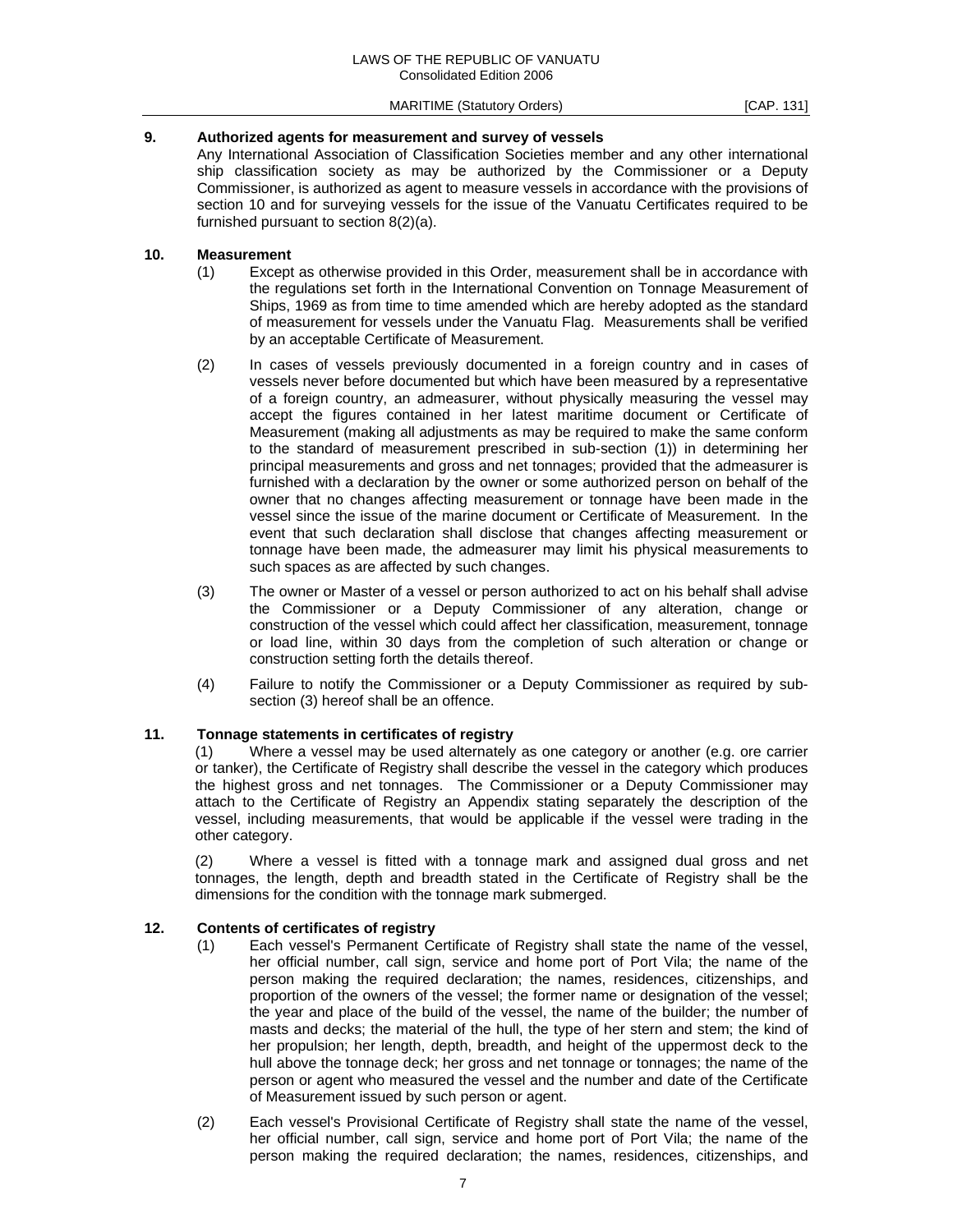**9. Authorized agents for measurement and survey of vessels**

Any International Association of Classification Societies member and any other international ship classification society as may be authorized by the Commissioner or a Deputy Commissioner, is authorized as agent to measure vessels in accordance with the provisions of section 10 and for surveying vessels for the issue of the Vanuatu Certificates required to be furnished pursuant to section 8(2)(a).

**10. Measurement**

(1) Except as otherwise provided in this Order, measurement shall be in accordance with the regulations set forth in the International Convention on Tonnage Measurement of Ships, 1969 as from time to time amended which are hereby adopted as the standard of measurement for vessels under the Vanuatu Flag. Measurements shall be verified by an acceptable Certificate of Measurement.

(2) In cases of vessels previously documented in a foreign country and in cases of vessels never before documented but which have been measured by a representative of a foreign country, an admeasurer, without physically measuring the vessel may accept the figures contained in her latest maritime document or Certificate of Measurement (making all adjustments as may be required to make the same conform to the standard of measurement prescribed in sub-section (1)) in determining her principal measurements and gross and net tonnages; provided that the admeasurer is furnished with a declaration by the owner or some authorized person on behalf of the owner that no changes affecting measurement or tonnage have been made in the vessel since the issue of the marine document or Certificate of Measurement. In the event that such declaration shall disclose that changes affecting measurement or tonnage have been made, the admeasurer may limit his physical measurements to such spaces as are affected by such changes.

(3) The owner or Master of a vessel or person authorized to act on his behalf shall advise the Commissioner or a Deputy Commissioner of any alteration, change or construction of the vessel which could affect her classification, measurement, tonnage or load line, within 30 days from the completion of such alteration or change or construction setting forth the details thereof.

(4) Failure to notify the Commissioner or a Deputy Commissioner as required by sub-section (3) hereof shall be an offence.

**11. Tonnage statements in certificates of registry**

(1) Where a vessel may be used alternately as one category or another (e.g. ore carrier or tanker), the Certificate of Registry shall describe the vessel in the category which produces the highest gross and net tonnages. The Commissioner or a Deputy Commissioner may attach to the Certificate of Registry an Appendix stating separately the description of the vessel, including measurements, that would be applicable if the vessel were trading in the other category.

(2) Where a vessel is fitted with a tonnage mark and assigned dual gross and net tonnages, the length, depth and breadth stated in the Certificate of Registry shall be the dimensions for the condition with the tonnage mark submerged.

**12. Contents of certificates of registry**

(1) Each vessel's Permanent Certificate of Registry shall state the name of the vessel, her official number, call sign, service and home port of Port Vila; the name of the person making the required declaration; the names, residences, citizenships, and proportion of the owners of the vessel; the former name or designation of the vessel; the year and place of the build of the vessel, the name of the builder; the number of masts and decks; the material of the hull, the type of her stern and stem; the kind of her propulsion; her length, depth, breadth, and height of the uppermost deck to the hull above the tonnage deck; her gross and net tonnage or tonnages; the name of the person or agent who measured the vessel and the number and date of the Certificate of Measurement issued by such person or agent.

(2) Each vessel's Provisional Certificate of Registry shall state the name of the vessel, her official number, call sign, service and home port of Port Vila; the name of the person making the required declaration; the names, residences, citizenships, and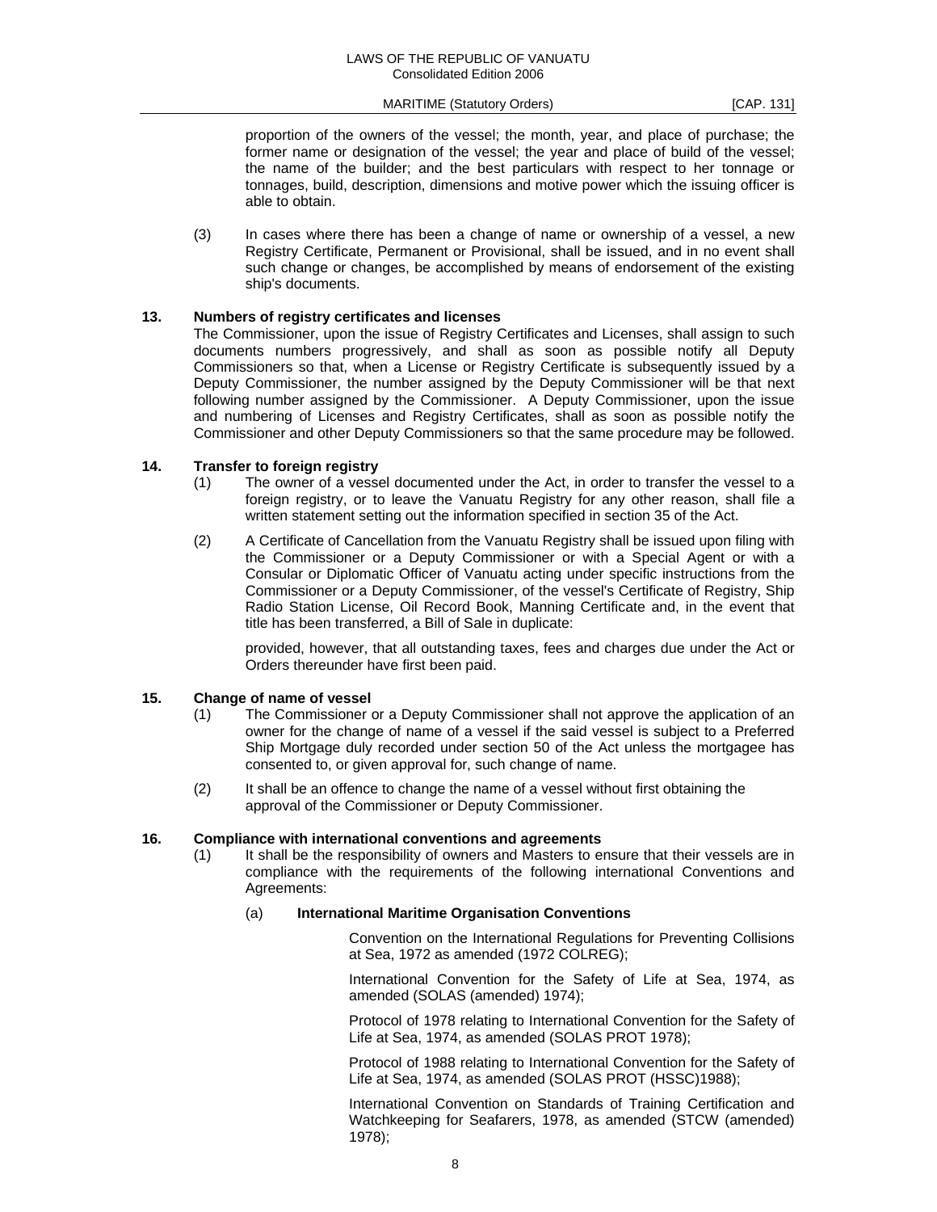proportion of the owners of the vessel; the month, year, and place of purchase; the former name or designation of the vessel; the year and place of build of the vessel; the name of the builder; and the best particulars with respect to her tonnage or tonnages, build, description, dimensions and motive power which the issuing officer is able to obtain.

(3) In cases where there has been a change of name or ownership of a vessel, a new Registry Certificate, Permanent or Provisional, shall be issued, and in no event shall such change or changes, be accomplished by means of endorsement of the existing ship's documents.

**13. Numbers of registry certificates and licenses**

The Commissioner, upon the issue of Registry Certificates and Licenses, shall assign to such documents numbers progressively, and shall as soon as possible notify all Deputy Commissioners so that, when a License or Registry Certificate is subsequently issued by a Deputy Commissioner, the number assigned by the Deputy Commissioner will be that next following number assigned by the Commissioner. A Deputy Commissioner, upon the issue and numbering of Licenses and Registry Certificates, shall as soon as possible notify the Commissioner and other Deputy Commissioners so that the same procedure may be followed.

**14. Transfer to foreign registry**

(1) The owner of a vessel documented under the Act, in order to transfer the vessel to a foreign registry, or to leave the Vanuatu Registry for any other reason, shall file a written statement setting out the information specified in section 35 of the Act.

(2) A Certificate of Cancellation from the Vanuatu Registry shall be issued upon filing with the Commissioner or a Deputy Commissioner or with a Special Agent or with a Consular or Diplomatic Officer of Vanuatu acting under specific instructions from the Commissioner or a Deputy Commissioner, of the vessel's Certificate of Registry, Ship Radio Station License, Oil Record Book, Manning Certificate and, in the event that title has been transferred, a Bill of Sale in duplicate:

provided, however, that all outstanding taxes, fees and charges due under the Act or Orders thereunder have first been paid.

**15. Change of name of vessel**

(1) The Commissioner or a Deputy Commissioner shall not approve the application of an owner for the change of name of a vessel if the said vessel is subject to a Preferred Ship Mortgage duly recorded under section 50 of the Act unless the mortgagee has consented to, or given approval for, such change of name.

(2) It shall be an offence to change the name of a vessel without first obtaining the approval of the Commissioner or Deputy Commissioner.

**16. Compliance with international conventions and agreements**

(1) It shall be the responsibility of owners and Masters to ensure that their vessels are in compliance with the requirements of the following international Conventions and Agreements:

(a) **International Maritime Organisation Conventions**

Convention on the International Regulations for Preventing Collisions at Sea, 1972 as amended (1972 COLREG);

International Convention for the Safety of Life at Sea, 1974, as amended (SOLAS (amended) 1974);

Protocol of 1978 relating to International Convention for the Safety of Life at Sea, 1974, as amended (SOLAS PROT 1978);

Protocol of 1988 relating to International Convention for the Safety of Life at Sea, 1974, as amended (SOLAS PROT (HSSC)1988);

International Convention on Standards of Training Certification and Watchkeeping for Seafarers, 1978, as amended (STCW (amended) 1978);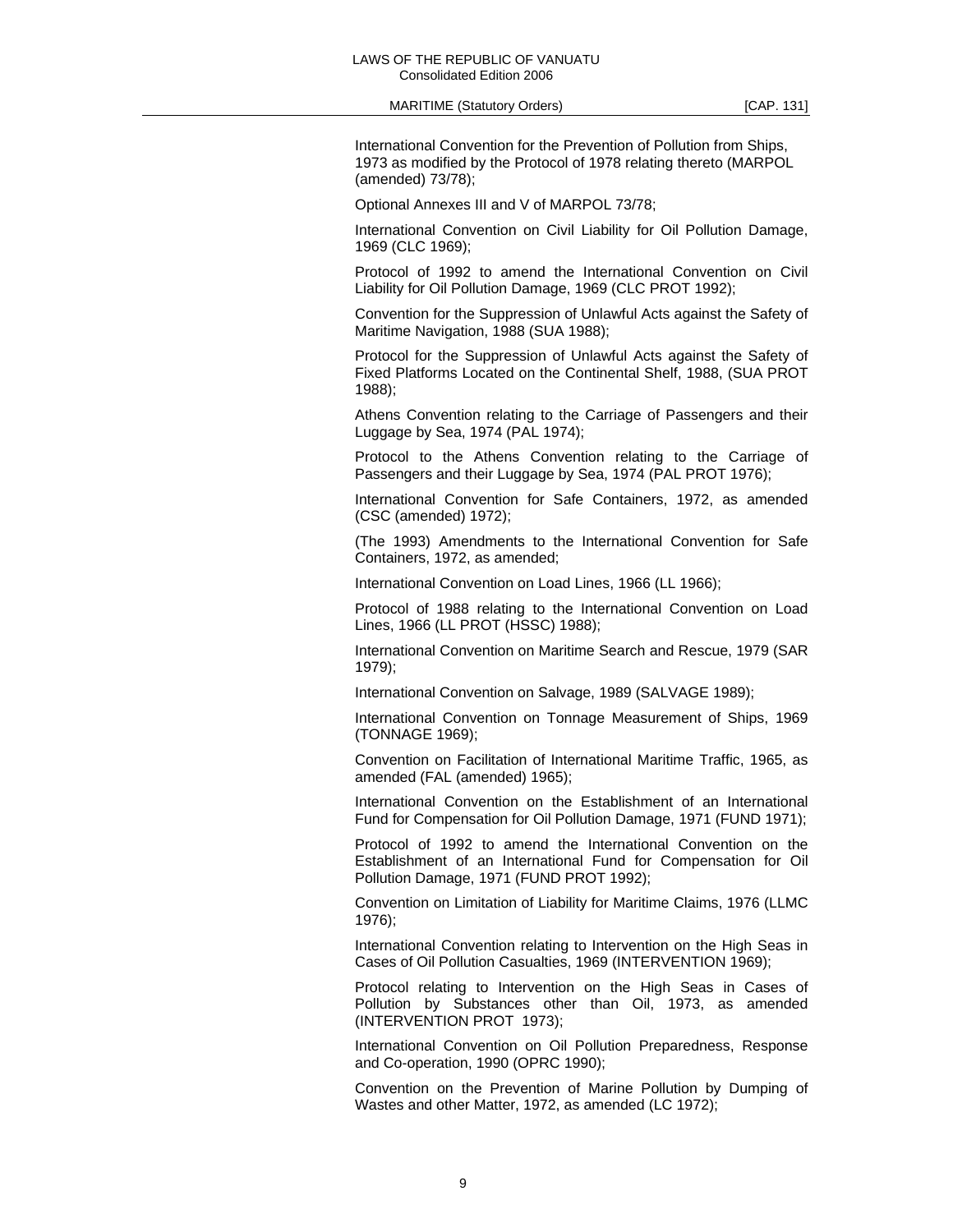International Convention for the Prevention of Pollution from Ships, 1973 as modified by the Protocol of 1978 relating thereto (MARPOL (amended) 73/78);

Optional Annexes III and V of MARPOL 73/78;

International Convention on Civil Liability for Oil Pollution Damage, 1969 (CLC 1969);

Protocol of 1992 to amend the International Convention on Civil Liability for Oil Pollution Damage, 1969 (CLC PROT 1992);

Convention for the Suppression of Unlawful Acts against the Safety of Maritime Navigation, 1988 (SUA 1988);

Protocol for the Suppression of Unlawful Acts against the Safety of Fixed Platforms Located on the Continental Shelf, 1988, (SUA PROT 1988);

Athens Convention relating to the Carriage of Passengers and their Luggage by Sea, 1974 (PAL 1974);

Protocol to the Athens Convention relating to the Carriage of Passengers and their Luggage by Sea, 1974 (PAL PROT 1976);

International Convention for Safe Containers, 1972, as amended (CSC (amended) 1972);

(The 1993) Amendments to the International Convention for Safe Containers, 1972, as amended;

International Convention on Load Lines, 1966 (LL 1966);

Protocol of 1988 relating to the International Convention on Load Lines, 1966 (LL PROT (HSSC) 1988);

International Convention on Maritime Search and Rescue, 1979 (SAR 1979);

International Convention on Salvage, 1989 (SALVAGE 1989);

International Convention on Tonnage Measurement of Ships, 1969 (TONNAGE 1969);

Convention on Facilitation of International Maritime Traffic, 1965, as amended (FAL (amended) 1965);

International Convention on the Establishment of an International Fund for Compensation for Oil Pollution Damage, 1971 (FUND 1971);

Protocol of 1992 to amend the International Convention on the Establishment of an International Fund for Compensation for Oil Pollution Damage, 1971 (FUND PROT 1992);

Convention on Limitation of Liability for Maritime Claims, 1976 (LLMC 1976);

International Convention relating to Intervention on the High Seas in Cases of Oil Pollution Casualties, 1969 (INTERVENTION 1969);

Protocol relating to Intervention on the High Seas in Cases of Pollution by Substances other than Oil, 1973, as amended (INTERVENTION PROT 1973);

International Convention on Oil Pollution Preparedness, Response and Co-operation, 1990 (OPRC 1990);

Convention on the Prevention of Marine Pollution by Dumping of Wastes and other Matter, 1972, as amended (LC 1972);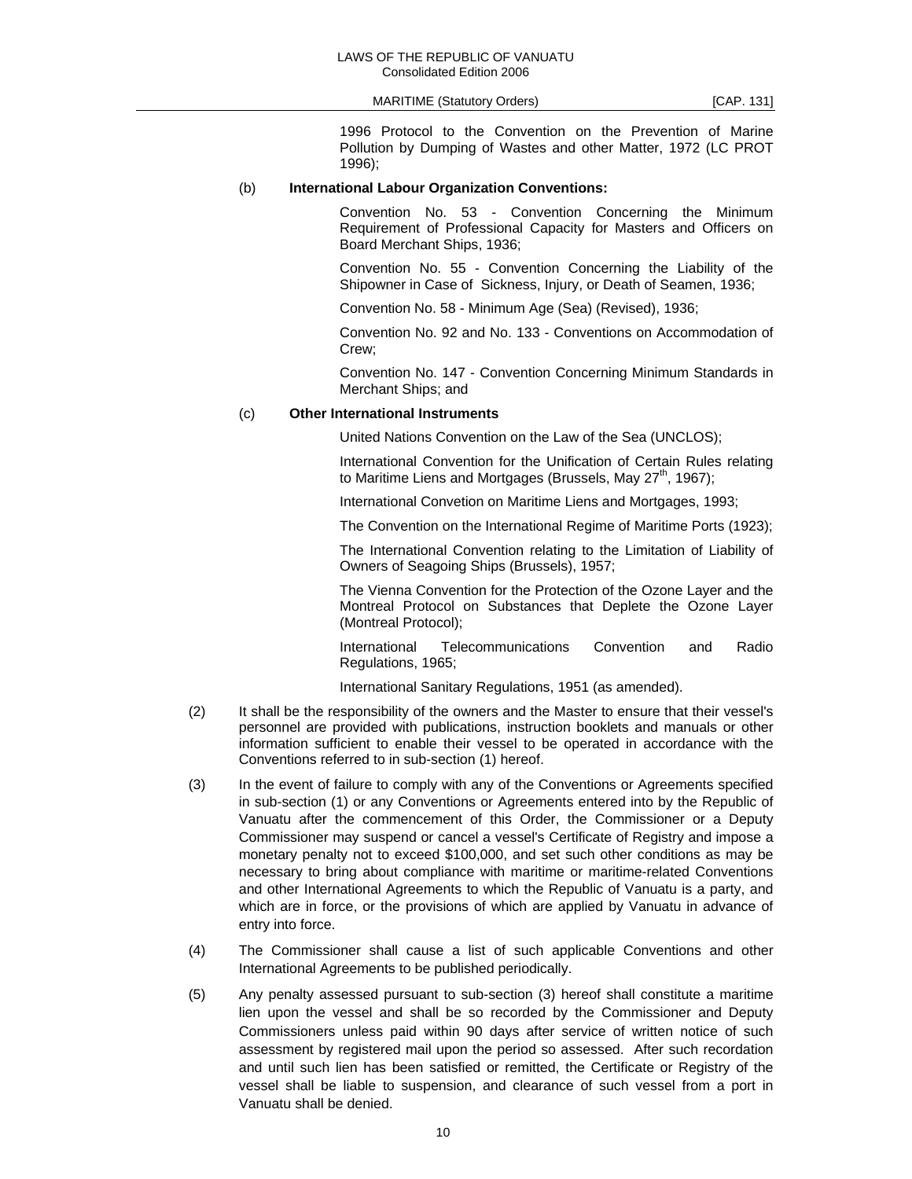1996 Protocol to the Convention on the Prevention of Marine Pollution by Dumping of Wastes and other Matter, 1972 (LC PROT 1996);

(b) **International Labour Organization Conventions:**

Convention No. 53 - Convention Concerning the Minimum Requirement of Professional Capacity for Masters and Officers on Board Merchant Ships, 1936;

Convention No. 55 - Convention Concerning the Liability of the Shipowner in Case of Sickness, Injury, or Death of Seamen, 1936;

Convention No. 58 - Minimum Age (Sea) (Revised), 1936;

Convention No. 92 and No. 133 - Conventions on Accommodation of Crew;

Convention No. 147 - Convention Concerning Minimum Standards in Merchant Ships; and

(c) **Other International Instruments**

United Nations Convention on the Law of the Sea (UNCLOS);

International Convention for the Unification of Certain Rules relating to Maritime Liens and Mortgages (Brussels, May 27th, 1967);

International Convetion on Maritime Liens and Mortgages, 1993;

The Convention on the International Regime of Maritime Ports (1923);

The International Convention relating to the Limitation of Liability of Owners of Seagoing Ships (Brussels), 1957;

The Vienna Convention for the Protection of the Ozone Layer and the Montreal Protocol on Substances that Deplete the Ozone Layer (Montreal Protocol);

International Telecommunications Convention and Radio Regulations, 1965;

International Sanitary Regulations, 1951 (as amended).

(2) It shall be the responsibility of the owners and the Master to ensure that their vessel's personnel are provided with publications, instruction booklets and manuals or other information sufficient to enable their vessel to be operated in accordance with the Conventions referred to in sub-section (1) hereof.

(3) In the event of failure to comply with any of the Conventions or Agreements specified in sub-section (1) or any Conventions or Agreements entered into by the Republic of Vanuatu after the commencement of this Order, the Commissioner or a Deputy Commissioner may suspend or cancel a vessel's Certificate of Registry and impose a monetary penalty not to exceed $100,000, and set such other conditions as may be necessary to bring about compliance with maritime or maritime-related Conventions and other International Agreements to which the Republic of Vanuatu is a party, and which are in force, or the provisions of which are applied by Vanuatu in advance of entry into force.

(4) The Commissioner shall cause a list of such applicable Conventions and other International Agreements to be published periodically.

(5) Any penalty assessed pursuant to sub-section (3) hereof shall constitute a maritime lien upon the vessel and shall be so recorded by the Commissioner and Deputy Commissioners unless paid within 90 days after service of written notice of such assessment by registered mail upon the period so assessed. After such recordation and until such lien has been satisfied or remitted, the Certificate or Registry of the vessel shall be liable to suspension, and clearance of such vessel from a port in Vanuatu shall be denied.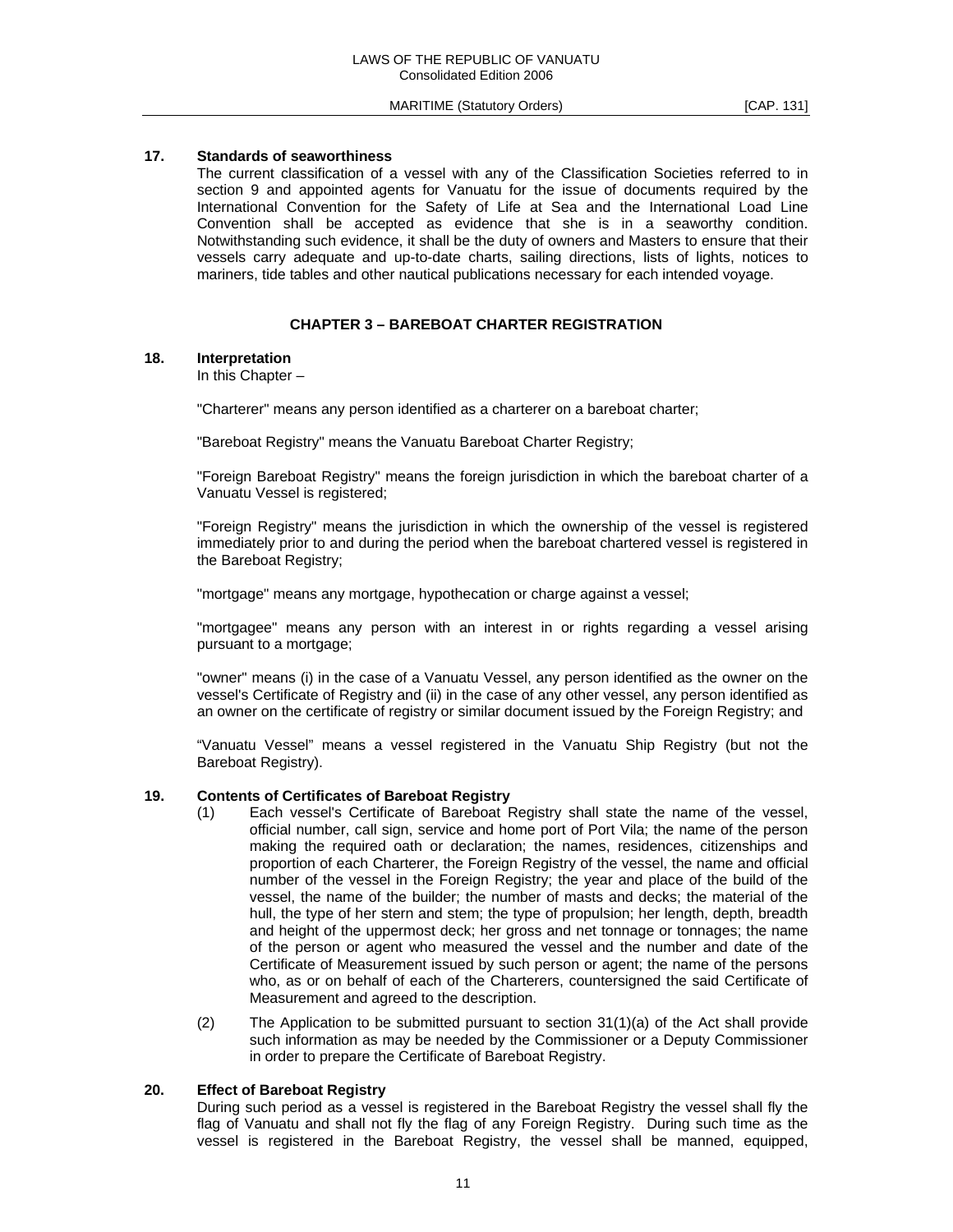**17. Standards of seaworthiness**

The current classification of a vessel with any of the Classification Societies referred to in section 9 and appointed agents for Vanuatu for the issue of documents required by the International Convention for the Safety of Life at Sea and the International Load Line Convention shall be accepted as evidence that she is in a seaworthy condition. Notwithstanding such evidence, it shall be the duty of owners and Masters to ensure that their vessels carry adequate and up-to-date charts, sailing directions, lists of lights, notices to mariners, tide tables and other nautical publications necessary for each intended voyage.

## CHAPTER 3 – BAREBOAT CHARTER REGISTRATION

**18. Interpretation**

In this Chapter –

"Charterer" means any person identified as a charterer on a bareboat charter;

"Bareboat Registry" means the Vanuatu Bareboat Charter Registry;

"Foreign Bareboat Registry" means the foreign jurisdiction in which the bareboat charter of a Vanuatu Vessel is registered;

"Foreign Registry" means the jurisdiction in which the ownership of the vessel is registered immediately prior to and during the period when the bareboat chartered vessel is registered in the Bareboat Registry;

"mortgage" means any mortgage, hypothecation or charge against a vessel;

"mortgagee" means any person with an interest in or rights regarding a vessel arising pursuant to a mortgage;

"owner" means (i) in the case of a Vanuatu Vessel, any person identified as the owner on the vessel's Certificate of Registry and (ii) in the case of any other vessel, any person identified as an owner on the certificate of registry or similar document issued by the Foreign Registry; and

"Vanuatu Vessel" means a vessel registered in the Vanuatu Ship Registry (but not the Bareboat Registry).

**19. Contents of Certificates of Bareboat Registry**

(1) Each vessel's Certificate of Bareboat Registry shall state the name of the vessel, official number, call sign, service and home port of Port Vila; the name of the person making the required oath or declaration; the names, residences, citizenships and proportion of each Charterer, the Foreign Registry of the vessel, the name and official number of the vessel in the Foreign Registry; the year and place of the build of the vessel, the name of the builder; the number of masts and decks; the material of the hull, the type of her stern and stem; the type of propulsion; her length, depth, breadth and height of the uppermost deck; her gross and net tonnage or tonnages; the name of the person or agent who measured the vessel and the number and date of the Certificate of Measurement issued by such person or agent; the name of the persons who, as or on behalf of each of the Charterers, countersigned the said Certificate of Measurement and agreed to the description.

(2) The Application to be submitted pursuant to section 31(1)(a) of the Act shall provide such information as may be needed by the Commissioner or a Deputy Commissioner in order to prepare the Certificate of Bareboat Registry.

**20. Effect of Bareboat Registry**

During such period as a vessel is registered in the Bareboat Registry the vessel shall fly the flag of Vanuatu and shall not fly the flag of any Foreign Registry. During such time as the vessel is registered in the Bareboat Registry, the vessel shall be manned, equipped,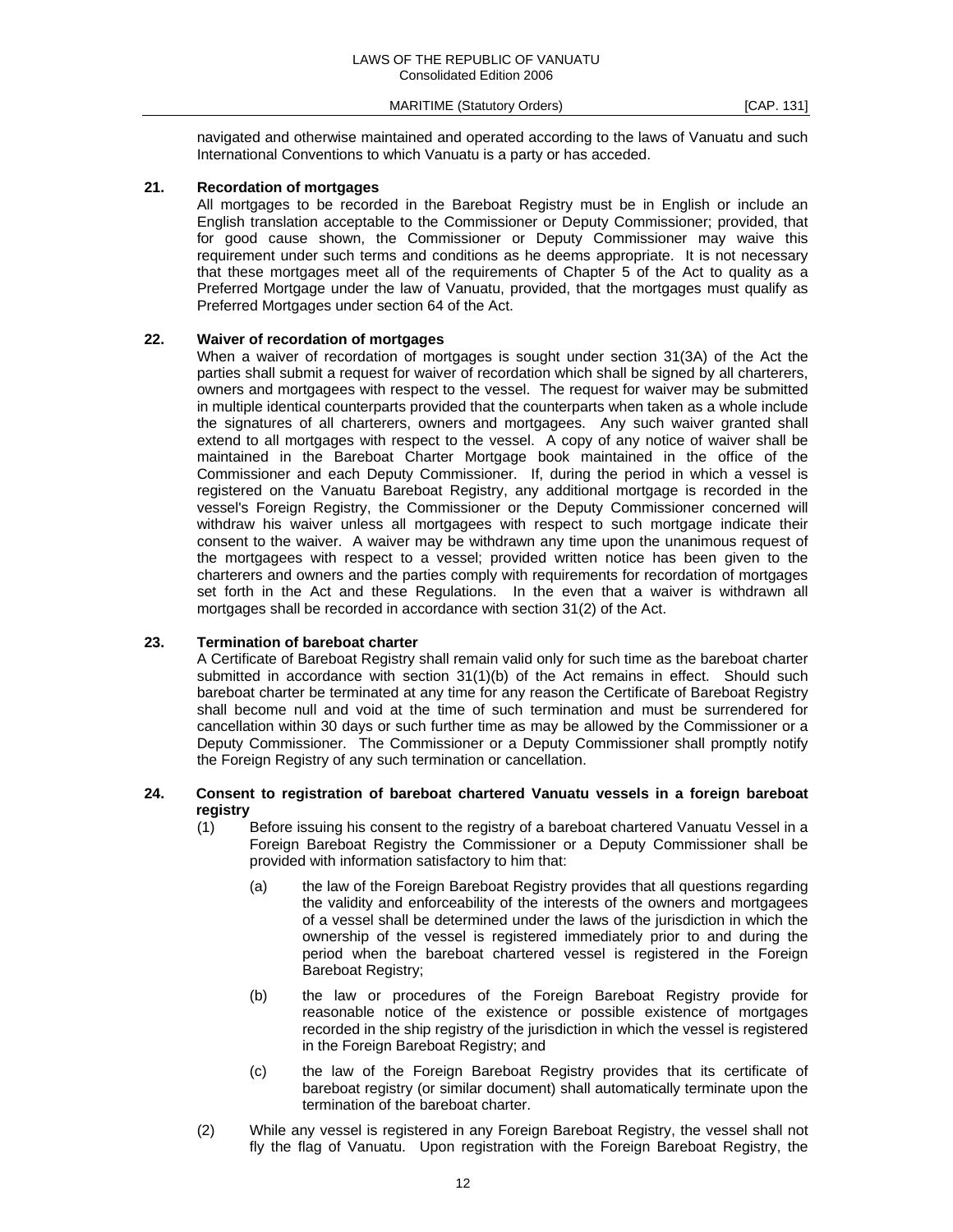navigated and otherwise maintained and operated according to the laws of Vanuatu and such International Conventions to which Vanuatu is a party or has acceded.

**21. Recordation of mortgages**

All mortgages to be recorded in the Bareboat Registry must be in English or include an English translation acceptable to the Commissioner or Deputy Commissioner; provided, that for good cause shown, the Commissioner or Deputy Commissioner may waive this requirement under such terms and conditions as he deems appropriate. It is not necessary that these mortgages meet all of the requirements of Chapter 5 of the Act to quality as a Preferred Mortgage under the law of Vanuatu, provided, that the mortgages must qualify as Preferred Mortgages under section 64 of the Act.

**22. Waiver of recordation of mortgages**

When a waiver of recordation of mortgages is sought under section 31(3A) of the Act the parties shall submit a request for waiver of recordation which shall be signed by all charterers, owners and mortgagees with respect to the vessel. The request for waiver may be submitted in multiple identical counterparts provided that the counterparts when taken as a whole include the signatures of all charterers, owners and mortgagees. Any such waiver granted shall extend to all mortgages with respect to the vessel. A copy of any notice of waiver shall be maintained in the Bareboat Charter Mortgage book maintained in the office of the Commissioner and each Deputy Commissioner. If, during the period in which a vessel is registered on the Vanuatu Bareboat Registry, any additional mortgage is recorded in the vessel's Foreign Registry, the Commissioner or the Deputy Commissioner concerned will withdraw his waiver unless all mortgagees with respect to such mortgage indicate their consent to the waiver. A waiver may be withdrawn any time upon the unanimous request of the mortgagees with respect to a vessel; provided written notice has been given to the charterers and owners and the parties comply with requirements for recordation of mortgages set forth in the Act and these Regulations. In the even that a waiver is withdrawn all mortgages shall be recorded in accordance with section 31(2) of the Act.

**23. Termination of bareboat charter**

A Certificate of Bareboat Registry shall remain valid only for such time as the bareboat charter submitted in accordance with section 31(1)(b) of the Act remains in effect. Should such bareboat charter be terminated at any time for any reason the Certificate of Bareboat Registry shall become null and void at the time of such termination and must be surrendered for cancellation within 30 days or such further time as may be allowed by the Commissioner or a Deputy Commissioner. The Commissioner or a Deputy Commissioner shall promptly notify the Foreign Registry of any such termination or cancellation.

**24. Consent to registration of bareboat chartered Vanuatu vessels in a foreign bareboat registry**

(1) Before issuing his consent to the registry of a bareboat chartered Vanuatu Vessel in a Foreign Bareboat Registry the Commissioner or a Deputy Commissioner shall be provided with information satisfactory to him that:

(a) the law of the Foreign Bareboat Registry provides that all questions regarding the validity and enforceability of the interests of the owners and mortgagees of a vessel shall be determined under the laws of the jurisdiction in which the ownership of the vessel is registered immediately prior to and during the period when the bareboat chartered vessel is registered in the Foreign Bareboat Registry;

(b) the law or procedures of the Foreign Bareboat Registry provide for reasonable notice of the existence or possible existence of mortgages recorded in the ship registry of the jurisdiction in which the vessel is registered in the Foreign Bareboat Registry; and

(c) the law of the Foreign Bareboat Registry provides that its certificate of bareboat registry (or similar document) shall automatically terminate upon the termination of the bareboat charter.

(2) While any vessel is registered in any Foreign Bareboat Registry, the vessel shall not fly the flag of Vanuatu. Upon registration with the Foreign Bareboat Registry, the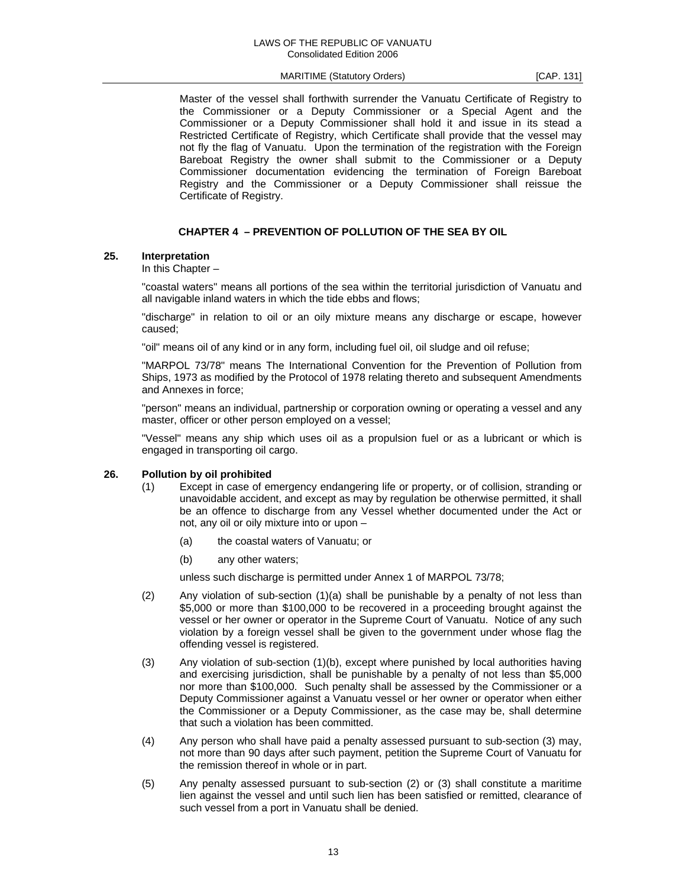Master of the vessel shall forthwith surrender the Vanuatu Certificate of Registry to the Commissioner or a Deputy Commissioner or a Special Agent and the Commissioner or a Deputy Commissioner shall hold it and issue in its stead a Restricted Certificate of Registry, which Certificate shall provide that the vessel may not fly the flag of Vanuatu. Upon the termination of the registration with the Foreign Bareboat Registry the owner shall submit to the Commissioner or a Deputy Commissioner documentation evidencing the termination of Foreign Bareboat Registry and the Commissioner or a Deputy Commissioner shall reissue the Certificate of Registry.

## CHAPTER 4 – PREVENTION OF POLLUTION OF THE SEA BY OIL

### 25. Interpretation

In this Chapter –

"coastal waters" means all portions of the sea within the territorial jurisdiction of Vanuatu and all navigable inland waters in which the tide ebbs and flows;

"discharge" in relation to oil or an oily mixture means any discharge or escape, however caused;

"oil" means oil of any kind or in any form, including fuel oil, oil sludge and oil refuse;

"MARPOL 73/78" means The International Convention for the Prevention of Pollution from Ships, 1973 as modified by the Protocol of 1978 relating thereto and subsequent Amendments and Annexes in force;

"person" means an individual, partnership or corporation owning or operating a vessel and any master, officer or other person employed on a vessel;

"Vessel" means any ship which uses oil as a propulsion fuel or as a lubricant or which is engaged in transporting oil cargo.

### 26. Pollution by oil prohibited

(1) Except in case of emergency endangering life or property, or of collision, stranding or unavoidable accident, and except as may by regulation be otherwise permitted, it shall be an offence to discharge from any Vessel whether documented under the Act or not, any oil or oily mixture into or upon –

(a) the coastal waters of Vanuatu; or

(b) any other waters;

unless such discharge is permitted under Annex 1 of MARPOL 73/78;

(2) Any violation of sub-section (1)(a) shall be punishable by a penalty of not less than $5,000 or more than $100,000 to be recovered in a proceeding brought against the vessel or her owner or operator in the Supreme Court of Vanuatu. Notice of any such violation by a foreign vessel shall be given to the government under whose flag the offending vessel is registered.

(3) Any violation of sub-section (1)(b), except where punished by local authorities having and exercising jurisdiction, shall be punishable by a penalty of not less than $5,000 nor more than $100,000. Such penalty shall be assessed by the Commissioner or a Deputy Commissioner against a Vanuatu vessel or her owner or operator when either the Commissioner or a Deputy Commissioner, as the case may be, shall determine that such a violation has been committed.

(4) Any person who shall have paid a penalty assessed pursuant to sub-section (3) may, not more than 90 days after such payment, petition the Supreme Court of Vanuatu for the remission thereof in whole or in part.

(5) Any penalty assessed pursuant to sub-section (2) or (3) shall constitute a maritime lien against the vessel and until such lien has been satisfied or remitted, clearance of such vessel from a port in Vanuatu shall be denied.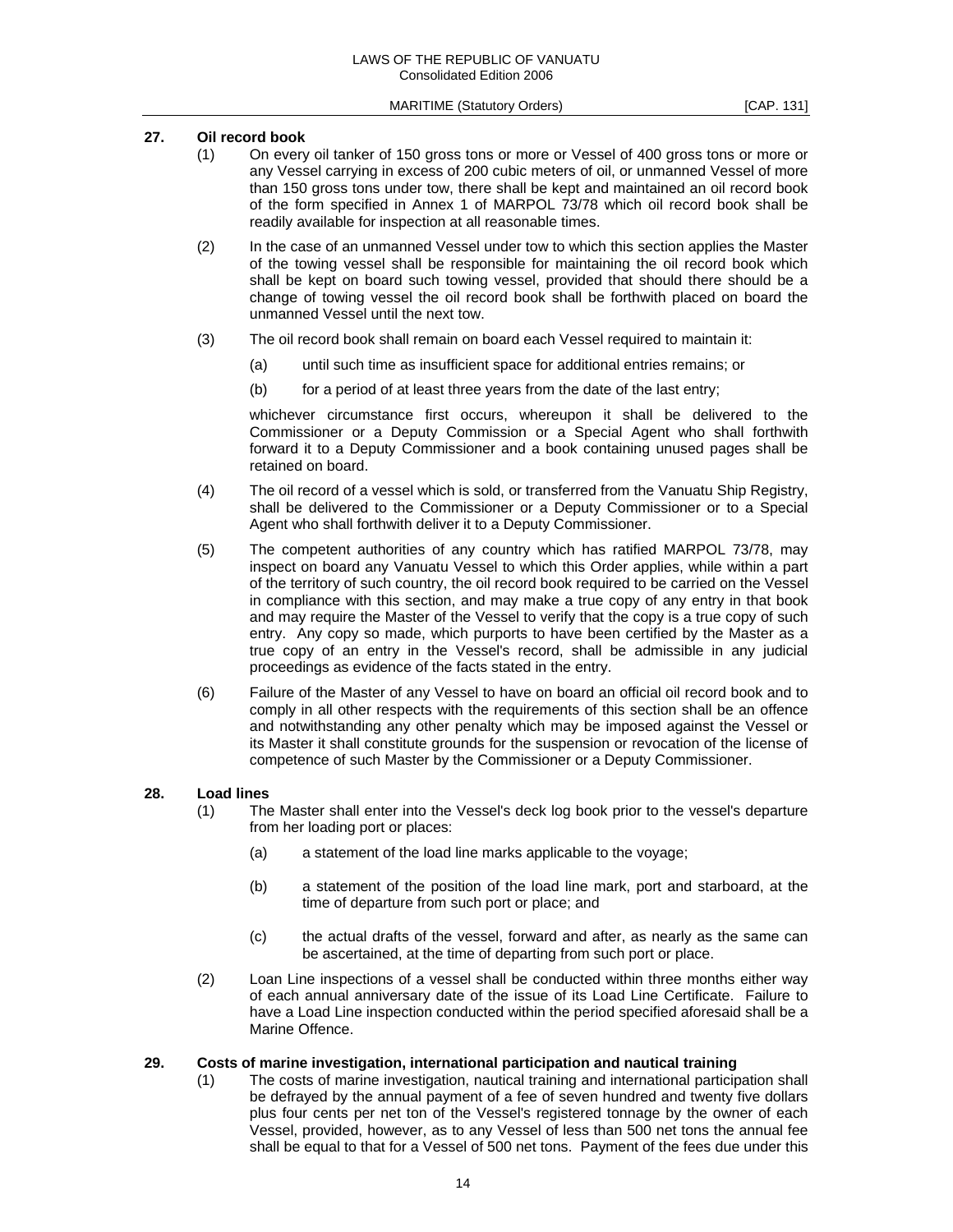## 27. Oil record book

(1) On every oil tanker of 150 gross tons or more or Vessel of 400 gross tons or more or any Vessel carrying in excess of 200 cubic meters of oil, or unmanned Vessel of more than 150 gross tons under tow, there shall be kept and maintained an oil record book of the form specified in Annex 1 of MARPOL 73/78 which oil record book shall be readily available for inspection at all reasonable times.

(2) In the case of an unmanned Vessel under tow to which this section applies the Master of the towing vessel shall be responsible for maintaining the oil record book which shall be kept on board such towing vessel, provided that should there should be a change of towing vessel the oil record book shall be forthwith placed on board the unmanned Vessel until the next tow.

(3) The oil record book shall remain on board each Vessel required to maintain it:

- (a) until such time as insufficient space for additional entries remains; or
- (b) for a period of at least three years from the date of the last entry;

whichever circumstance first occurs, whereupon it shall be delivered to the Commissioner or a Deputy Commission or a Special Agent who shall forthwith forward it to a Deputy Commissioner and a book containing unused pages shall be retained on board.

(4) The oil record of a vessel which is sold, or transferred from the Vanuatu Ship Registry, shall be delivered to the Commissioner or a Deputy Commissioner or to a Special Agent who shall forthwith deliver it to a Deputy Commissioner.

(5) The competent authorities of any country which has ratified MARPOL 73/78, may inspect on board any Vanuatu Vessel to which this Order applies, while within a part of the territory of such country, the oil record book required to be carried on the Vessel in compliance with this section, and may make a true copy of any entry in that book and may require the Master of the Vessel to verify that the copy is a true copy of such entry. Any copy so made, which purports to have been certified by the Master as a true copy of an entry in the Vessel's record, shall be admissible in any judicial proceedings as evidence of the facts stated in the entry.

(6) Failure of the Master of any Vessel to have on board an official oil record book and to comply in all other respects with the requirements of this section shall be an offence and notwithstanding any other penalty which may be imposed against the Vessel or its Master it shall constitute grounds for the suspension or revocation of the license of competence of such Master by the Commissioner or a Deputy Commissioner.

## 28. Load lines

(1) The Master shall enter into the Vessel's deck log book prior to the vessel's departure from her loading port or places:

- (a) a statement of the load line marks applicable to the voyage;
- (b) a statement of the position of the load line mark, port and starboard, at the time of departure from such port or place; and
- (c) the actual drafts of the vessel, forward and after, as nearly as the same can be ascertained, at the time of departing from such port or place.

(2) Loan Line inspections of a vessel shall be conducted within three months either way of each annual anniversary date of the issue of its Load Line Certificate. Failure to have a Load Line inspection conducted within the period specified aforesaid shall be a Marine Offence.

## 29. Costs of marine investigation, international participation and nautical training

(1) The costs of marine investigation, nautical training and international participation shall be defrayed by the annual payment of a fee of seven hundred and twenty five dollars plus four cents per net ton of the Vessel's registered tonnage by the owner of each Vessel, provided, however, as to any Vessel of less than 500 net tons the annual fee shall be equal to that for a Vessel of 500 net tons. Payment of the fees due under this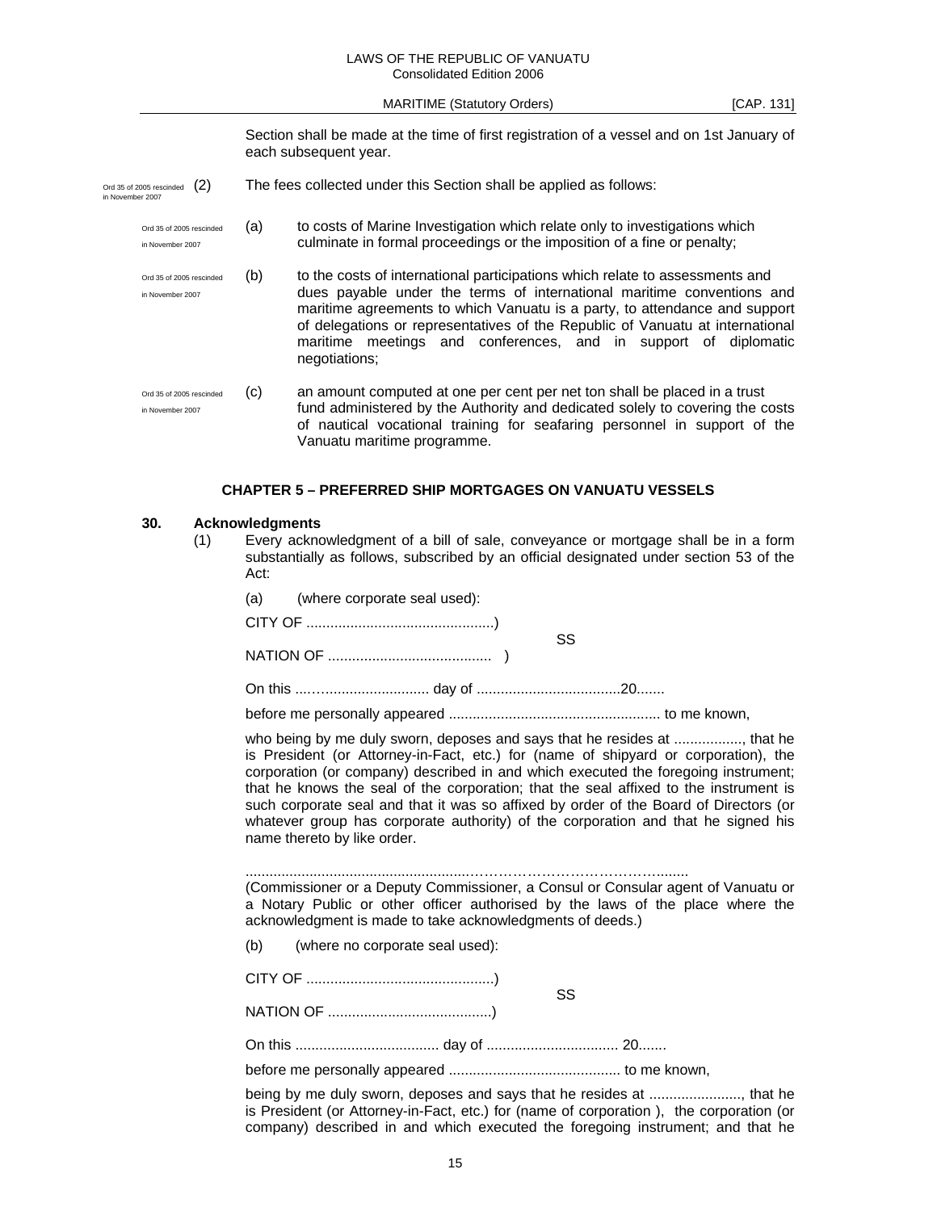Section shall be made at the time of first registration of a vessel and on 1st January of each subsequent year.

Ord 35 of 2005 rescinded in November 2007

(2) The fees collected under this Section shall be applied as follows:

Ord 35 of 2005 rescinded in November 2007

(a) to costs of Marine Investigation which relate only to investigations which culminate in formal proceedings or the imposition of a fine or penalty;

Ord 35 of 2005 rescinded in November 2007

(b) to the costs of international participations which relate to assessments and dues payable under the terms of international maritime conventions and maritime agreements to which Vanuatu is a party, to attendance and support of delegations or representatives of the Republic of Vanuatu at international maritime meetings and conferences, and in support of diplomatic negotiations;

Ord 35 of 2005 rescinded in November 2007

(c) an amount computed at one per cent per net ton shall be placed in a trust fund administered by the Authority and dedicated solely to covering the costs of nautical vocational training for seafaring personnel in support of the Vanuatu maritime programme.

## CHAPTER 5 – PREFERRED SHIP MORTGAGES ON VANUATU VESSELS

### 30. Acknowledgments

(1) Every acknowledgment of a bill of sale, conveyance or mortgage shall be in a form substantially as follows, subscribed by an official designated under section 53 of the Act:

(a) (where corporate seal used):

CITY OF ...............................................)
SS
NATION OF .........................................)

On this ...…......................... day of ....................................20.......

before me personally appeared ..................................................... to me known,

who being by me duly sworn, deposes and says that he resides at ................., that he is President (or Attorney-in-Fact, etc.) for (name of shipyard or corporation), the corporation (or company) described in and which executed the foregoing instrument; that he knows the seal of the corporation; that the seal affixed to the instrument is such corporate seal and that it was so affixed by order of the Board of Directors (or whatever group has corporate authority) of the corporation and that he signed his name thereto by like order.

........................................................……………………………………........

(Commissioner or a Deputy Commissioner, a Consul or Consular agent of Vanuatu or a Notary Public or other officer authorised by the laws of the place where the acknowledgment is made to take acknowledgments of deeds.)

(b) (where no corporate seal used):

CITY OF ...............................................)
SS
NATION OF .........................................)

On this .................................... day of ................................. 20.......

before me personally appeared ........................................... to me known,

being by me duly sworn, deposes and says that he resides at ......................., that he is President (or Attorney-in-Fact, etc.) for (name of corporation ), the corporation (or company) described in and which executed the foregoing instrument; and that he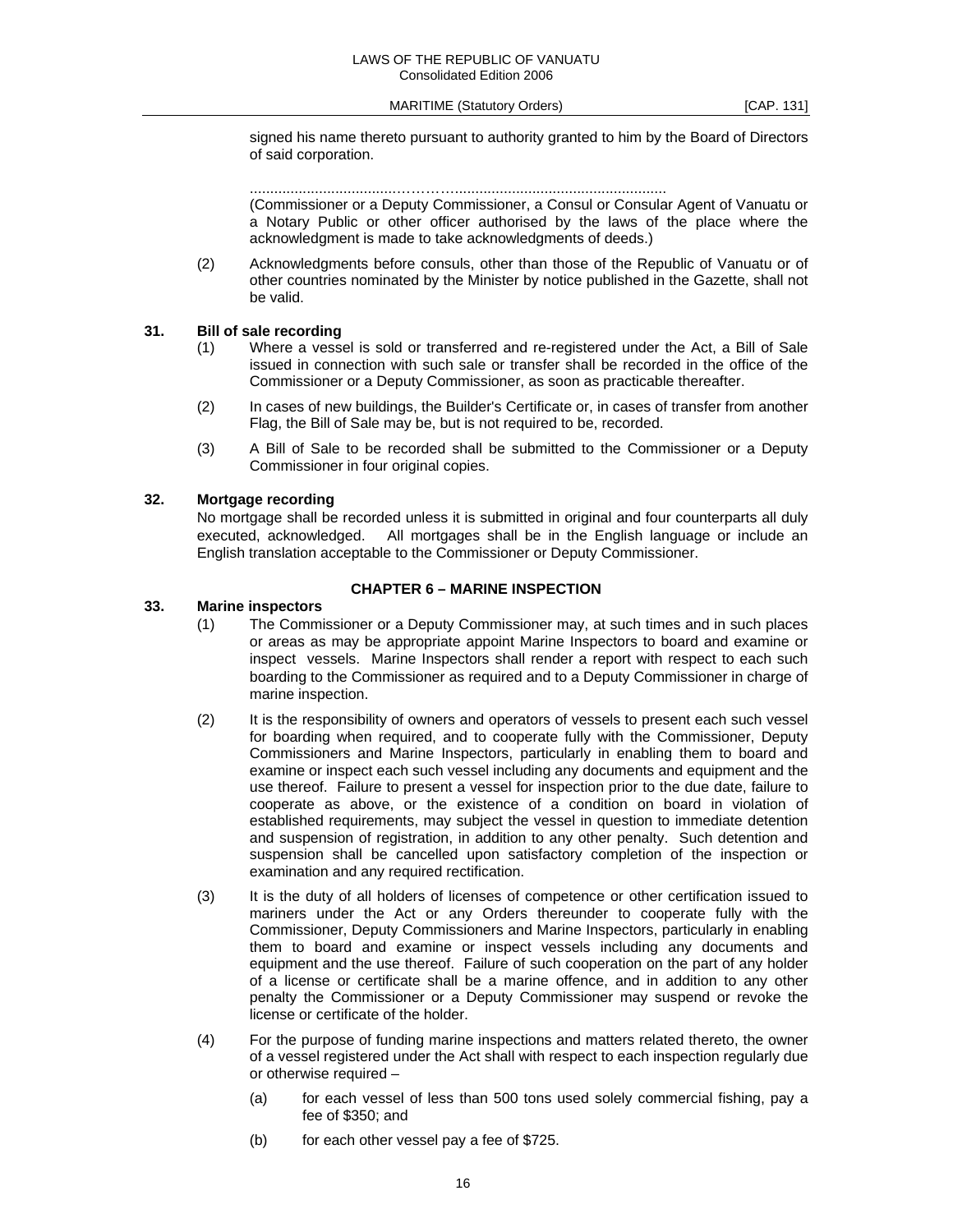signed his name thereto pursuant to authority granted to him by the Board of Directors of said corporation.

...................................………….....................................................

(Commissioner or a Deputy Commissioner, a Consul or Consular Agent of Vanuatu or a Notary Public or other officer authorised by the laws of the place where the acknowledgment is made to take acknowledgments of deeds.)

(2) Acknowledgments before consuls, other than those of the Republic of Vanuatu or of other countries nominated by the Minister by notice published in the Gazette, shall not be valid.

**31. Bill of sale recording**

(1) Where a vessel is sold or transferred and re-registered under the Act, a Bill of Sale issued in connection with such sale or transfer shall be recorded in the office of the Commissioner or a Deputy Commissioner, as soon as practicable thereafter.

(2) In cases of new buildings, the Builder's Certificate or, in cases of transfer from another Flag, the Bill of Sale may be, but is not required to be, recorded.

(3) A Bill of Sale to be recorded shall be submitted to the Commissioner or a Deputy Commissioner in four original copies.

**32. Mortgage recording**

No mortgage shall be recorded unless it is submitted in original and four counterparts all duly executed, acknowledged. All mortgages shall be in the English language or include an English translation acceptable to the Commissioner or Deputy Commissioner.

## CHAPTER 6 – MARINE INSPECTION

**33. Marine inspectors**

(1) The Commissioner or a Deputy Commissioner may, at such times and in such places or areas as may be appropriate appoint Marine Inspectors to board and examine or inspect vessels. Marine Inspectors shall render a report with respect to each such boarding to the Commissioner as required and to a Deputy Commissioner in charge of marine inspection.

(2) It is the responsibility of owners and operators of vessels to present each such vessel for boarding when required, and to cooperate fully with the Commissioner, Deputy Commissioners and Marine Inspectors, particularly in enabling them to board and examine or inspect each such vessel including any documents and equipment and the use thereof. Failure to present a vessel for inspection prior to the due date, failure to cooperate as above, or the existence of a condition on board in violation of established requirements, may subject the vessel in question to immediate detention and suspension of registration, in addition to any other penalty. Such detention and suspension shall be cancelled upon satisfactory completion of the inspection or examination and any required rectification.

(3) It is the duty of all holders of licenses of competence or other certification issued to mariners under the Act or any Orders thereunder to cooperate fully with the Commissioner, Deputy Commissioners and Marine Inspectors, particularly in enabling them to board and examine or inspect vessels including any documents and equipment and the use thereof. Failure of such cooperation on the part of any holder of a license or certificate shall be a marine offence, and in addition to any other penalty the Commissioner or a Deputy Commissioner may suspend or revoke the license or certificate of the holder.

(4) For the purpose of funding marine inspections and matters related thereto, the owner of a vessel registered under the Act shall with respect to each inspection regularly due or otherwise required –

(a) for each vessel of less than 500 tons used solely commercial fishing, pay a fee of $350; and

(b) for each other vessel pay a fee of $725.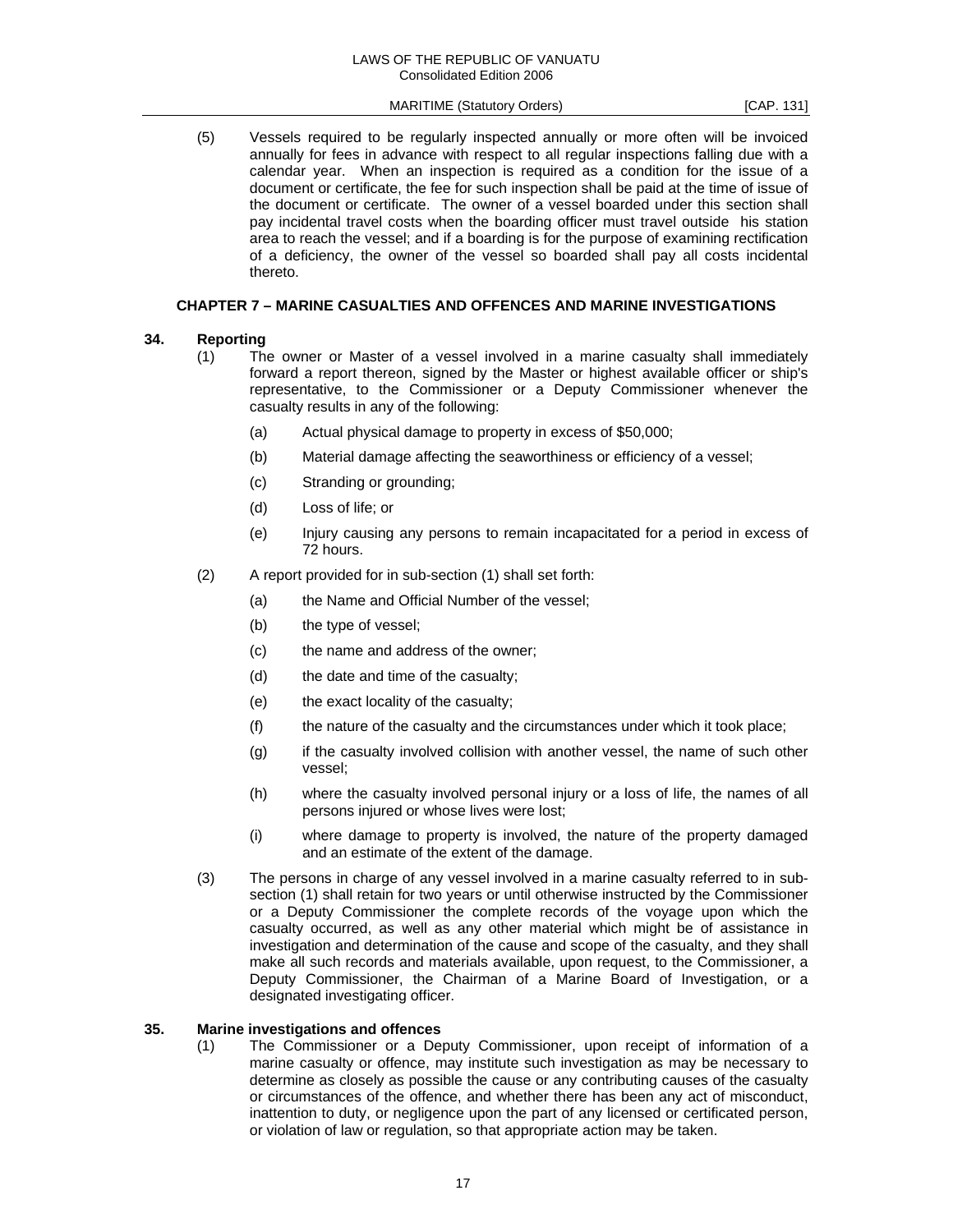(5) Vessels required to be regularly inspected annually or more often will be invoiced annually for fees in advance with respect to all regular inspections falling due with a calendar year. When an inspection is required as a condition for the issue of a document or certificate, the fee for such inspection shall be paid at the time of issue of the document or certificate. The owner of a vessel boarded under this section shall pay incidental travel costs when the boarding officer must travel outside his station area to reach the vessel; and if a boarding is for the purpose of examining rectification of a deficiency, the owner of the vessel so boarded shall pay all costs incidental thereto.

## CHAPTER 7 – MARINE CASUALTIES AND OFFENCES AND MARINE INVESTIGATIONS

### 34. Reporting

(1) The owner or Master of a vessel involved in a marine casualty shall immediately forward a report thereon, signed by the Master or highest available officer or ship's representative, to the Commissioner or a Deputy Commissioner whenever the casualty results in any of the following:

(a) Actual physical damage to property in excess of $50,000;

(b) Material damage affecting the seaworthiness or efficiency of a vessel;

(c) Stranding or grounding;

(d) Loss of life; or

(e) Injury causing any persons to remain incapacitated for a period in excess of 72 hours.

(2) A report provided for in sub-section (1) shall set forth:

(a) the Name and Official Number of the vessel;

(b) the type of vessel;

(c) the name and address of the owner;

(d) the date and time of the casualty;

(e) the exact locality of the casualty;

(f) the nature of the casualty and the circumstances under which it took place;

(g) if the casualty involved collision with another vessel, the name of such other vessel;

(h) where the casualty involved personal injury or a loss of life, the names of all persons injured or whose lives were lost;

(i) where damage to property is involved, the nature of the property damaged and an estimate of the extent of the damage.

(3) The persons in charge of any vessel involved in a marine casualty referred to in sub-section (1) shall retain for two years or until otherwise instructed by the Commissioner or a Deputy Commissioner the complete records of the voyage upon which the casualty occurred, as well as any other material which might be of assistance in investigation and determination of the cause and scope of the casualty, and they shall make all such records and materials available, upon request, to the Commissioner, a Deputy Commissioner, the Chairman of a Marine Board of Investigation, or a designated investigating officer.

### 35. Marine investigations and offences

(1) The Commissioner or a Deputy Commissioner, upon receipt of information of a marine casualty or offence, may institute such investigation as may be necessary to determine as closely as possible the cause or any contributing causes of the casualty or circumstances of the offence, and whether there has been any act of misconduct, inattention to duty, or negligence upon the part of any licensed or certificated person, or violation of law or regulation, so that appropriate action may be taken.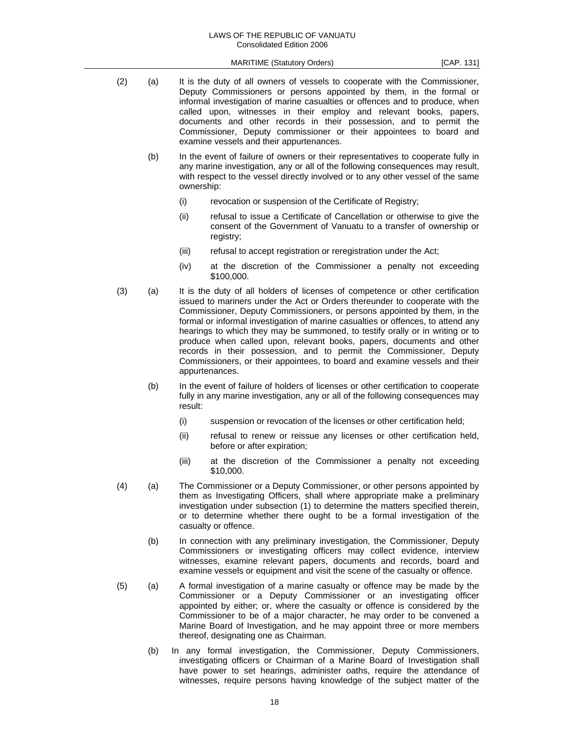(2) (a) It is the duty of all owners of vessels to cooperate with the Commissioner, Deputy Commissioners or persons appointed by them, in the formal or informal investigation of marine casualties or offences and to produce, when called upon, witnesses in their employ and relevant books, papers, documents and other records in their possession, and to permit the Commissioner, Deputy commissioner or their appointees to board and examine vessels and their appurtenances.

(b) In the event of failure of owners or their representatives to cooperate fully in any marine investigation, any or all of the following consequences may result, with respect to the vessel directly involved or to any other vessel of the same ownership:

(i) revocation or suspension of the Certificate of Registry;

(ii) refusal to issue a Certificate of Cancellation or otherwise to give the consent of the Government of Vanuatu to a transfer of ownership or registry;

(iii) refusal to accept registration or reregistration under the Act;

(iv) at the discretion of the Commissioner a penalty not exceeding $100,000.

(3) (a) It is the duty of all holders of licenses of competence or other certification issued to mariners under the Act or Orders thereunder to cooperate with the Commissioner, Deputy Commissioners, or persons appointed by them, in the formal or informal investigation of marine casualties or offences, to attend any hearings to which they may be summoned, to testify orally or in writing or to produce when called upon, relevant books, papers, documents and other records in their possession, and to permit the Commissioner, Deputy Commissioners, or their appointees, to board and examine vessels and their appurtenances.

(b) In the event of failure of holders of licenses or other certification to cooperate fully in any marine investigation, any or all of the following consequences may result:

(i) suspension or revocation of the licenses or other certification held;

(ii) refusal to renew or reissue any licenses or other certification held, before or after expiration;

(iii) at the discretion of the Commissioner a penalty not exceeding $10,000.

(4) (a) The Commissioner or a Deputy Commissioner, or other persons appointed by them as Investigating Officers, shall where appropriate make a preliminary investigation under subsection (1) to determine the matters specified therein, or to determine whether there ought to be a formal investigation of the casualty or offence.

(b) In connection with any preliminary investigation, the Commissioner, Deputy Commissioners or investigating officers may collect evidence, interview witnesses, examine relevant papers, documents and records, board and examine vessels or equipment and visit the scene of the casualty or offence.

(5) (a) A formal investigation of a marine casualty or offence may be made by the Commissioner or a Deputy Commissioner or an investigating officer appointed by either; or, where the casualty or offence is considered by the Commissioner to be of a major character, he may order to be convened a Marine Board of Investigation, and he may appoint three or more members thereof, designating one as Chairman.

(b) In any formal investigation, the Commissioner, Deputy Commissioners, investigating officers or Chairman of a Marine Board of Investigation shall have power to set hearings, administer oaths, require the attendance of witnesses, require persons having knowledge of the subject matter of the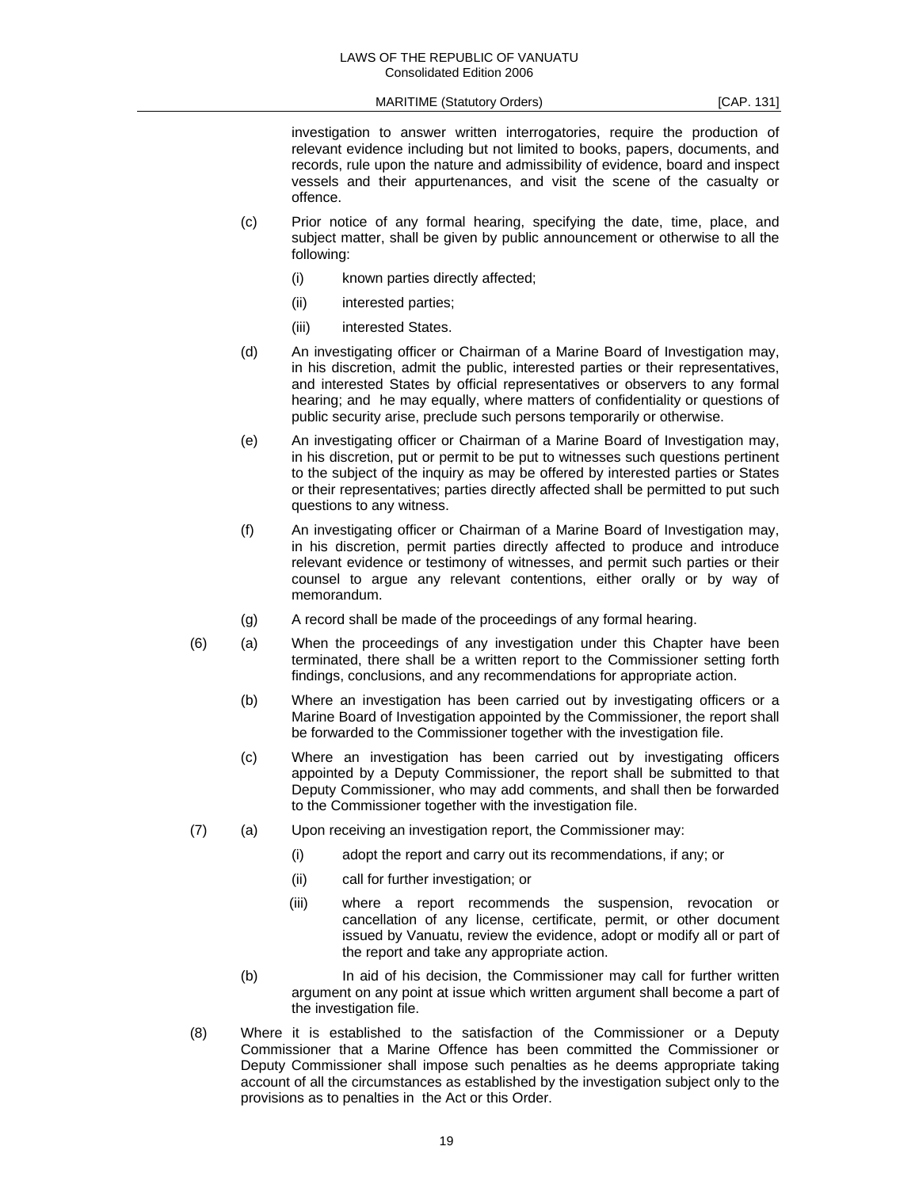investigation to answer written interrogatories, require the production of relevant evidence including but not limited to books, papers, documents, and records, rule upon the nature and admissibility of evidence, board and inspect vessels and their appurtenances, and visit the scene of the casualty or offence.

(c) Prior notice of any formal hearing, specifying the date, time, place, and subject matter, shall be given by public announcement or otherwise to all the following:

(i) known parties directly affected;

(ii) interested parties;

(iii) interested States.

(d) An investigating officer or Chairman of a Marine Board of Investigation may, in his discretion, admit the public, interested parties or their representatives, and interested States by official representatives or observers to any formal hearing; and he may equally, where matters of confidentiality or questions of public security arise, preclude such persons temporarily or otherwise.

(e) An investigating officer or Chairman of a Marine Board of Investigation may, in his discretion, put or permit to be put to witnesses such questions pertinent to the subject of the inquiry as may be offered by interested parties or States or their representatives; parties directly affected shall be permitted to put such questions to any witness.

(f) An investigating officer or Chairman of a Marine Board of Investigation may, in his discretion, permit parties directly affected to produce and introduce relevant evidence or testimony of witnesses, and permit such parties or their counsel to argue any relevant contentions, either orally or by way of memorandum.

(g) A record shall be made of the proceedings of any formal hearing.

(6) (a) When the proceedings of any investigation under this Chapter have been terminated, there shall be a written report to the Commissioner setting forth findings, conclusions, and any recommendations for appropriate action.

(b) Where an investigation has been carried out by investigating officers or a Marine Board of Investigation appointed by the Commissioner, the report shall be forwarded to the Commissioner together with the investigation file.

(c) Where an investigation has been carried out by investigating officers appointed by a Deputy Commissioner, the report shall be submitted to that Deputy Commissioner, who may add comments, and shall then be forwarded to the Commissioner together with the investigation file.

(7) (a) Upon receiving an investigation report, the Commissioner may:

(i) adopt the report and carry out its recommendations, if any; or

(ii) call for further investigation; or

(iii) where a report recommends the suspension, revocation or cancellation of any license, certificate, permit, or other document issued by Vanuatu, review the evidence, adopt or modify all or part of the report and take any appropriate action.

(b) In aid of his decision, the Commissioner may call for further written argument on any point at issue which written argument shall become a part of the investigation file.

(8) Where it is established to the satisfaction of the Commissioner or a Deputy Commissioner that a Marine Offence has been committed the Commissioner or Deputy Commissioner shall impose such penalties as he deems appropriate taking account of all the circumstances as established by the investigation subject only to the provisions as to penalties in the Act or this Order.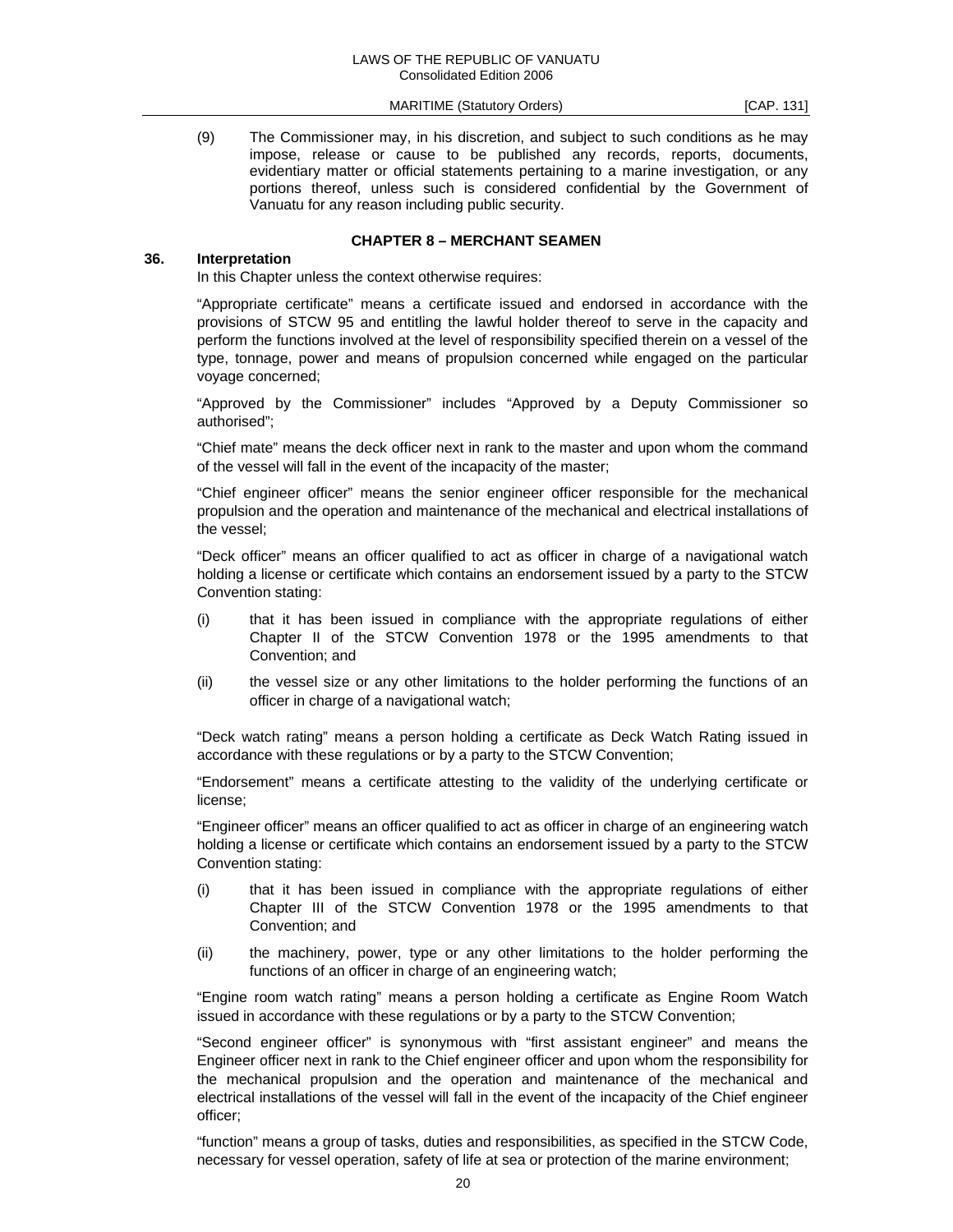(9) The Commissioner may, in his discretion, and subject to such conditions as he may impose, release or cause to be published any records, reports, documents, evidentiary matter or official statements pertaining to a marine investigation, or any portions thereof, unless such is considered confidential by the Government of Vanuatu for any reason including public security.

## CHAPTER 8 – MERCHANT SEAMEN

### 36. Interpretation

In this Chapter unless the context otherwise requires:

"Appropriate certificate" means a certificate issued and endorsed in accordance with the provisions of STCW 95 and entitling the lawful holder thereof to serve in the capacity and perform the functions involved at the level of responsibility specified therein on a vessel of the type, tonnage, power and means of propulsion concerned while engaged on the particular voyage concerned;

"Approved by the Commissioner" includes "Approved by a Deputy Commissioner so authorised";

"Chief mate" means the deck officer next in rank to the master and upon whom the command of the vessel will fall in the event of the incapacity of the master;

"Chief engineer officer" means the senior engineer officer responsible for the mechanical propulsion and the operation and maintenance of the mechanical and electrical installations of the vessel;

"Deck officer" means an officer qualified to act as officer in charge of a navigational watch holding a license or certificate which contains an endorsement issued by a party to the STCW Convention stating:

(i) that it has been issued in compliance with the appropriate regulations of either Chapter II of the STCW Convention 1978 or the 1995 amendments to that Convention; and

(ii) the vessel size or any other limitations to the holder performing the functions of an officer in charge of a navigational watch;

"Deck watch rating" means a person holding a certificate as Deck Watch Rating issued in accordance with these regulations or by a party to the STCW Convention;

"Endorsement" means a certificate attesting to the validity of the underlying certificate or license;

"Engineer officer" means an officer qualified to act as officer in charge of an engineering watch holding a license or certificate which contains an endorsement issued by a party to the STCW Convention stating:

(i) that it has been issued in compliance with the appropriate regulations of either Chapter III of the STCW Convention 1978 or the 1995 amendments to that Convention; and

(ii) the machinery, power, type or any other limitations to the holder performing the functions of an officer in charge of an engineering watch;

"Engine room watch rating" means a person holding a certificate as Engine Room Watch issued in accordance with these regulations or by a party to the STCW Convention;

"Second engineer officer" is synonymous with "first assistant engineer" and means the Engineer officer next in rank to the Chief engineer officer and upon whom the responsibility for the mechanical propulsion and the operation and maintenance of the mechanical and electrical installations of the vessel will fall in the event of the incapacity of the Chief engineer officer;

"function" means a group of tasks, duties and responsibilities, as specified in the STCW Code, necessary for vessel operation, safety of life at sea or protection of the marine environment;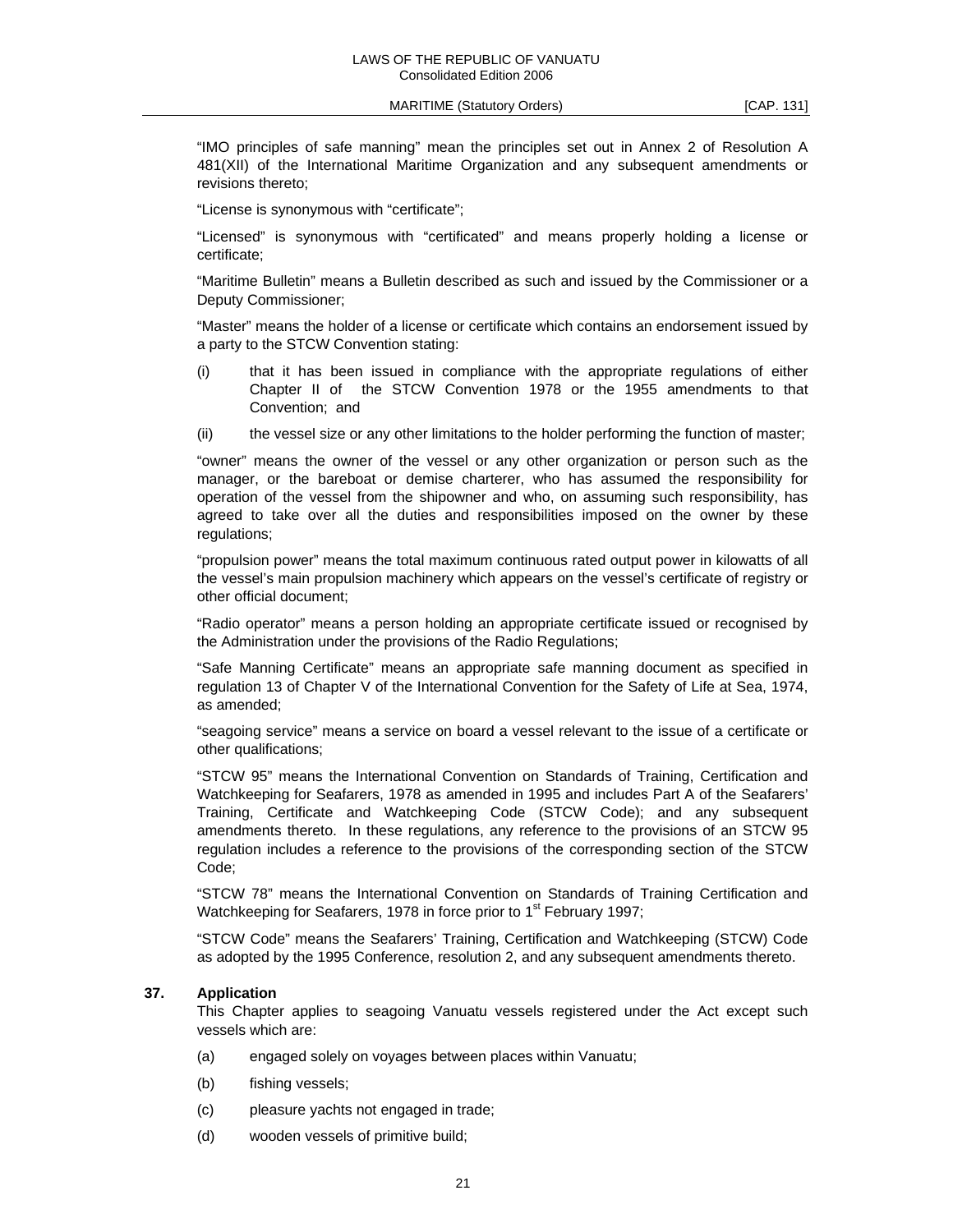"IMO principles of safe manning" mean the principles set out in Annex 2 of Resolution A 481(XII) of the International Maritime Organization and any subsequent amendments or revisions thereto;

"License is synonymous with "certificate";

"Licensed" is synonymous with "certificated" and means properly holding a license or certificate;

"Maritime Bulletin" means a Bulletin described as such and issued by the Commissioner or a Deputy Commissioner;

"Master" means the holder of a license or certificate which contains an endorsement issued by a party to the STCW Convention stating:

(i) that it has been issued in compliance with the appropriate regulations of either Chapter II of the STCW Convention 1978 or the 1955 amendments to that Convention; and

(ii) the vessel size or any other limitations to the holder performing the function of master;

"owner" means the owner of the vessel or any other organization or person such as the manager, or the bareboat or demise charterer, who has assumed the responsibility for operation of the vessel from the shipowner and who, on assuming such responsibility, has agreed to take over all the duties and responsibilities imposed on the owner by these regulations;

"propulsion power" means the total maximum continuous rated output power in kilowatts of all the vessel's main propulsion machinery which appears on the vessel's certificate of registry or other official document;

"Radio operator" means a person holding an appropriate certificate issued or recognised by the Administration under the provisions of the Radio Regulations;

"Safe Manning Certificate" means an appropriate safe manning document as specified in regulation 13 of Chapter V of the International Convention for the Safety of Life at Sea, 1974, as amended;

"seagoing service" means a service on board a vessel relevant to the issue of a certificate or other qualifications;

"STCW 95" means the International Convention on Standards of Training, Certification and Watchkeeping for Seafarers, 1978 as amended in 1995 and includes Part A of the Seafarers' Training, Certificate and Watchkeeping Code (STCW Code); and any subsequent amendments thereto. In these regulations, any reference to the provisions of an STCW 95 regulation includes a reference to the provisions of the corresponding section of the STCW Code;

"STCW 78" means the International Convention on Standards of Training Certification and Watchkeeping for Seafarers, 1978 in force prior to 1st February 1997;

"STCW Code" means the Seafarers' Training, Certification and Watchkeeping (STCW) Code as adopted by the 1995 Conference, resolution 2, and any subsequent amendments thereto.

**37. Application**

This Chapter applies to seagoing Vanuatu vessels registered under the Act except such vessels which are:

(a) engaged solely on voyages between places within Vanuatu;

(b) fishing vessels;

(c) pleasure yachts not engaged in trade;

(d) wooden vessels of primitive build;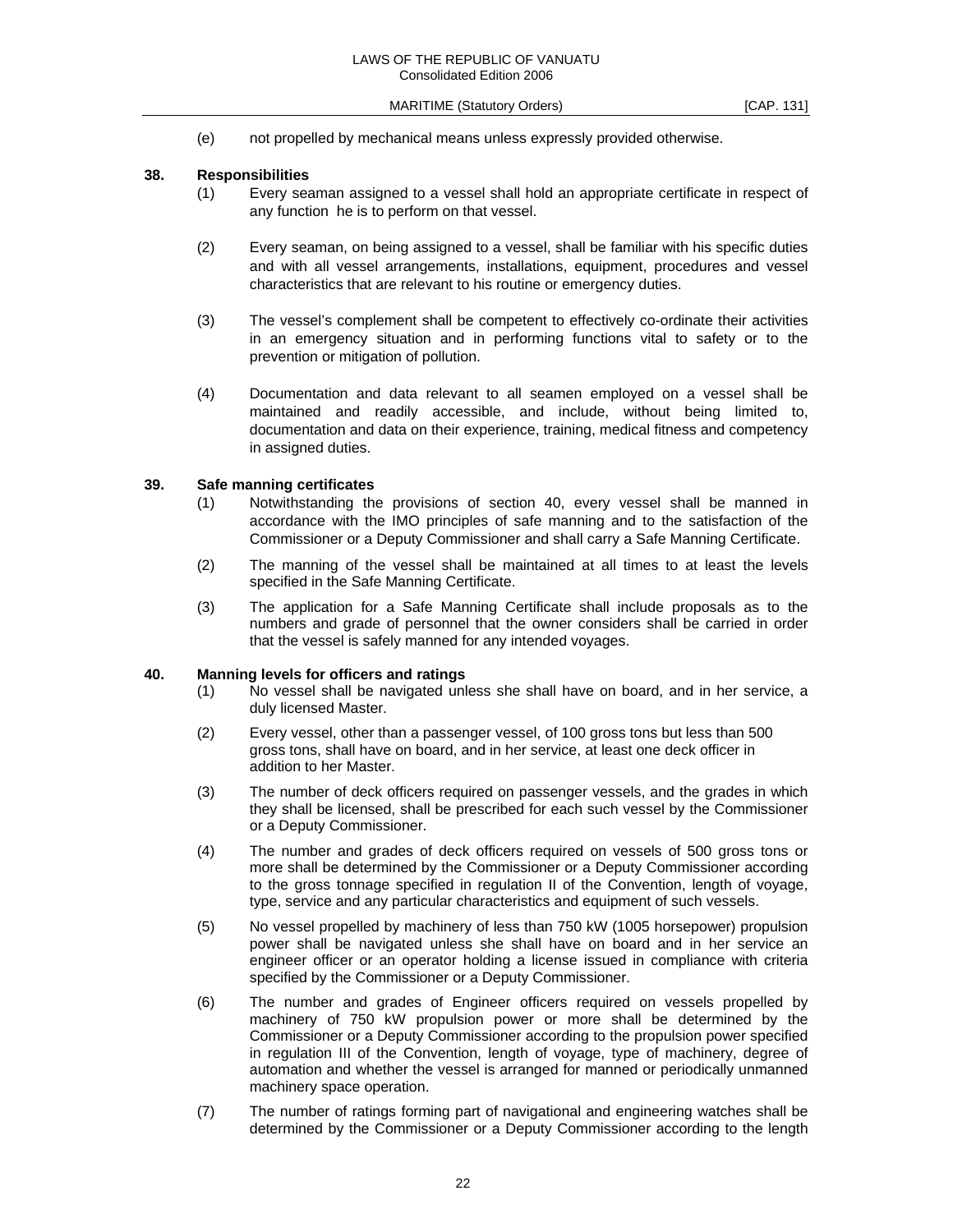(e) not propelled by mechanical means unless expressly provided otherwise.

**38. Responsibilities**

(1) Every seaman assigned to a vessel shall hold an appropriate certificate in respect of any function he is to perform on that vessel.

(2) Every seaman, on being assigned to a vessel, shall be familiar with his specific duties and with all vessel arrangements, installations, equipment, procedures and vessel characteristics that are relevant to his routine or emergency duties.

(3) The vessel's complement shall be competent to effectively co-ordinate their activities in an emergency situation and in performing functions vital to safety or to the prevention or mitigation of pollution.

(4) Documentation and data relevant to all seamen employed on a vessel shall be maintained and readily accessible, and include, without being limited to, documentation and data on their experience, training, medical fitness and competency in assigned duties.

**39. Safe manning certificates**

(1) Notwithstanding the provisions of section 40, every vessel shall be manned in accordance with the IMO principles of safe manning and to the satisfaction of the Commissioner or a Deputy Commissioner and shall carry a Safe Manning Certificate.

(2) The manning of the vessel shall be maintained at all times to at least the levels specified in the Safe Manning Certificate.

(3) The application for a Safe Manning Certificate shall include proposals as to the numbers and grade of personnel that the owner considers shall be carried in order that the vessel is safely manned for any intended voyages.

**40. Manning levels for officers and ratings**

(1) No vessel shall be navigated unless she shall have on board, and in her service, a duly licensed Master.

(2) Every vessel, other than a passenger vessel, of 100 gross tons but less than 500 gross tons, shall have on board, and in her service, at least one deck officer in addition to her Master.

(3) The number of deck officers required on passenger vessels, and the grades in which they shall be licensed, shall be prescribed for each such vessel by the Commissioner or a Deputy Commissioner.

(4) The number and grades of deck officers required on vessels of 500 gross tons or more shall be determined by the Commissioner or a Deputy Commissioner according to the gross tonnage specified in regulation II of the Convention, length of voyage, type, service and any particular characteristics and equipment of such vessels.

(5) No vessel propelled by machinery of less than 750 kW (1005 horsepower) propulsion power shall be navigated unless she shall have on board and in her service an engineer officer or an operator holding a license issued in compliance with criteria specified by the Commissioner or a Deputy Commissioner.

(6) The number and grades of Engineer officers required on vessels propelled by machinery of 750 kW propulsion power or more shall be determined by the Commissioner or a Deputy Commissioner according to the propulsion power specified in regulation III of the Convention, length of voyage, type of machinery, degree of automation and whether the vessel is arranged for manned or periodically unmanned machinery space operation.

(7) The number of ratings forming part of navigational and engineering watches shall be determined by the Commissioner or a Deputy Commissioner according to the length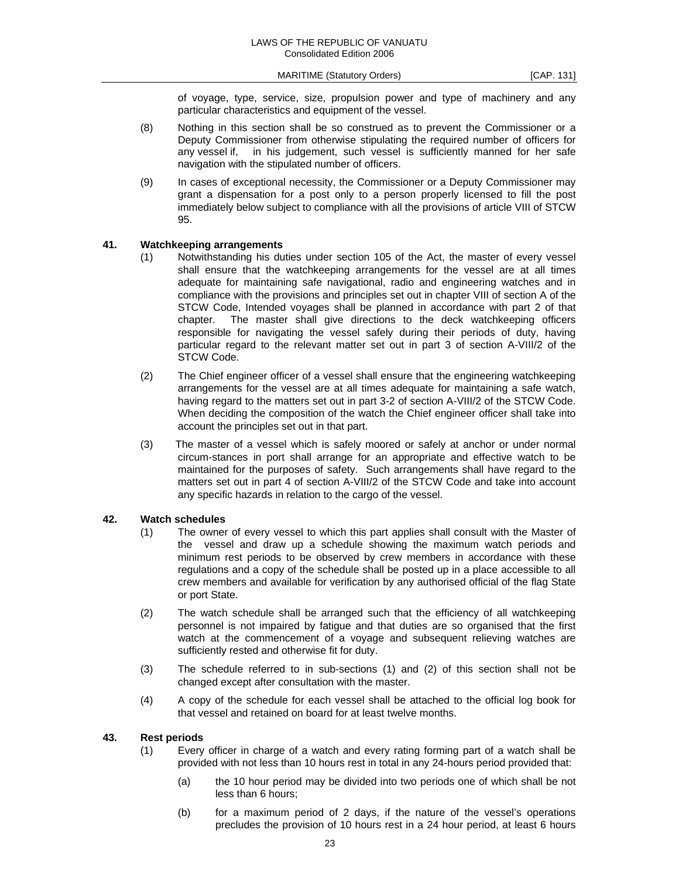of voyage, type, service, size, propulsion power and type of machinery and any particular characteristics and equipment of the vessel.

(8) Nothing in this section shall be so construed as to prevent the Commissioner or a Deputy Commissioner from otherwise stipulating the required number of officers for any vessel if, in his judgement, such vessel is sufficiently manned for her safe navigation with the stipulated number of officers.

(9) In cases of exceptional necessity, the Commissioner or a Deputy Commissioner may grant a dispensation for a post only to a person properly licensed to fill the post immediately below subject to compliance with all the provisions of article VIII of STCW 95.

**41. Watchkeeping arrangements**

(1) Notwithstanding his duties under section 105 of the Act, the master of every vessel shall ensure that the watchkeeping arrangements for the vessel are at all times adequate for maintaining safe navigational, radio and engineering watches and in compliance with the provisions and principles set out in chapter VIII of section A of the STCW Code, Intended voyages shall be planned in accordance with part 2 of that chapter. The master shall give directions to the deck watchkeeping officers responsible for navigating the vessel safely during their periods of duty, having particular regard to the relevant matter set out in part 3 of section A-VIII/2 of the STCW Code.

(2) The Chief engineer officer of a vessel shall ensure that the engineering watchkeeping arrangements for the vessel are at all times adequate for maintaining a safe watch, having regard to the matters set out in part 3-2 of section A-VIII/2 of the STCW Code. When deciding the composition of the watch the Chief engineer officer shall take into account the principles set out in that part.

(3) The master of a vessel which is safely moored or safely at anchor or under normal circum-stances in port shall arrange for an appropriate and effective watch to be maintained for the purposes of safety. Such arrangements shall have regard to the matters set out in part 4 of section A-VIII/2 of the STCW Code and take into account any specific hazards in relation to the cargo of the vessel.

**42. Watch schedules**

(1) The owner of every vessel to which this part applies shall consult with the Master of the vessel and draw up a schedule showing the maximum watch periods and minimum rest periods to be observed by crew members in accordance with these regulations and a copy of the schedule shall be posted up in a place accessible to all crew members and available for verification by any authorised official of the flag State or port State.

(2) The watch schedule shall be arranged such that the efficiency of all watchkeeping personnel is not impaired by fatigue and that duties are so organised that the first watch at the commencement of a voyage and subsequent relieving watches are sufficiently rested and otherwise fit for duty.

(3) The schedule referred to in sub-sections (1) and (2) of this section shall not be changed except after consultation with the master.

(4) A copy of the schedule for each vessel shall be attached to the official log book for that vessel and retained on board for at least twelve months.

**43. Rest periods**

(1) Every officer in charge of a watch and every rating forming part of a watch shall be provided with not less than 10 hours rest in total in any 24-hours period provided that:

(a) the 10 hour period may be divided into two periods one of which shall be not less than 6 hours;

(b) for a maximum period of 2 days, if the nature of the vessel's operations precludes the provision of 10 hours rest in a 24 hour period, at least 6 hours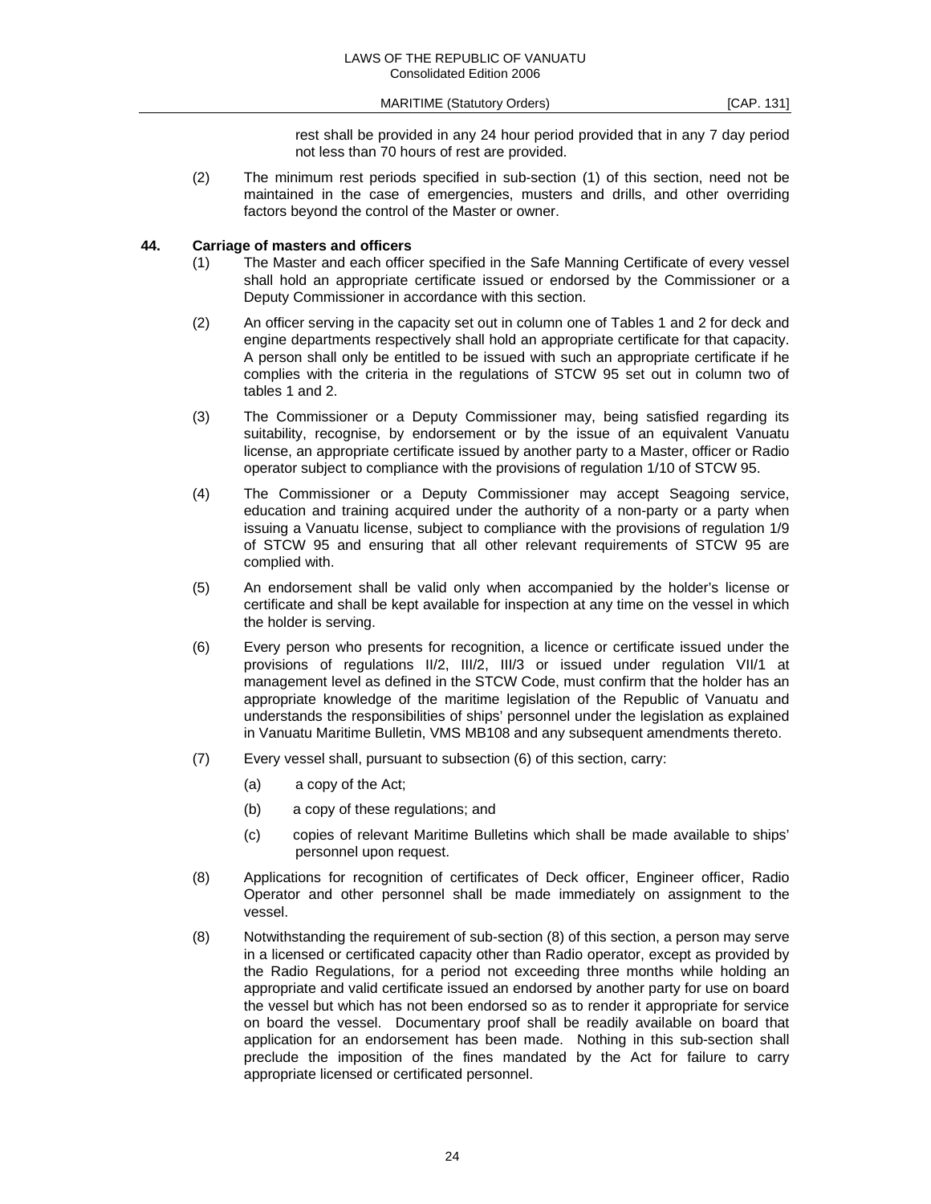rest shall be provided in any 24 hour period provided that in any 7 day period not less than 70 hours of rest are provided.

(2) The minimum rest periods specified in sub-section (1) of this section, need not be maintained in the case of emergencies, musters and drills, and other overriding factors beyond the control of the Master or owner.

**44. Carriage of masters and officers**

(1) The Master and each officer specified in the Safe Manning Certificate of every vessel shall hold an appropriate certificate issued or endorsed by the Commissioner or a Deputy Commissioner in accordance with this section.

(2) An officer serving in the capacity set out in column one of Tables 1 and 2 for deck and engine departments respectively shall hold an appropriate certificate for that capacity. A person shall only be entitled to be issued with such an appropriate certificate if he complies with the criteria in the regulations of STCW 95 set out in column two of tables 1 and 2.

(3) The Commissioner or a Deputy Commissioner may, being satisfied regarding its suitability, recognise, by endorsement or by the issue of an equivalent Vanuatu license, an appropriate certificate issued by another party to a Master, officer or Radio operator subject to compliance with the provisions of regulation 1/10 of STCW 95.

(4) The Commissioner or a Deputy Commissioner may accept Seagoing service, education and training acquired under the authority of a non-party or a party when issuing a Vanuatu license, subject to compliance with the provisions of regulation 1/9 of STCW 95 and ensuring that all other relevant requirements of STCW 95 are complied with.

(5) An endorsement shall be valid only when accompanied by the holder's license or certificate and shall be kept available for inspection at any time on the vessel in which the holder is serving.

(6) Every person who presents for recognition, a licence or certificate issued under the provisions of regulations II/2, III/2, III/3 or issued under regulation VII/1 at management level as defined in the STCW Code, must confirm that the holder has an appropriate knowledge of the maritime legislation of the Republic of Vanuatu and understands the responsibilities of ships' personnel under the legislation as explained in Vanuatu Maritime Bulletin, VMS MB108 and any subsequent amendments thereto.

(7) Every vessel shall, pursuant to subsection (6) of this section, carry:

(a) a copy of the Act;

(b) a copy of these regulations; and

(c) copies of relevant Maritime Bulletins which shall be made available to ships' personnel upon request.

(8) Applications for recognition of certificates of Deck officer, Engineer officer, Radio Operator and other personnel shall be made immediately on assignment to the vessel.

(8) Notwithstanding the requirement of sub-section (8) of this section, a person may serve in a licensed or certificated capacity other than Radio operator, except as provided by the Radio Regulations, for a period not exceeding three months while holding an appropriate and valid certificate issued an endorsed by another party for use on board the vessel but which has not been endorsed so as to render it appropriate for service on board the vessel. Documentary proof shall be readily available on board that application for an endorsement has been made. Nothing in this sub-section shall preclude the imposition of the fines mandated by the Act for failure to carry appropriate licensed or certificated personnel.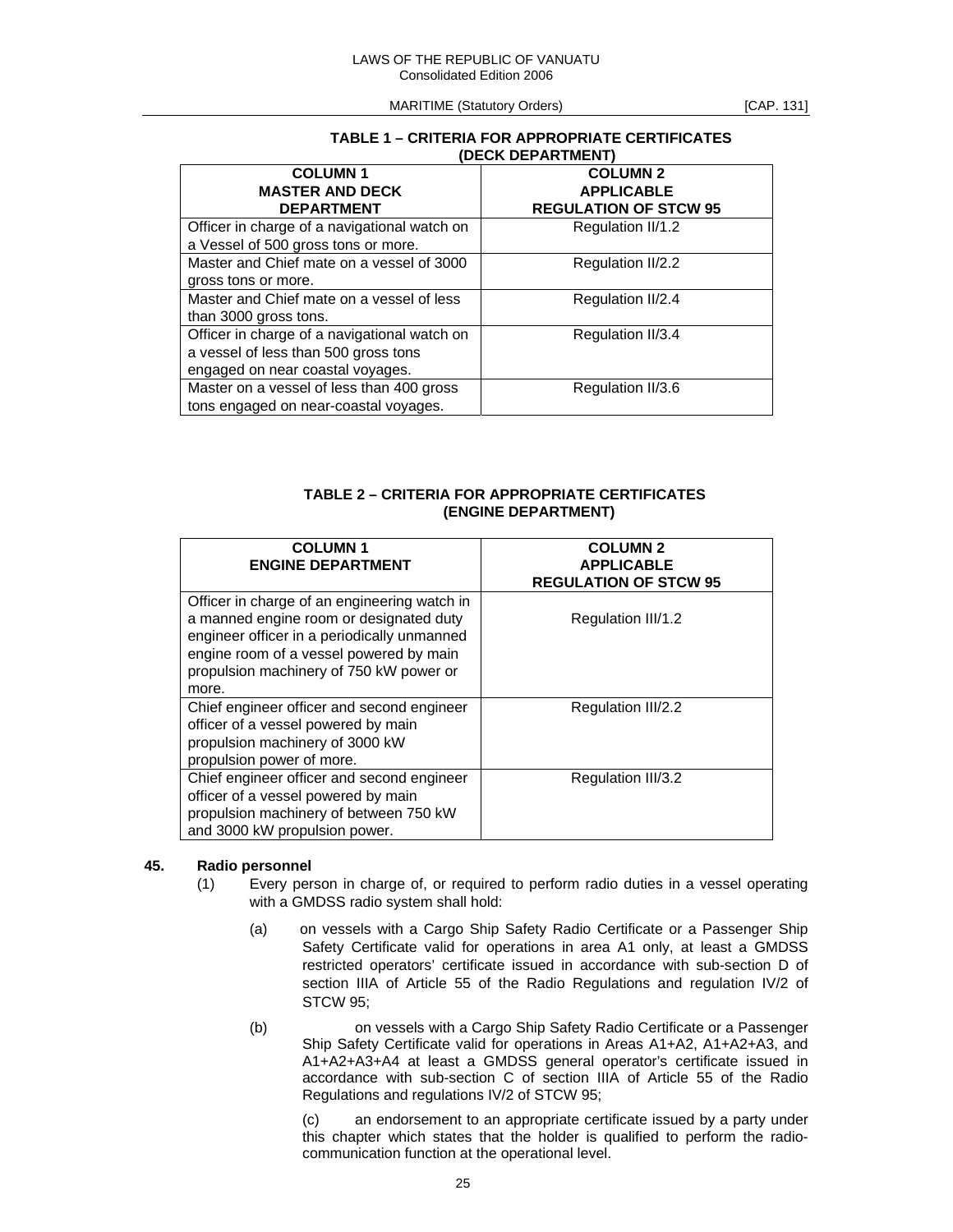**TABLE 1 – CRITERIA FOR APPROPRIATE CERTIFICATES (DECK DEPARTMENT)**

| COLUMN 1<br>MASTER AND DECK DEPARTMENT | COLUMN 2<br>APPLICABLE REGULATION OF STCW 95 |
|---|---|
| Officer in charge of a navigational watch on a Vessel of 500 gross tons or more. | Regulation II/1.2 |
| Master and Chief mate on a vessel of 3000 gross tons or more. | Regulation II/2.2 |
| Master and Chief mate on a vessel of less than 3000 gross tons. | Regulation II/2.4 |
| Officer in charge of a navigational watch on a vessel of less than 500 gross tons engaged on near coastal voyages. | Regulation II/3.4 |
| Master on a vessel of less than 400 gross tons engaged on near-coastal voyages. | Regulation II/3.6 |

**TABLE 2 – CRITERIA FOR APPROPRIATE CERTIFICATES (ENGINE DEPARTMENT)**

| COLUMN 1<br>ENGINE DEPARTMENT | COLUMN 2<br>APPLICABLE REGULATION OF STCW 95 |
|---|---|
| Officer in charge of an engineering watch in a manned engine room or designated duty engineer officer in a periodically unmanned engine room of a vessel powered by main propulsion machinery of 750 kW power or more. | Regulation III/1.2 |
| Chief engineer officer and second engineer officer of a vessel powered by main propulsion machinery of 3000 kW propulsion power of more. | Regulation III/2.2 |
| Chief engineer officer and second engineer officer of a vessel powered by main propulsion machinery of between 750 kW and 3000 kW propulsion power. | Regulation III/3.2 |

**45. Radio personnel**

(1) Every person in charge of, or required to perform radio duties in a vessel operating with a GMDSS radio system shall hold:

(a) on vessels with a Cargo Ship Safety Radio Certificate or a Passenger Ship Safety Certificate valid for operations in area A1 only, at least a GMDSS restricted operators' certificate issued in accordance with sub-section D of section IIIA of Article 55 of the Radio Regulations and regulation IV/2 of STCW 95;

(b) on vessels with a Cargo Ship Safety Radio Certificate or a Passenger Ship Safety Certificate valid for operations in Areas A1+A2, A1+A2+A3, and A1+A2+A3+A4 at least a GMDSS general operator's certificate issued in accordance with sub-section C of section IIIA of Article 55 of the Radio Regulations and regulations IV/2 of STCW 95;

(c) an endorsement to an appropriate certificate issued by a party under this chapter which states that the holder is qualified to perform the radio-communication function at the operational level.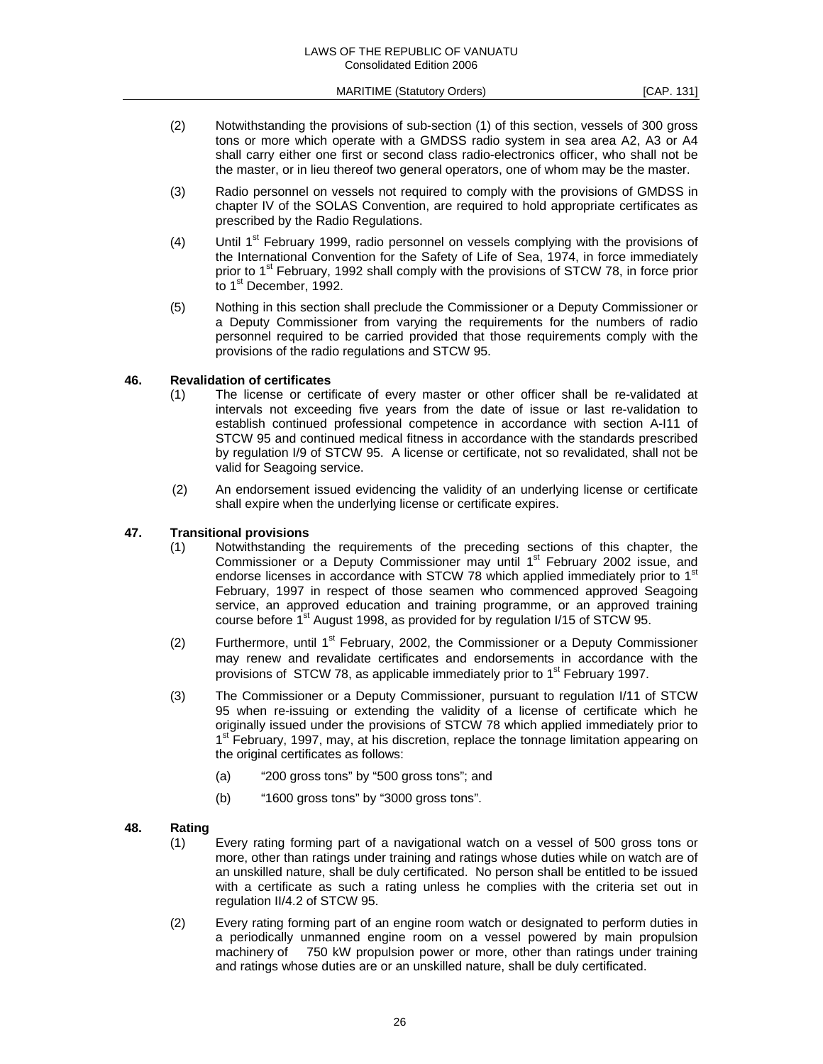(2) Notwithstanding the provisions of sub-section (1) of this section, vessels of 300 gross tons or more which operate with a GMDSS radio system in sea area A2, A3 or A4 shall carry either one first or second class radio-electronics officer, who shall not be the master, or in lieu thereof two general operators, one of whom may be the master.

(3) Radio personnel on vessels not required to comply with the provisions of GMDSS in chapter IV of the SOLAS Convention, are required to hold appropriate certificates as prescribed by the Radio Regulations.

(4) Until 1st February 1999, radio personnel on vessels complying with the provisions of the International Convention for the Safety of Life of Sea, 1974, in force immediately prior to 1st February, 1992 shall comply with the provisions of STCW 78, in force prior to 1st December, 1992.

(5) Nothing in this section shall preclude the Commissioner or a Deputy Commissioner or a Deputy Commissioner from varying the requirements for the numbers of radio personnel required to be carried provided that those requirements comply with the provisions of the radio regulations and STCW 95.

**46. Revalidation of certificates**

(1) The license or certificate of every master or other officer shall be re-validated at intervals not exceeding five years from the date of issue or last re-validation to establish continued professional competence in accordance with section A-I11 of STCW 95 and continued medical fitness in accordance with the standards prescribed by regulation I/9 of STCW 95. A license or certificate, not so revalidated, shall not be valid for Seagoing service.

(2) An endorsement issued evidencing the validity of an underlying license or certificate shall expire when the underlying license or certificate expires.

**47. Transitional provisions**

(1) Notwithstanding the requirements of the preceding sections of this chapter, the Commissioner or a Deputy Commissioner may until 1st February 2002 issue, and endorse licenses in accordance with STCW 78 which applied immediately prior to 1st February, 1997 in respect of those seamen who commenced approved Seagoing service, an approved education and training programme, or an approved training course before 1st August 1998, as provided for by regulation I/15 of STCW 95.

(2) Furthermore, until 1st February, 2002, the Commissioner or a Deputy Commissioner may renew and revalidate certificates and endorsements in accordance with the provisions of STCW 78, as applicable immediately prior to 1st February 1997.

(3) The Commissioner or a Deputy Commissioner, pursuant to regulation I/11 of STCW 95 when re-issuing or extending the validity of a license of certificate which he originally issued under the provisions of STCW 78 which applied immediately prior to 1st February, 1997, may, at his discretion, replace the tonnage limitation appearing on the original certificates as follows:

(a) "200 gross tons" by "500 gross tons"; and

(b) "1600 gross tons" by "3000 gross tons".

**48. Rating**

(1) Every rating forming part of a navigational watch on a vessel of 500 gross tons or more, other than ratings under training and ratings whose duties while on watch are of an unskilled nature, shall be duly certificated. No person shall be entitled to be issued with a certificate as such a rating unless he complies with the criteria set out in regulation II/4.2 of STCW 95.

(2) Every rating forming part of an engine room watch or designated to perform duties in a periodically unmanned engine room on a vessel powered by main propulsion machinery of 750 kW propulsion power or more, other than ratings under training and ratings whose duties are or an unskilled nature, shall be duly certificated.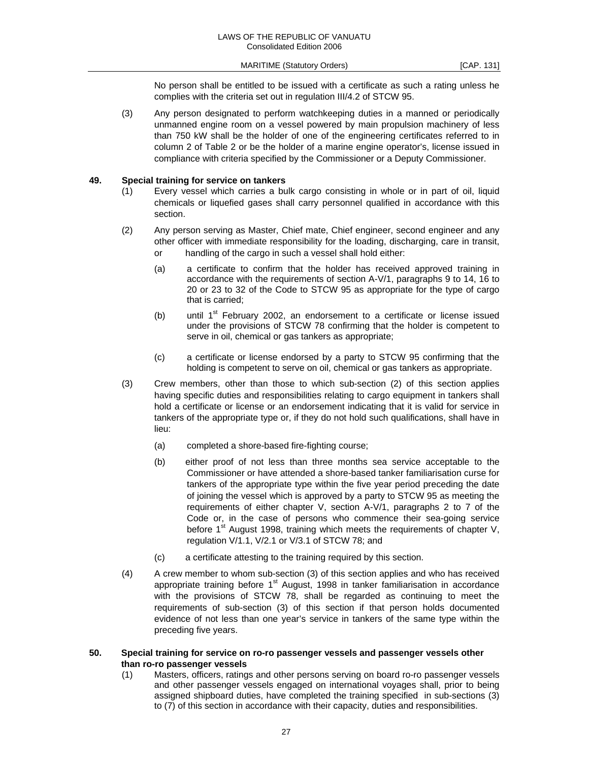No person shall be entitled to be issued with a certificate as such a rating unless he complies with the criteria set out in regulation III/4.2 of STCW 95.

(3) Any person designated to perform watchkeeping duties in a manned or periodically unmanned engine room on a vessel powered by main propulsion machinery of less than 750 kW shall be the holder of one of the engineering certificates referred to in column 2 of Table 2 or be the holder of a marine engine operator's, license issued in compliance with criteria specified by the Commissioner or a Deputy Commissioner.

**49. Special training for service on tankers**

(1) Every vessel which carries a bulk cargo consisting in whole or in part of oil, liquid chemicals or liquefied gases shall carry personnel qualified in accordance with this section.

(2) Any person serving as Master, Chief mate, Chief engineer, second engineer and any other officer with immediate responsibility for the loading, discharging, care in transit, or handling of the cargo in such a vessel shall hold either:

(a) a certificate to confirm that the holder has received approved training in accordance with the requirements of section A-V/1, paragraphs 9 to 14, 16 to 20 or 23 to 32 of the Code to STCW 95 as appropriate for the type of cargo that is carried;

(b) until 1st February 2002, an endorsement to a certificate or license issued under the provisions of STCW 78 confirming that the holder is competent to serve in oil, chemical or gas tankers as appropriate;

(c) a certificate or license endorsed by a party to STCW 95 confirming that the holding is competent to serve on oil, chemical or gas tankers as appropriate.

(3) Crew members, other than those to which sub-section (2) of this section applies having specific duties and responsibilities relating to cargo equipment in tankers shall hold a certificate or license or an endorsement indicating that it is valid for service in tankers of the appropriate type or, if they do not hold such qualifications, shall have in lieu:

(a) completed a shore-based fire-fighting course;

(b) either proof of not less than three months sea service acceptable to the Commissioner or have attended a shore-based tanker familiarisation curse for tankers of the appropriate type within the five year period preceding the date of joining the vessel which is approved by a party to STCW 95 as meeting the requirements of either chapter V, section A-V/1, paragraphs 2 to 7 of the Code or, in the case of persons who commence their sea-going service before 1st August 1998, training which meets the requirements of chapter V, regulation V/1.1, V/2.1 or V/3.1 of STCW 78; and

(c) a certificate attesting to the training required by this section.

(4) A crew member to whom sub-section (3) of this section applies and who has received appropriate training before 1st August, 1998 in tanker familiarisation in accordance with the provisions of STCW 78, shall be regarded as continuing to meet the requirements of sub-section (3) of this section if that person holds documented evidence of not less than one year's service in tankers of the same type within the preceding five years.

**50. Special training for service on ro-ro passenger vessels and passenger vessels other than ro-ro passenger vessels**

(1) Masters, officers, ratings and other persons serving on board ro-ro passenger vessels and other passenger vessels engaged on international voyages shall, prior to being assigned shipboard duties, have completed the training specified in sub-sections (3) to (7) of this section in accordance with their capacity, duties and responsibilities.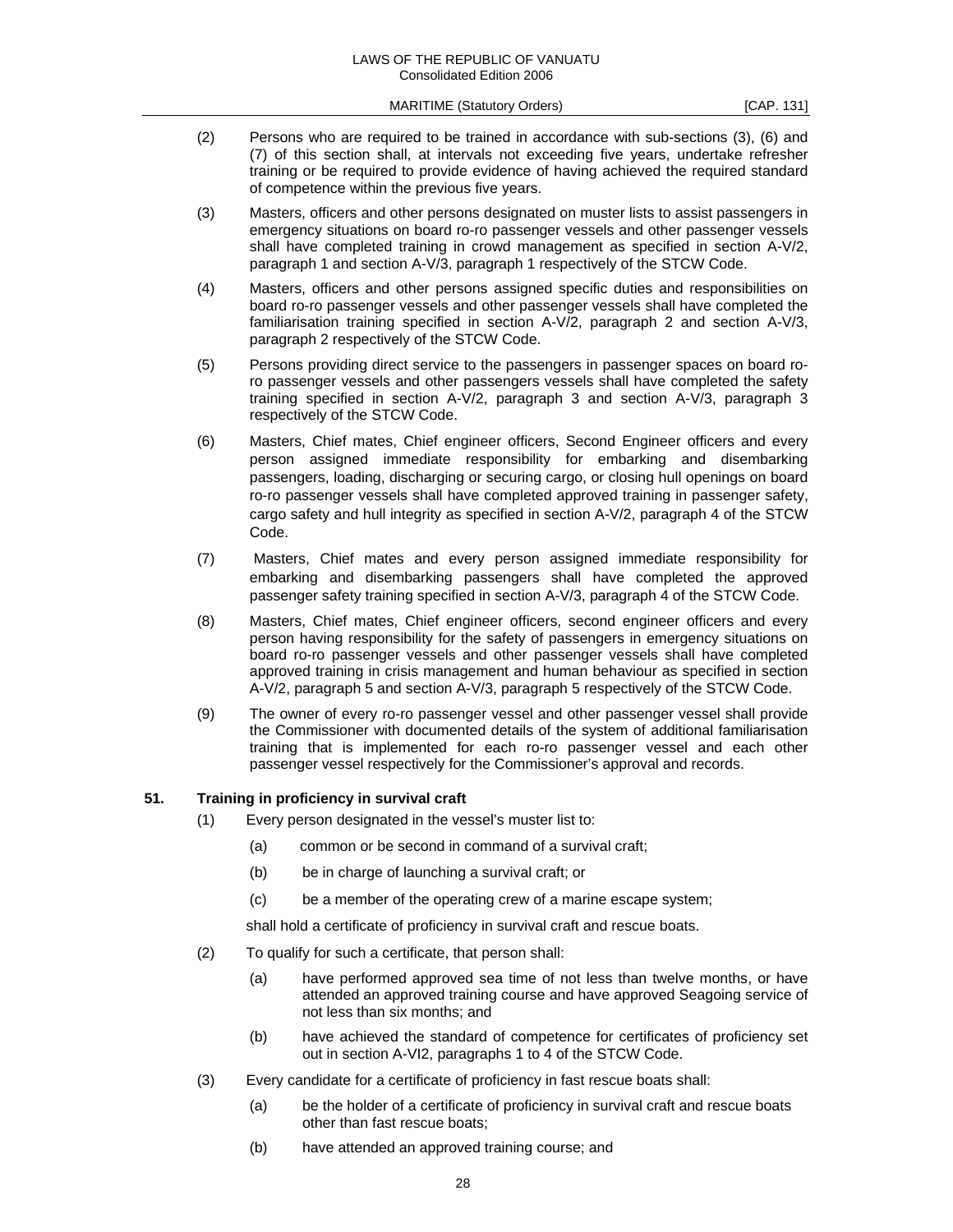(2) Persons who are required to be trained in accordance with sub-sections (3), (6) and (7) of this section shall, at intervals not exceeding five years, undertake refresher training or be required to provide evidence of having achieved the required standard of competence within the previous five years.

(3) Masters, officers and other persons designated on muster lists to assist passengers in emergency situations on board ro-ro passenger vessels and other passenger vessels shall have completed training in crowd management as specified in section A-V/2, paragraph 1 and section A-V/3, paragraph 1 respectively of the STCW Code.

(4) Masters, officers and other persons assigned specific duties and responsibilities on board ro-ro passenger vessels and other passenger vessels shall have completed the familiarisation training specified in section A-V/2, paragraph 2 and section A-V/3, paragraph 2 respectively of the STCW Code.

(5) Persons providing direct service to the passengers in passenger spaces on board ro-ro passenger vessels and other passengers vessels shall have completed the safety training specified in section A-V/2, paragraph 3 and section A-V/3, paragraph 3 respectively of the STCW Code.

(6) Masters, Chief mates, Chief engineer officers, Second Engineer officers and every person assigned immediate responsibility for embarking and disembarking passengers, loading, discharging or securing cargo, or closing hull openings on board ro-ro passenger vessels shall have completed approved training in passenger safety, cargo safety and hull integrity as specified in section A-V/2, paragraph 4 of the STCW Code.

(7) Masters, Chief mates and every person assigned immediate responsibility for embarking and disembarking passengers shall have completed the approved passenger safety training specified in section A-V/3, paragraph 4 of the STCW Code.

(8) Masters, Chief mates, Chief engineer officers, second engineer officers and every person having responsibility for the safety of passengers in emergency situations on board ro-ro passenger vessels and other passenger vessels shall have completed approved training in crisis management and human behaviour as specified in section A-V/2, paragraph 5 and section A-V/3, paragraph 5 respectively of the STCW Code.

(9) The owner of every ro-ro passenger vessel and other passenger vessel shall provide the Commissioner with documented details of the system of additional familiarisation training that is implemented for each ro-ro passenger vessel and each other passenger vessel respectively for the Commissioner's approval and records.

### 51. Training in proficiency in survival craft

(1) Every person designated in the vessel's muster list to:

(a) common or be second in command of a survival craft;

(b) be in charge of launching a survival craft; or

(c) be a member of the operating crew of a marine escape system;

shall hold a certificate of proficiency in survival craft and rescue boats.

(2) To qualify for such a certificate, that person shall:

(a) have performed approved sea time of not less than twelve months, or have attended an approved training course and have approved Seagoing service of not less than six months; and

(b) have achieved the standard of competence for certificates of proficiency set out in section A-VI2, paragraphs 1 to 4 of the STCW Code.

(3) Every candidate for a certificate of proficiency in fast rescue boats shall:

(a) be the holder of a certificate of proficiency in survival craft and rescue boats other than fast rescue boats;

(b) have attended an approved training course; and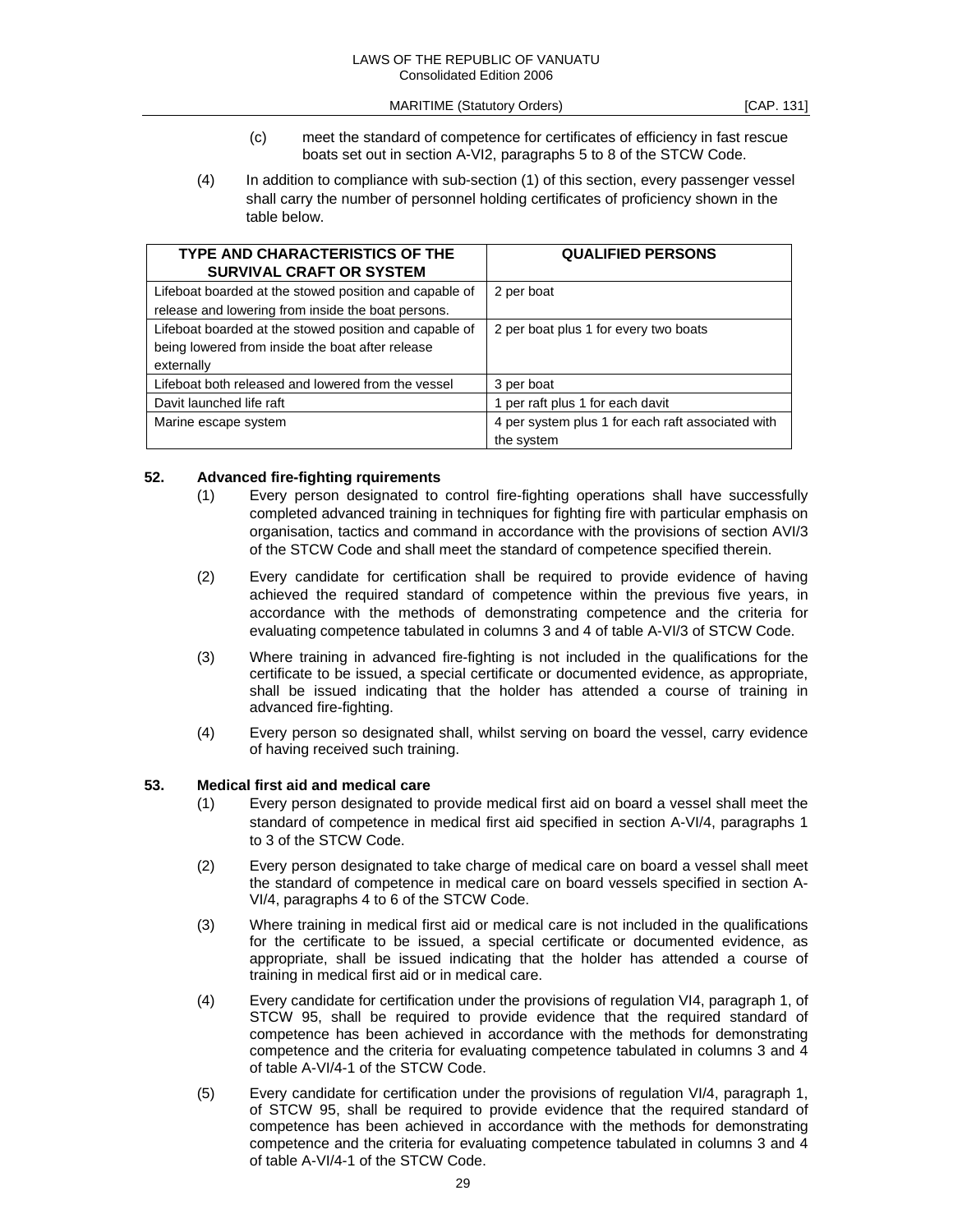(c) meet the standard of competence for certificates of efficiency in fast rescue boats set out in section A-VI2, paragraphs 5 to 8 of the STCW Code.

(4) In addition to compliance with sub-section (1) of this section, every passenger vessel shall carry the number of personnel holding certificates of proficiency shown in the table below.

| TYPE AND CHARACTERISTICS OF THE SURVIVAL CRAFT OR SYSTEM | QUALIFIED PERSONS |
|---|---|
| Lifeboat boarded at the stowed position and capable of release and lowering from inside the boat persons. | 2 per boat |
| Lifeboat boarded at the stowed position and capable of being lowered from inside the boat after release externally | 2 per boat plus 1 for every two boats |
| Lifeboat both released and lowered from the vessel | 3 per boat |
| Davit launched life raft | 1 per raft plus 1 for each davit |
| Marine escape system | 4 per system plus 1 for each raft associated with the system |

## 52. Advanced fire-fighting rquirements

(1) Every person designated to control fire-fighting operations shall have successfully completed advanced training in techniques for fighting fire with particular emphasis on organisation, tactics and command in accordance with the provisions of section AVI/3 of the STCW Code and shall meet the standard of competence specified therein.

(2) Every candidate for certification shall be required to provide evidence of having achieved the required standard of competence within the previous five years, in accordance with the methods of demonstrating competence and the criteria for evaluating competence tabulated in columns 3 and 4 of table A-VI/3 of STCW Code.

(3) Where training in advanced fire-fighting is not included in the qualifications for the certificate to be issued, a special certificate or documented evidence, as appropriate, shall be issued indicating that the holder has attended a course of training in advanced fire-fighting.

(4) Every person so designated shall, whilst serving on board the vessel, carry evidence of having received such training.

## 53. Medical first aid and medical care

(1) Every person designated to provide medical first aid on board a vessel shall meet the standard of competence in medical first aid specified in section A-VI/4, paragraphs 1 to 3 of the STCW Code.

(2) Every person designated to take charge of medical care on board a vessel shall meet the standard of competence in medical care on board vessels specified in section A-VI/4, paragraphs 4 to 6 of the STCW Code.

(3) Where training in medical first aid or medical care is not included in the qualifications for the certificate to be issued, a special certificate or documented evidence, as appropriate, shall be issued indicating that the holder has attended a course of training in medical first aid or in medical care.

(4) Every candidate for certification under the provisions of regulation VI4, paragraph 1, of STCW 95, shall be required to provide evidence that the required standard of competence has been achieved in accordance with the methods for demonstrating competence and the criteria for evaluating competence tabulated in columns 3 and 4 of table A-VI/4-1 of the STCW Code.

(5) Every candidate for certification under the provisions of regulation VI/4, paragraph 1, of STCW 95, shall be required to provide evidence that the required standard of competence has been achieved in accordance with the methods for demonstrating competence and the criteria for evaluating competence tabulated in columns 3 and 4 of table A-VI/4-1 of the STCW Code.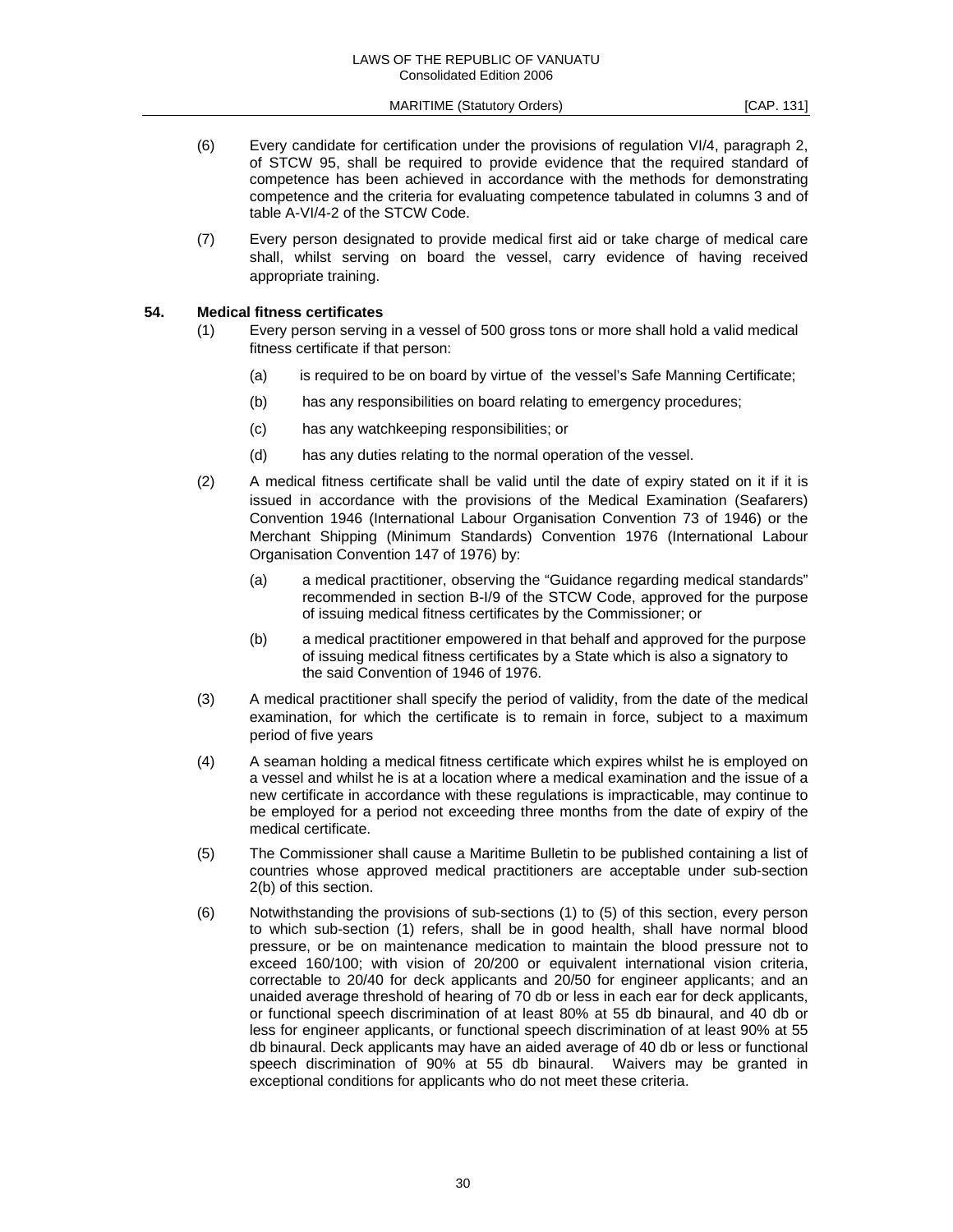(6) Every candidate for certification under the provisions of regulation VI/4, paragraph 2, of STCW 95, shall be required to provide evidence that the required standard of competence has been achieved in accordance with the methods for demonstrating competence and the criteria for evaluating competence tabulated in columns 3 and of table A-VI/4-2 of the STCW Code.

(7) Every person designated to provide medical first aid or take charge of medical care shall, whilst serving on board the vessel, carry evidence of having received appropriate training.

### 54. Medical fitness certificates

(1) Every person serving in a vessel of 500 gross tons or more shall hold a valid medical fitness certificate if that person:

- (a) is required to be on board by virtue of the vessel's Safe Manning Certificate;
- (b) has any responsibilities on board relating to emergency procedures;
- (c) has any watchkeeping responsibilities; or
- (d) has any duties relating to the normal operation of the vessel.

(2) A medical fitness certificate shall be valid until the date of expiry stated on it if it is issued in accordance with the provisions of the Medical Examination (Seafarers) Convention 1946 (International Labour Organisation Convention 73 of 1946) or the Merchant Shipping (Minimum Standards) Convention 1976 (International Labour Organisation Convention 147 of 1976) by:

- (a) a medical practitioner, observing the "Guidance regarding medical standards" recommended in section B-I/9 of the STCW Code, approved for the purpose of issuing medical fitness certificates by the Commissioner; or
- (b) a medical practitioner empowered in that behalf and approved for the purpose of issuing medical fitness certificates by a State which is also a signatory to the said Convention of 1946 of 1976.

(3) A medical practitioner shall specify the period of validity, from the date of the medical examination, for which the certificate is to remain in force, subject to a maximum period of five years

(4) A seaman holding a medical fitness certificate which expires whilst he is employed on a vessel and whilst he is at a location where a medical examination and the issue of a new certificate in accordance with these regulations is impracticable, may continue to be employed for a period not exceeding three months from the date of expiry of the medical certificate.

(5) The Commissioner shall cause a Maritime Bulletin to be published containing a list of countries whose approved medical practitioners are acceptable under sub-section 2(b) of this section.

(6) Notwithstanding the provisions of sub-sections (1) to (5) of this section, every person to which sub-section (1) refers, shall be in good health, shall have normal blood pressure, or be on maintenance medication to maintain the blood pressure not to exceed 160/100; with vision of 20/200 or equivalent international vision criteria, correctable to 20/40 for deck applicants and 20/50 for engineer applicants; and an unaided average threshold of hearing of 70 db or less in each ear for deck applicants, or functional speech discrimination of at least 80% at 55 db binaural, and 40 db or less for engineer applicants, or functional speech discrimination of at least 90% at 55 db binaural. Deck applicants may have an aided average of 40 db or less or functional speech discrimination of 90% at 55 db binaural. Waivers may be granted in exceptional conditions for applicants who do not meet these criteria.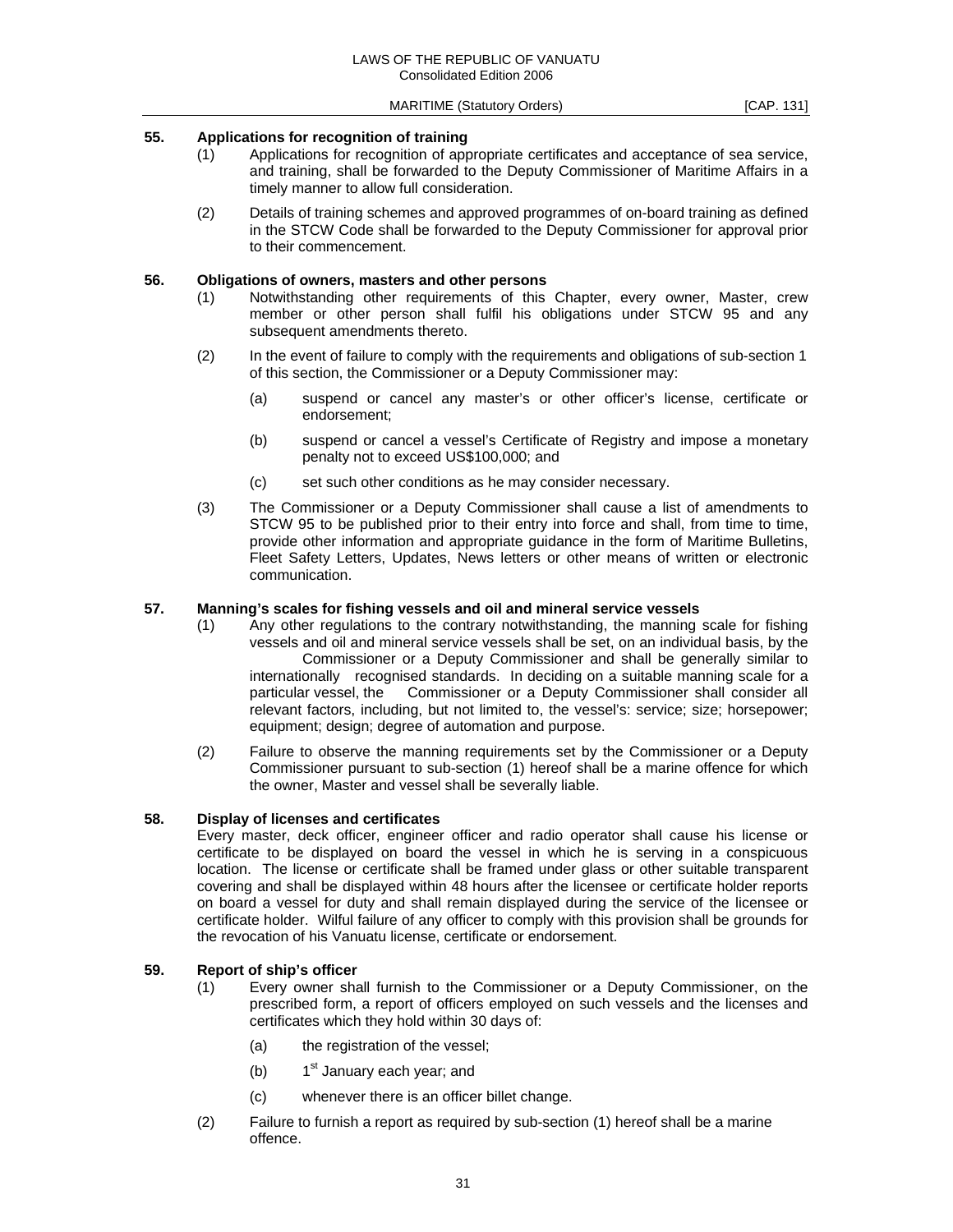### 55. Applications for recognition of training

(1) Applications for recognition of appropriate certificates and acceptance of sea service, and training, shall be forwarded to the Deputy Commissioner of Maritime Affairs in a timely manner to allow full consideration.

(2) Details of training schemes and approved programmes of on-board training as defined in the STCW Code shall be forwarded to the Deputy Commissioner for approval prior to their commencement.

### 56. Obligations of owners, masters and other persons

(1) Notwithstanding other requirements of this Chapter, every owner, Master, crew member or other person shall fulfil his obligations under STCW 95 and any subsequent amendments thereto.

(2) In the event of failure to comply with the requirements and obligations of sub-section 1 of this section, the Commissioner or a Deputy Commissioner may:

   (a) suspend or cancel any master's or other officer's license, certificate or endorsement;

   (b) suspend or cancel a vessel's Certificate of Registry and impose a monetary penalty not to exceed US$100,000; and

   (c) set such other conditions as he may consider necessary.

(3) The Commissioner or a Deputy Commissioner shall cause a list of amendments to STCW 95 to be published prior to their entry into force and shall, from time to time, provide other information and appropriate guidance in the form of Maritime Bulletins, Fleet Safety Letters, Updates, News letters or other means of written or electronic communication.

### 57. Manning's scales for fishing vessels and oil and mineral service vessels

(1) Any other regulations to the contrary notwithstanding, the manning scale for fishing vessels and oil and mineral service vessels shall be set, on an individual basis, by the Commissioner or a Deputy Commissioner and shall be generally similar to internationally recognised standards. In deciding on a suitable manning scale for a particular vessel, the Commissioner or a Deputy Commissioner shall consider all relevant factors, including, but not limited to, the vessel's: service; size; horsepower; equipment; design; degree of automation and purpose.

(2) Failure to observe the manning requirements set by the Commissioner or a Deputy Commissioner pursuant to sub-section (1) hereof shall be a marine offence for which the owner, Master and vessel shall be severally liable.

### 58. Display of licenses and certificates

Every master, deck officer, engineer officer and radio operator shall cause his license or certificate to be displayed on board the vessel in which he is serving in a conspicuous location. The license or certificate shall be framed under glass or other suitable transparent covering and shall be displayed within 48 hours after the licensee or certificate holder reports on board a vessel for duty and shall remain displayed during the service of the licensee or certificate holder. Wilful failure of any officer to comply with this provision shall be grounds for the revocation of his Vanuatu license, certificate or endorsement.

### 59. Report of ship's officer

(1) Every owner shall furnish to the Commissioner or a Deputy Commissioner, on the prescribed form, a report of officers employed on such vessels and the licenses and certificates which they hold within 30 days of:

   (a) the registration of the vessel;

   (b) 1st January each year; and

   (c) whenever there is an officer billet change.

(2) Failure to furnish a report as required by sub-section (1) hereof shall be a marine offence.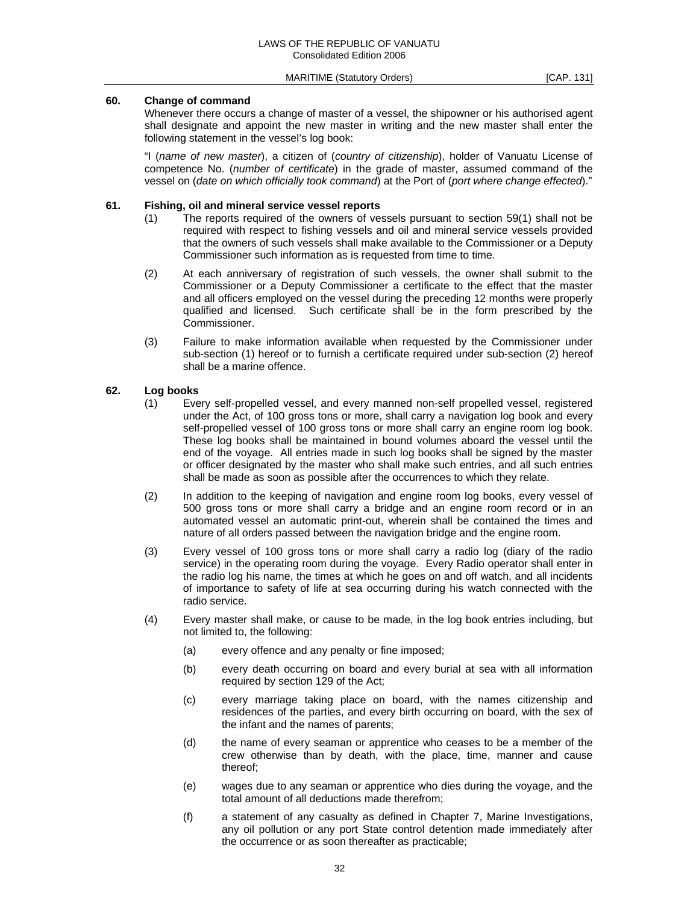### 60. Change of command

Whenever there occurs a change of master of a vessel, the shipowner or his authorised agent shall designate and appoint the new master in writing and the new master shall enter the following statement in the vessel's log book:

"I (*name of new master*), a citizen of (*country of citizenship*), holder of Vanuatu License of competence No. (*number of certificate*) in the grade of master, assumed command of the vessel on (*date on which officially took command*) at the Port of (*port where change effected*)."

### 61. Fishing, oil and mineral service vessel reports

(1) The reports required of the owners of vessels pursuant to section 59(1) shall not be required with respect to fishing vessels and oil and mineral service vessels provided that the owners of such vessels shall make available to the Commissioner or a Deputy Commissioner such information as is requested from time to time.

(2) At each anniversary of registration of such vessels, the owner shall submit to the Commissioner or a Deputy Commissioner a certificate to the effect that the master and all officers employed on the vessel during the preceding 12 months were properly qualified and licensed. Such certificate shall be in the form prescribed by the Commissioner.

(3) Failure to make information available when requested by the Commissioner under sub-section (1) hereof or to furnish a certificate required under sub-section (2) hereof shall be a marine offence.

### 62. Log books

(1) Every self-propelled vessel, and every manned non-self propelled vessel, registered under the Act, of 100 gross tons or more, shall carry a navigation log book and every self-propelled vessel of 100 gross tons or more shall carry an engine room log book. These log books shall be maintained in bound volumes aboard the vessel until the end of the voyage. All entries made in such log books shall be signed by the master or officer designated by the master who shall make such entries, and all such entries shall be made as soon as possible after the occurrences to which they relate.

(2) In addition to the keeping of navigation and engine room log books, every vessel of 500 gross tons or more shall carry a bridge and an engine room record or in an automated vessel an automatic print-out, wherein shall be contained the times and nature of all orders passed between the navigation bridge and the engine room.

(3) Every vessel of 100 gross tons or more shall carry a radio log (diary of the radio service) in the operating room during the voyage. Every Radio operator shall enter in the radio log his name, the times at which he goes on and off watch, and all incidents of importance to safety of life at sea occurring during his watch connected with the radio service.

(4) Every master shall make, or cause to be made, in the log book entries including, but not limited to, the following:

(a) every offence and any penalty or fine imposed;

(b) every death occurring on board and every burial at sea with all information required by section 129 of the Act;

(c) every marriage taking place on board, with the names citizenship and residences of the parties, and every birth occurring on board, with the sex of the infant and the names of parents;

(d) the name of every seaman or apprentice who ceases to be a member of the crew otherwise than by death, with the place, time, manner and cause thereof;

(e) wages due to any seaman or apprentice who dies during the voyage, and the total amount of all deductions made therefrom;

(f) a statement of any casualty as defined in Chapter 7, Marine Investigations, any oil pollution or any port State control detention made immediately after the occurrence or as soon thereafter as practicable;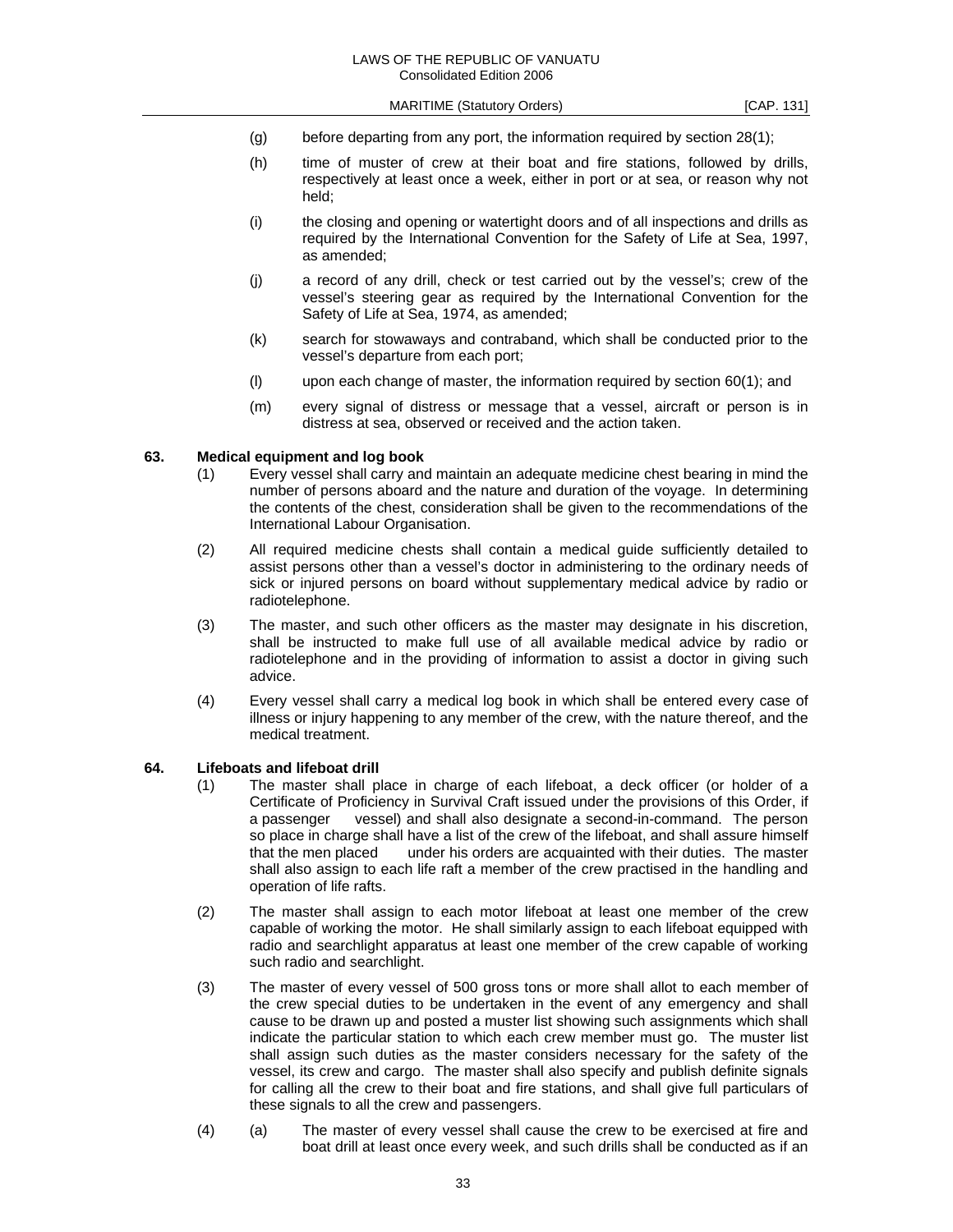(g) before departing from any port, the information required by section 28(1);

(h) time of muster of crew at their boat and fire stations, followed by drills, respectively at least once a week, either in port or at sea, or reason why not held;

(i) the closing and opening or watertight doors and of all inspections and drills as required by the International Convention for the Safety of Life at Sea, 1997, as amended;

(j) a record of any drill, check or test carried out by the vessel's; crew of the vessel's steering gear as required by the International Convention for the Safety of Life at Sea, 1974, as amended;

(k) search for stowaways and contraband, which shall be conducted prior to the vessel's departure from each port;

(l) upon each change of master, the information required by section 60(1); and

(m) every signal of distress or message that a vessel, aircraft or person is in distress at sea, observed or received and the action taken.

**63. Medical equipment and log book**

(1) Every vessel shall carry and maintain an adequate medicine chest bearing in mind the number of persons aboard and the nature and duration of the voyage. In determining the contents of the chest, consideration shall be given to the recommendations of the International Labour Organisation.

(2) All required medicine chests shall contain a medical guide sufficiently detailed to assist persons other than a vessel's doctor in administering to the ordinary needs of sick or injured persons on board without supplementary medical advice by radio or radiotelephone.

(3) The master, and such other officers as the master may designate in his discretion, shall be instructed to make full use of all available medical advice by radio or radiotelephone and in the providing of information to assist a doctor in giving such advice.

(4) Every vessel shall carry a medical log book in which shall be entered every case of illness or injury happening to any member of the crew, with the nature thereof, and the medical treatment.

**64. Lifeboats and lifeboat drill**

(1) The master shall place in charge of each lifeboat, a deck officer (or holder of a Certificate of Proficiency in Survival Craft issued under the provisions of this Order, if a passenger vessel) and shall also designate a second-in-command. The person so place in charge shall have a list of the crew of the lifeboat, and shall assure himself that the men placed under his orders are acquainted with their duties. The master shall also assign to each life raft a member of the crew practised in the handling and operation of life rafts.

(2) The master shall assign to each motor lifeboat at least one member of the crew capable of working the motor. He shall similarly assign to each lifeboat equipped with radio and searchlight apparatus at least one member of the crew capable of working such radio and searchlight.

(3) The master of every vessel of 500 gross tons or more shall allot to each member of the crew special duties to be undertaken in the event of any emergency and shall cause to be drawn up and posted a muster list showing such assignments which shall indicate the particular station to which each crew member must go. The muster list shall assign such duties as the master considers necessary for the safety of the vessel, its crew and cargo. The master shall also specify and publish definite signals for calling all the crew to their boat and fire stations, and shall give full particulars of these signals to all the crew and passengers.

(4) (a) The master of every vessel shall cause the crew to be exercised at fire and boat drill at least once every week, and such drills shall be conducted as if an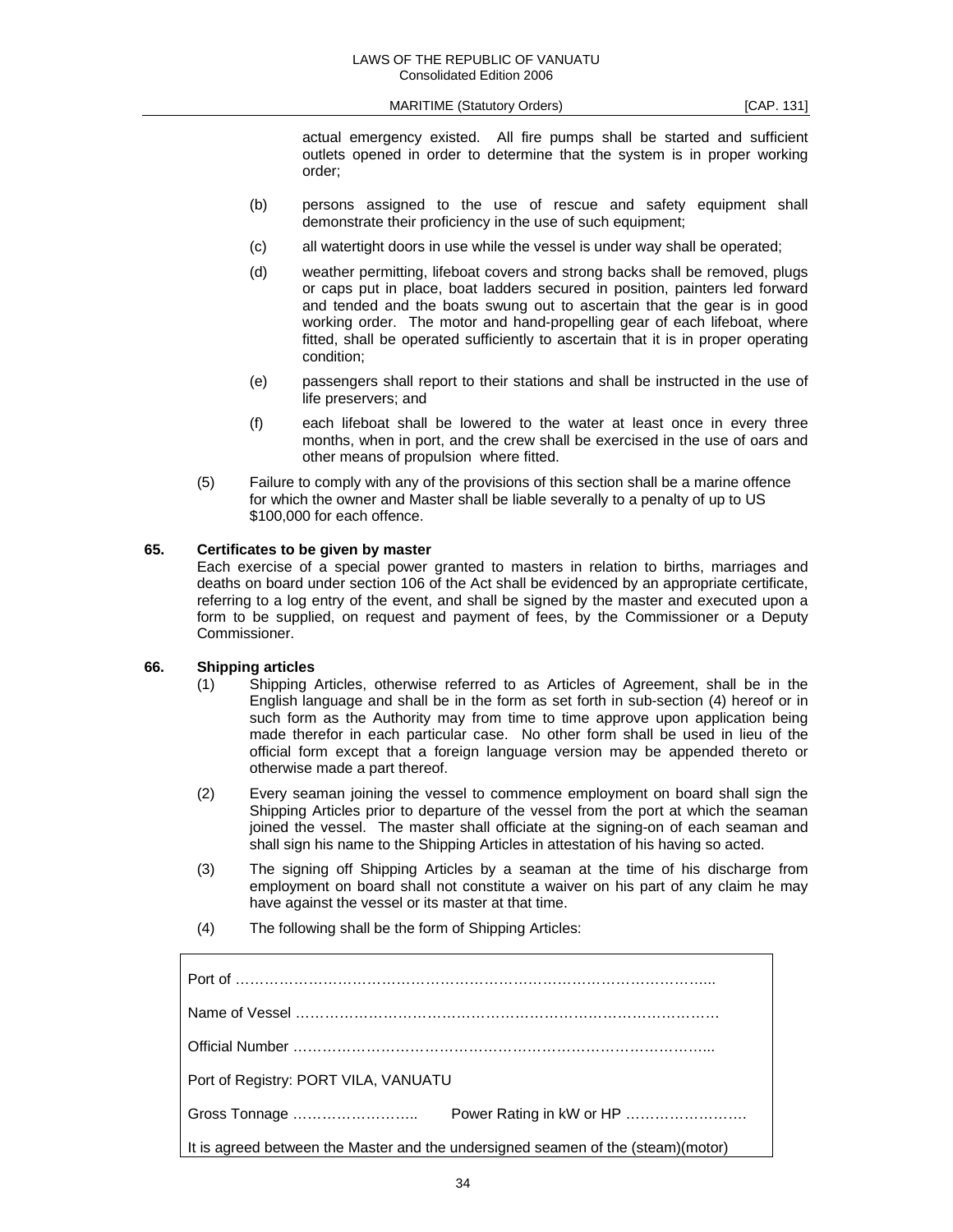actual emergency existed. All fire pumps shall be started and sufficient outlets opened in order to determine that the system is in proper working order;

(b) persons assigned to the use of rescue and safety equipment shall demonstrate their proficiency in the use of such equipment;

(c) all watertight doors in use while the vessel is under way shall be operated;

(d) weather permitting, lifeboat covers and strong backs shall be removed, plugs or caps put in place, boat ladders secured in position, painters led forward and tended and the boats swung out to ascertain that the gear is in good working order. The motor and hand-propelling gear of each lifeboat, where fitted, shall be operated sufficiently to ascertain that it is in proper operating condition;

(e) passengers shall report to their stations and shall be instructed in the use of life preservers; and

(f) each lifeboat shall be lowered to the water at least once in every three months, when in port, and the crew shall be exercised in the use of oars and other means of propulsion where fitted.

(5) Failure to comply with any of the provisions of this section shall be a marine offence for which the owner and Master shall be liable severally to a penalty of up to US $100,000 for each offence.

**65. Certificates to be given by master**

Each exercise of a special power granted to masters in relation to births, marriages and deaths on board under section 106 of the Act shall be evidenced by an appropriate certificate, referring to a log entry of the event, and shall be signed by the master and executed upon a form to be supplied, on request and payment of fees, by the Commissioner or a Deputy Commissioner.

**66. Shipping articles**

(1) Shipping Articles, otherwise referred to as Articles of Agreement, shall be in the English language and shall be in the form as set forth in sub-section (4) hereof or in such form as the Authority may from time to time approve upon application being made therefor in each particular case. No other form shall be used in lieu of the official form except that a foreign language version may be appended thereto or otherwise made a part thereof.

(2) Every seaman joining the vessel to commence employment on board shall sign the Shipping Articles prior to departure of the vessel from the port at which the seaman joined the vessel. The master shall officiate at the signing-on of each seaman and shall sign his name to the Shipping Articles in attestation of his having so acted.

(3) The signing off Shipping Articles by a seaman at the time of his discharge from employment on board shall not constitute a waiver on his part of any claim he may have against the vessel or its master at that time.

(4) The following shall be the form of Shipping Articles:

Port of ………………………………………………………………………………….....

Name of Vessel …………………………………………………………………………….

Official Number ……………………………………………………………………….....

Port of Registry: PORT VILA, VANUATU

Gross Tonnage …………………….. Power Rating in kW or HP …………………….

It is agreed between the Master and the undersigned seamen of the (steam)(motor)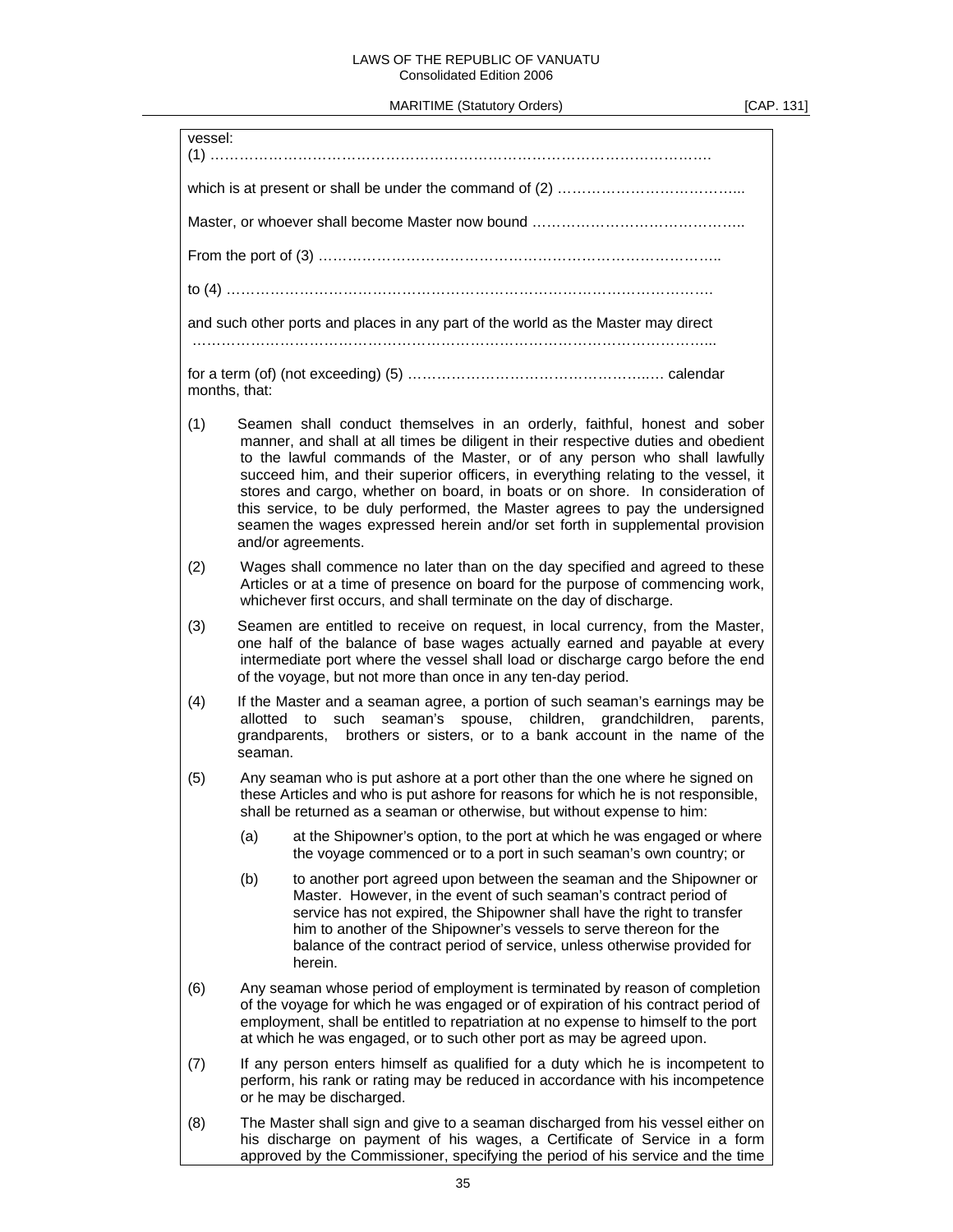vessel:
(1) ……………………………………………………………………………………………

which is at present or shall be under the command of (2) ………………………………...

Master, or whoever shall become Master now bound …………………………………..

From the port of (3) ………………………………………………………………………..

to (4) ………………………………………………………………………………………

and such other ports and places in any part of the world as the Master may direct
……………………………………………………………………………………………...

for a term (of) (not exceeding) (5) ………………………………………..… calendar months, that:

(1) Seamen shall conduct themselves in an orderly, faithful, honest and sober manner, and shall at all times be diligent in their respective duties and obedient to the lawful commands of the Master, or of any person who shall lawfully succeed him, and their superior officers, in everything relating to the vessel, it stores and cargo, whether on board, in boats or on shore. In consideration of this service, to be duly performed, the Master agrees to pay the undersigned seamen the wages expressed herein and/or set forth in supplemental provision and/or agreements.

(2) Wages shall commence no later than on the day specified and agreed to these Articles or at a time of presence on board for the purpose of commencing work, whichever first occurs, and shall terminate on the day of discharge.

(3) Seamen are entitled to receive on request, in local currency, from the Master, one half of the balance of base wages actually earned and payable at every intermediate port where the vessel shall load or discharge cargo before the end of the voyage, but not more than once in any ten-day period.

(4) If the Master and a seaman agree, a portion of such seaman's earnings may be allotted to such seaman's spouse, children, grandchildren, parents, grandparents, brothers or sisters, or to a bank account in the name of the seaman.

(5) Any seaman who is put ashore at a port other than the one where he signed on these Articles and who is put ashore for reasons for which he is not responsible, shall be returned as a seaman or otherwise, but without expense to him:

  (a) at the Shipowner's option, to the port at which he was engaged or where the voyage commenced or to a port in such seaman's own country; or

  (b) to another port agreed upon between the seaman and the Shipowner or Master. However, in the event of such seaman's contract period of service has not expired, the Shipowner shall have the right to transfer him to another of the Shipowner's vessels to serve thereon for the balance of the contract period of service, unless otherwise provided for herein.

(6) Any seaman whose period of employment is terminated by reason of completion of the voyage for which he was engaged or of expiration of his contract period of employment, shall be entitled to repatriation at no expense to himself to the port at which he was engaged, or to such other port as may be agreed upon.

(7) If any person enters himself as qualified for a duty which he is incompetent to perform, his rank or rating may be reduced in accordance with his incompetence or he may be discharged.

(8) The Master shall sign and give to a seaman discharged from his vessel either on his discharge on payment of his wages, a Certificate of Service in a form approved by the Commissioner, specifying the period of his service and the time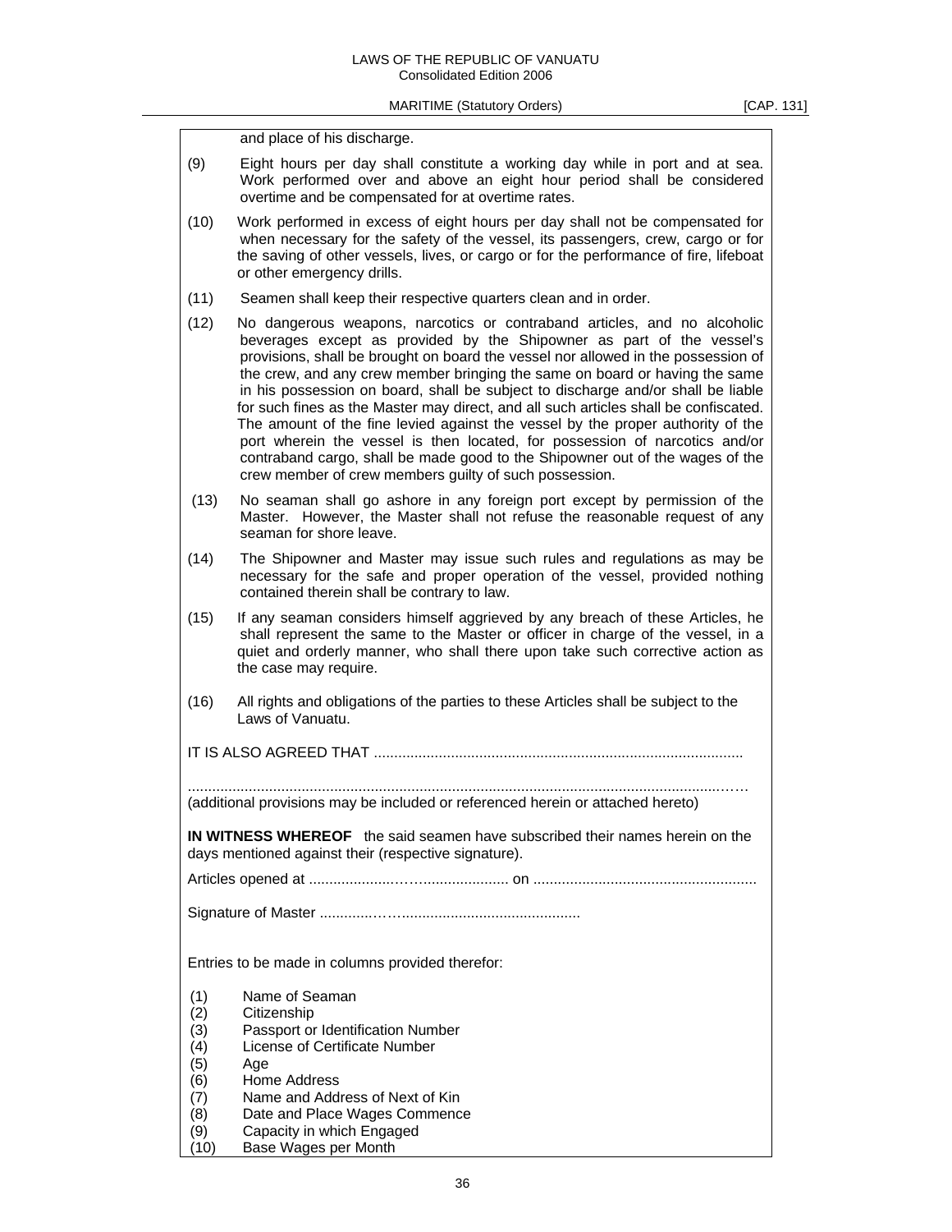and place of his discharge.

(9) Eight hours per day shall constitute a working day while in port and at sea. Work performed over and above an eight hour period shall be considered overtime and be compensated for at overtime rates.

(10) Work performed in excess of eight hours per day shall not be compensated for when necessary for the safety of the vessel, its passengers, crew, cargo or for the saving of other vessels, lives, or cargo or for the performance of fire, lifeboat or other emergency drills.

(11) Seamen shall keep their respective quarters clean and in order.

(12) No dangerous weapons, narcotics or contraband articles, and no alcoholic beverages except as provided by the Shipowner as part of the vessel's provisions, shall be brought on board the vessel nor allowed in the possession of the crew, and any crew member bringing the same on board or having the same in his possession on board, shall be subject to discharge and/or shall be liable for such fines as the Master may direct, and all such articles shall be confiscated. The amount of the fine levied against the vessel by the proper authority of the port wherein the vessel is then located, for possession of narcotics and/or contraband cargo, shall be made good to the Shipowner out of the wages of the crew member of crew members guilty of such possession.

(13) No seaman shall go ashore in any foreign port except by permission of the Master. However, the Master shall not refuse the reasonable request of any seaman for shore leave.

(14) The Shipowner and Master may issue such rules and regulations as may be necessary for the safe and proper operation of the vessel, provided nothing contained therein shall be contrary to law.

(15) If any seaman considers himself aggrieved by any breach of these Articles, he shall represent the same to the Master or officer in charge of the vessel, in a quiet and orderly manner, who shall there upon take such corrective action as the case may require.

(16) All rights and obligations of the parties to these Articles shall be subject to the Laws of Vanuatu.

IT IS ALSO AGREED THAT ..........................................................................................

..........................................................................................................................……
(additional provisions may be included or referenced herein or attached hereto)

**IN WITNESS WHEREOF** the said seamen have subscribed their names herein on the days mentioned against their (respective signature).

Articles opened at ....................……..................... on .......................................................

Signature of Master ............……...........................................

Entries to be made in columns provided therefor:

(1) Name of Seaman
(2) Citizenship
(3) Passport or Identification Number
(4) License of Certificate Number
(5) Age
(6) Home Address
(7) Name and Address of Next of Kin
(8) Date and Place Wages Commence
(9) Capacity in which Engaged
(10) Base Wages per Month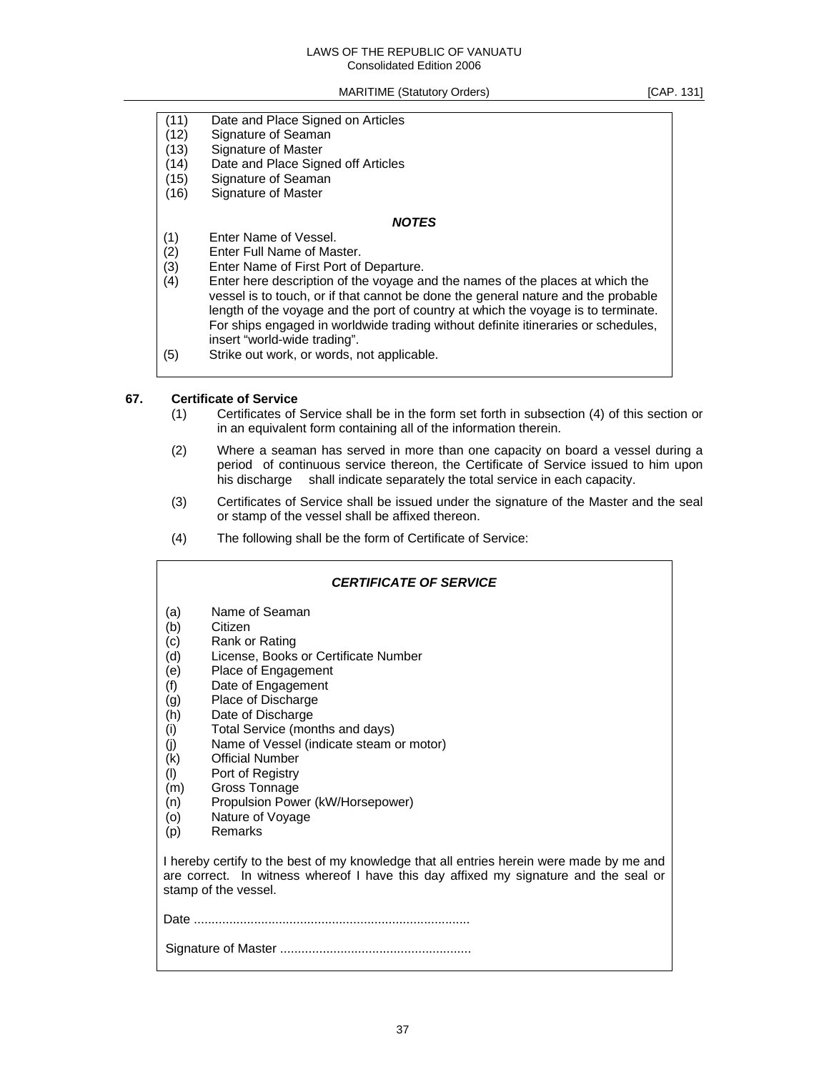(11) Date and Place Signed on Articles
(12) Signature of Seaman
(13) Signature of Master
(14) Date and Place Signed off Articles
(15) Signature of Seaman
(16) Signature of Master

***NOTES***

(1) Enter Name of Vessel.
(2) Enter Full Name of Master.
(3) Enter Name of First Port of Departure.
(4) Enter here description of the voyage and the names of the places at which the vessel is to touch, or if that cannot be done the general nature and the probable length of the voyage and the port of country at which the voyage is to terminate. For ships engaged in worldwide trading without definite itineraries or schedules, insert "world-wide trading".
(5) Strike out work, or words, not applicable.

**67. Certificate of Service**

(1) Certificates of Service shall be in the form set forth in subsection (4) of this section or in an equivalent form containing all of the information therein.

(2) Where a seaman has served in more than one capacity on board a vessel during a period of continuous service thereon, the Certificate of Service issued to him upon his discharge shall indicate separately the total service in each capacity.

(3) Certificates of Service shall be issued under the signature of the Master and the seal or stamp of the vessel shall be affixed thereon.

(4) The following shall be the form of Certificate of Service:

***CERTIFICATE OF SERVICE***

(a) Name of Seaman
(b) Citizen
(c) Rank or Rating
(d) License, Books or Certificate Number
(e) Place of Engagement
(f) Date of Engagement
(g) Place of Discharge
(h) Date of Discharge
(i) Total Service (months and days)
(j) Name of Vessel (indicate steam or motor)
(k) Official Number
(l) Port of Registry
(m) Gross Tonnage
(n) Propulsion Power (kW/Horsepower)
(o) Nature of Voyage
(p) Remarks

I hereby certify to the best of my knowledge that all entries herein were made by me and are correct. In witness whereof I have this day affixed my signature and the seal or stamp of the vessel.

Date .............................................................................

Signature of Master .....................................................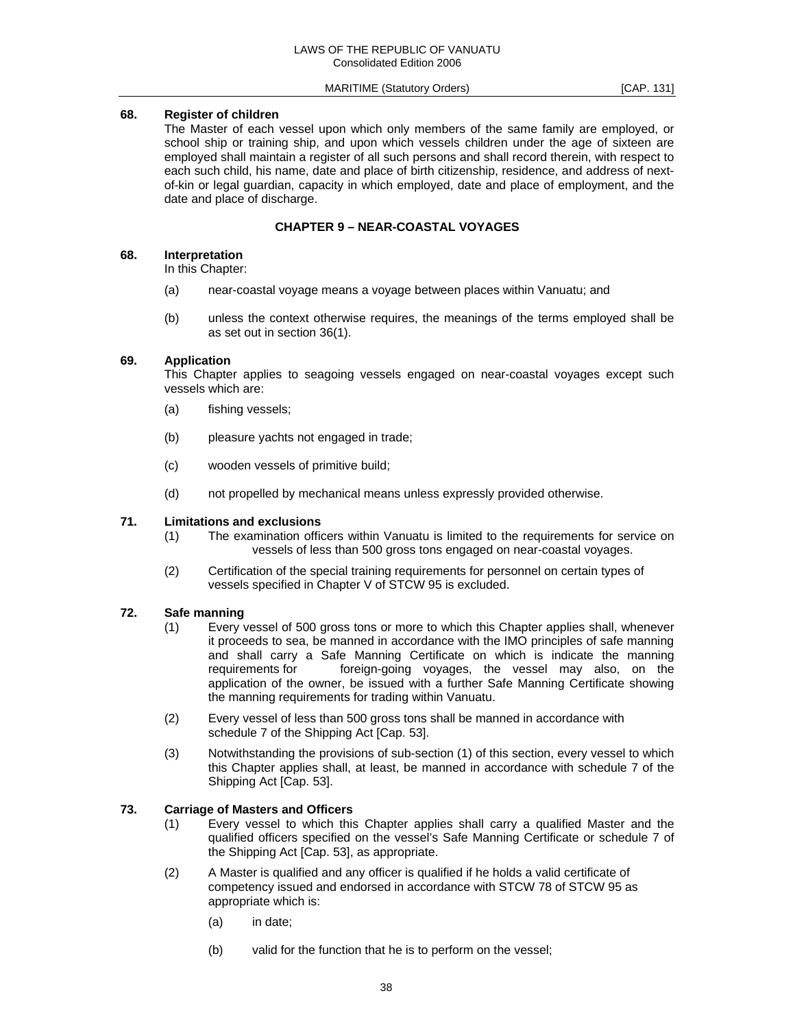**68. Register of children**

The Master of each vessel upon which only members of the same family are employed, or school ship or training ship, and upon which vessels children under the age of sixteen are employed shall maintain a register of all such persons and shall record therein, with respect to each such child, his name, date and place of birth citizenship, residence, and address of next-of-kin or legal guardian, capacity in which employed, date and place of employment, and the date and place of discharge.

## CHAPTER 9 – NEAR-COASTAL VOYAGES

**68. Interpretation**

In this Chapter:

(a) near-coastal voyage means a voyage between places within Vanuatu; and

(b) unless the context otherwise requires, the meanings of the terms employed shall be as set out in section 36(1).

**69. Application**

This Chapter applies to seagoing vessels engaged on near-coastal voyages except such vessels which are:

(a) fishing vessels;

(b) pleasure yachts not engaged in trade;

(c) wooden vessels of primitive build;

(d) not propelled by mechanical means unless expressly provided otherwise.

**71. Limitations and exclusions**

(1) The examination officers within Vanuatu is limited to the requirements for service on vessels of less than 500 gross tons engaged on near-coastal voyages.

(2) Certification of the special training requirements for personnel on certain types of vessels specified in Chapter V of STCW 95 is excluded.

**72. Safe manning**

(1) Every vessel of 500 gross tons or more to which this Chapter applies shall, whenever it proceeds to sea, be manned in accordance with the IMO principles of safe manning and shall carry a Safe Manning Certificate on which is indicate the manning requirements for foreign-going voyages, the vessel may also, on the application of the owner, be issued with a further Safe Manning Certificate showing the manning requirements for trading within Vanuatu.

(2) Every vessel of less than 500 gross tons shall be manned in accordance with schedule 7 of the Shipping Act [Cap. 53].

(3) Notwithstanding the provisions of sub-section (1) of this section, every vessel to which this Chapter applies shall, at least, be manned in accordance with schedule 7 of the Shipping Act [Cap. 53].

**73. Carriage of Masters and Officers**

(1) Every vessel to which this Chapter applies shall carry a qualified Master and the qualified officers specified on the vessel's Safe Manning Certificate or schedule 7 of the Shipping Act [Cap. 53], as appropriate.

(2) A Master is qualified and any officer is qualified if he holds a valid certificate of competency issued and endorsed in accordance with STCW 78 of STCW 95 as appropriate which is:

(a) in date;

(b) valid for the function that he is to perform on the vessel;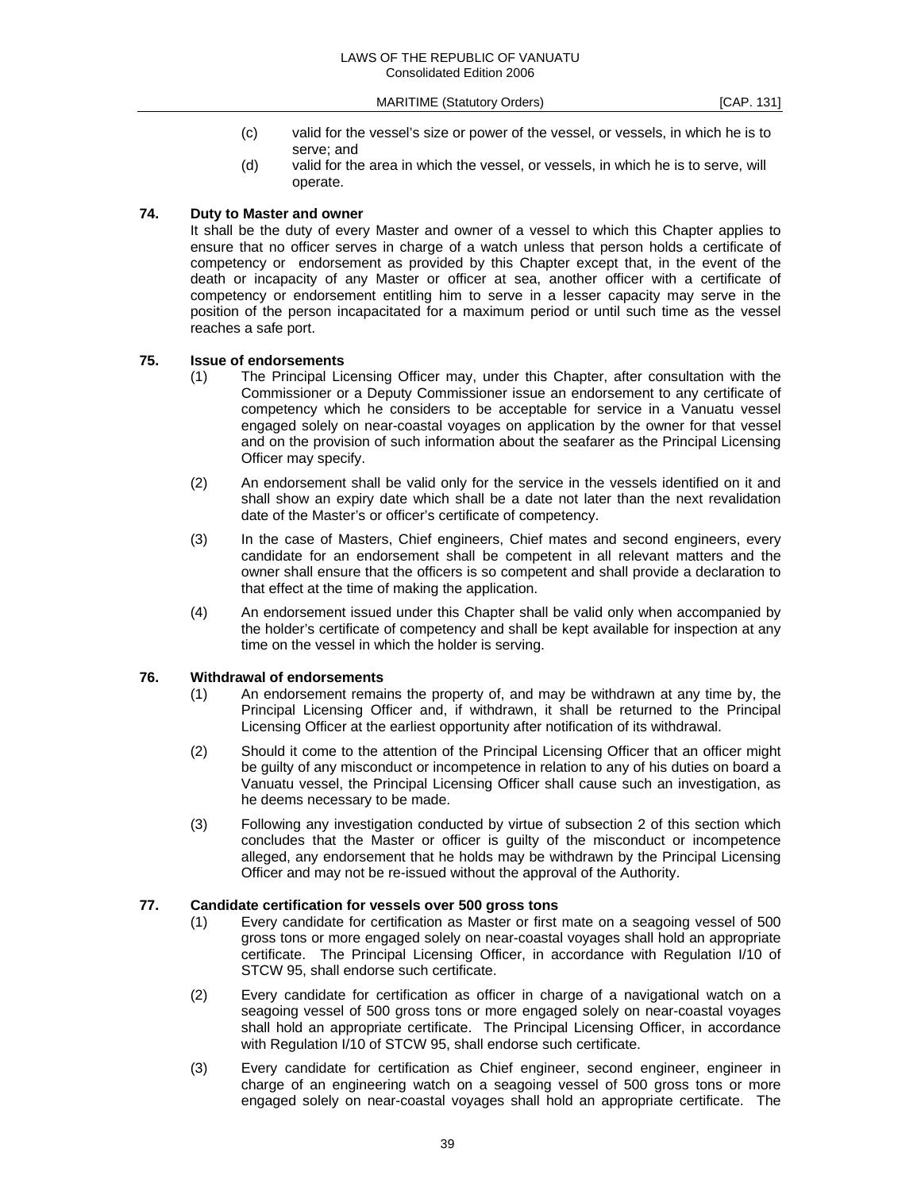(c) valid for the vessel's size or power of the vessel, or vessels, in which he is to serve; and

(d) valid for the area in which the vessel, or vessels, in which he is to serve, will operate.

**74. Duty to Master and owner**

It shall be the duty of every Master and owner of a vessel to which this Chapter applies to ensure that no officer serves in charge of a watch unless that person holds a certificate of competency or endorsement as provided by this Chapter except that, in the event of the death or incapacity of any Master or officer at sea, another officer with a certificate of competency or endorsement entitling him to serve in a lesser capacity may serve in the position of the person incapacitated for a maximum period or until such time as the vessel reaches a safe port.

**75. Issue of endorsements**

(1) The Principal Licensing Officer may, under this Chapter, after consultation with the Commissioner or a Deputy Commissioner issue an endorsement to any certificate of competency which he considers to be acceptable for service in a Vanuatu vessel engaged solely on near-coastal voyages on application by the owner for that vessel and on the provision of such information about the seafarer as the Principal Licensing Officer may specify.

(2) An endorsement shall be valid only for the service in the vessels identified on it and shall show an expiry date which shall be a date not later than the next revalidation date of the Master's or officer's certificate of competency.

(3) In the case of Masters, Chief engineers, Chief mates and second engineers, every candidate for an endorsement shall be competent in all relevant matters and the owner shall ensure that the officers is so competent and shall provide a declaration to that effect at the time of making the application.

(4) An endorsement issued under this Chapter shall be valid only when accompanied by the holder's certificate of competency and shall be kept available for inspection at any time on the vessel in which the holder is serving.

**76. Withdrawal of endorsements**

(1) An endorsement remains the property of, and may be withdrawn at any time by, the Principal Licensing Officer and, if withdrawn, it shall be returned to the Principal Licensing Officer at the earliest opportunity after notification of its withdrawal.

(2) Should it come to the attention of the Principal Licensing Officer that an officer might be guilty of any misconduct or incompetence in relation to any of his duties on board a Vanuatu vessel, the Principal Licensing Officer shall cause such an investigation, as he deems necessary to be made.

(3) Following any investigation conducted by virtue of subsection 2 of this section which concludes that the Master or officer is guilty of the misconduct or incompetence alleged, any endorsement that he holds may be withdrawn by the Principal Licensing Officer and may not be re-issued without the approval of the Authority.

**77. Candidate certification for vessels over 500 gross tons**

(1) Every candidate for certification as Master or first mate on a seagoing vessel of 500 gross tons or more engaged solely on near-coastal voyages shall hold an appropriate certificate. The Principal Licensing Officer, in accordance with Regulation I/10 of STCW 95, shall endorse such certificate.

(2) Every candidate for certification as officer in charge of a navigational watch on a seagoing vessel of 500 gross tons or more engaged solely on near-coastal voyages shall hold an appropriate certificate. The Principal Licensing Officer, in accordance with Regulation I/10 of STCW 95, shall endorse such certificate.

(3) Every candidate for certification as Chief engineer, second engineer, engineer in charge of an engineering watch on a seagoing vessel of 500 gross tons or more engaged solely on near-coastal voyages shall hold an appropriate certificate. The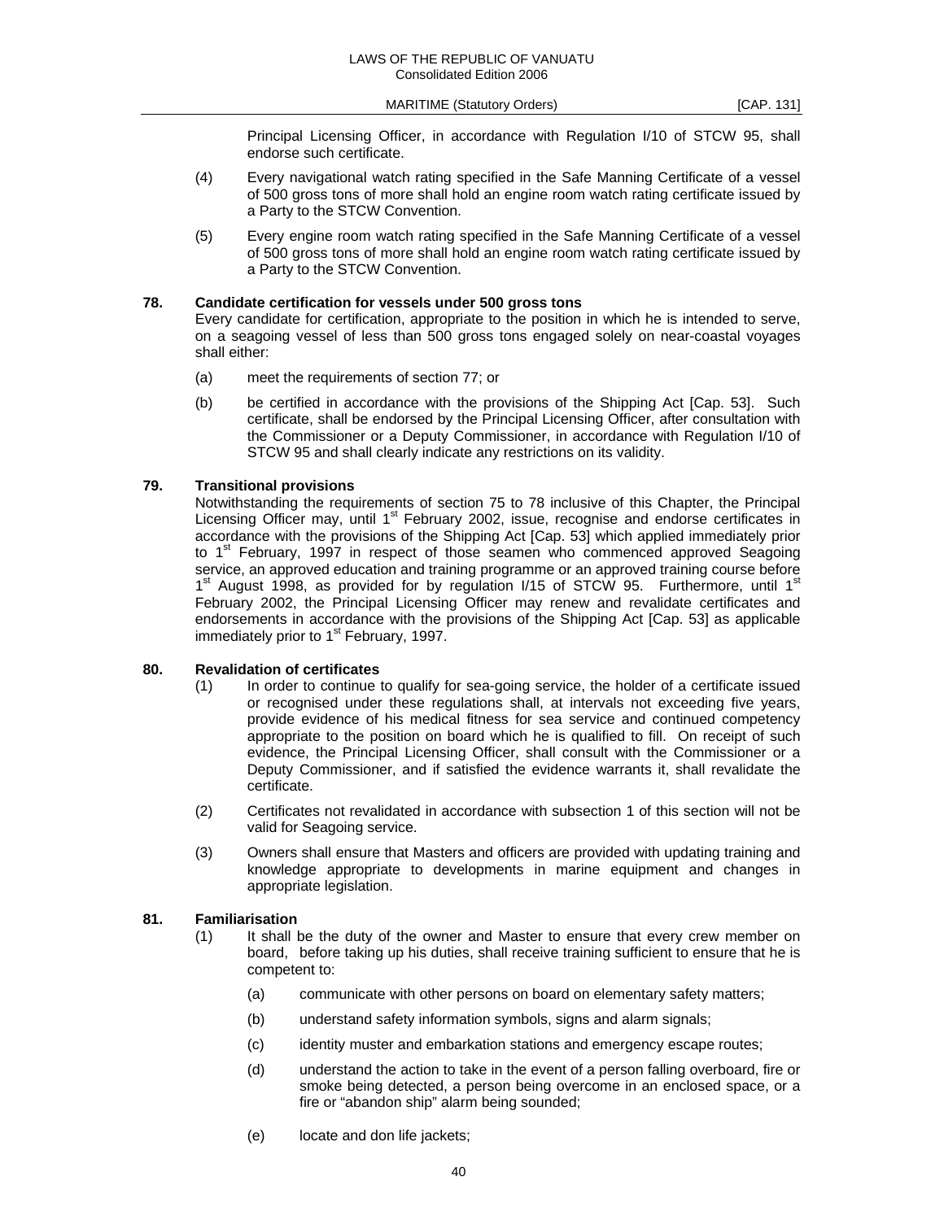Principal Licensing Officer, in accordance with Regulation I/10 of STCW 95, shall endorse such certificate.

(4) Every navigational watch rating specified in the Safe Manning Certificate of a vessel of 500 gross tons of more shall hold an engine room watch rating certificate issued by a Party to the STCW Convention.

(5) Every engine room watch rating specified in the Safe Manning Certificate of a vessel of 500 gross tons of more shall hold an engine room watch rating certificate issued by a Party to the STCW Convention.

**78. Candidate certification for vessels under 500 gross tons**

Every candidate for certification, appropriate to the position in which he is intended to serve, on a seagoing vessel of less than 500 gross tons engaged solely on near-coastal voyages shall either:

(a) meet the requirements of section 77; or

(b) be certified in accordance with the provisions of the Shipping Act [Cap. 53]. Such certificate, shall be endorsed by the Principal Licensing Officer, after consultation with the Commissioner or a Deputy Commissioner, in accordance with Regulation I/10 of STCW 95 and shall clearly indicate any restrictions on its validity.

**79. Transitional provisions**

Notwithstanding the requirements of section 75 to 78 inclusive of this Chapter, the Principal Licensing Officer may, until 1st February 2002, issue, recognise and endorse certificates in accordance with the provisions of the Shipping Act [Cap. 53] which applied immediately prior to 1st February, 1997 in respect of those seamen who commenced approved Seagoing service, an approved education and training programme or an approved training course before 1st August 1998, as provided for by regulation I/15 of STCW 95. Furthermore, until 1st February 2002, the Principal Licensing Officer may renew and revalidate certificates and endorsements in accordance with the provisions of the Shipping Act [Cap. 53] as applicable immediately prior to 1st February, 1997.

**80. Revalidation of certificates**

(1) In order to continue to qualify for sea-going service, the holder of a certificate issued or recognised under these regulations shall, at intervals not exceeding five years, provide evidence of his medical fitness for sea service and continued competency appropriate to the position on board which he is qualified to fill. On receipt of such evidence, the Principal Licensing Officer, shall consult with the Commissioner or a Deputy Commissioner, and if satisfied the evidence warrants it, shall revalidate the certificate.

(2) Certificates not revalidated in accordance with subsection 1 of this section will not be valid for Seagoing service.

(3) Owners shall ensure that Masters and officers are provided with updating training and knowledge appropriate to developments in marine equipment and changes in appropriate legislation.

**81. Familiarisation**

(1) It shall be the duty of the owner and Master to ensure that every crew member on board, before taking up his duties, shall receive training sufficient to ensure that he is competent to:

(a) communicate with other persons on board on elementary safety matters;

(b) understand safety information symbols, signs and alarm signals;

(c) identity muster and embarkation stations and emergency escape routes;

(d) understand the action to take in the event of a person falling overboard, fire or smoke being detected, a person being overcome in an enclosed space, or a fire or "abandon ship" alarm being sounded;

(e) locate and don life jackets;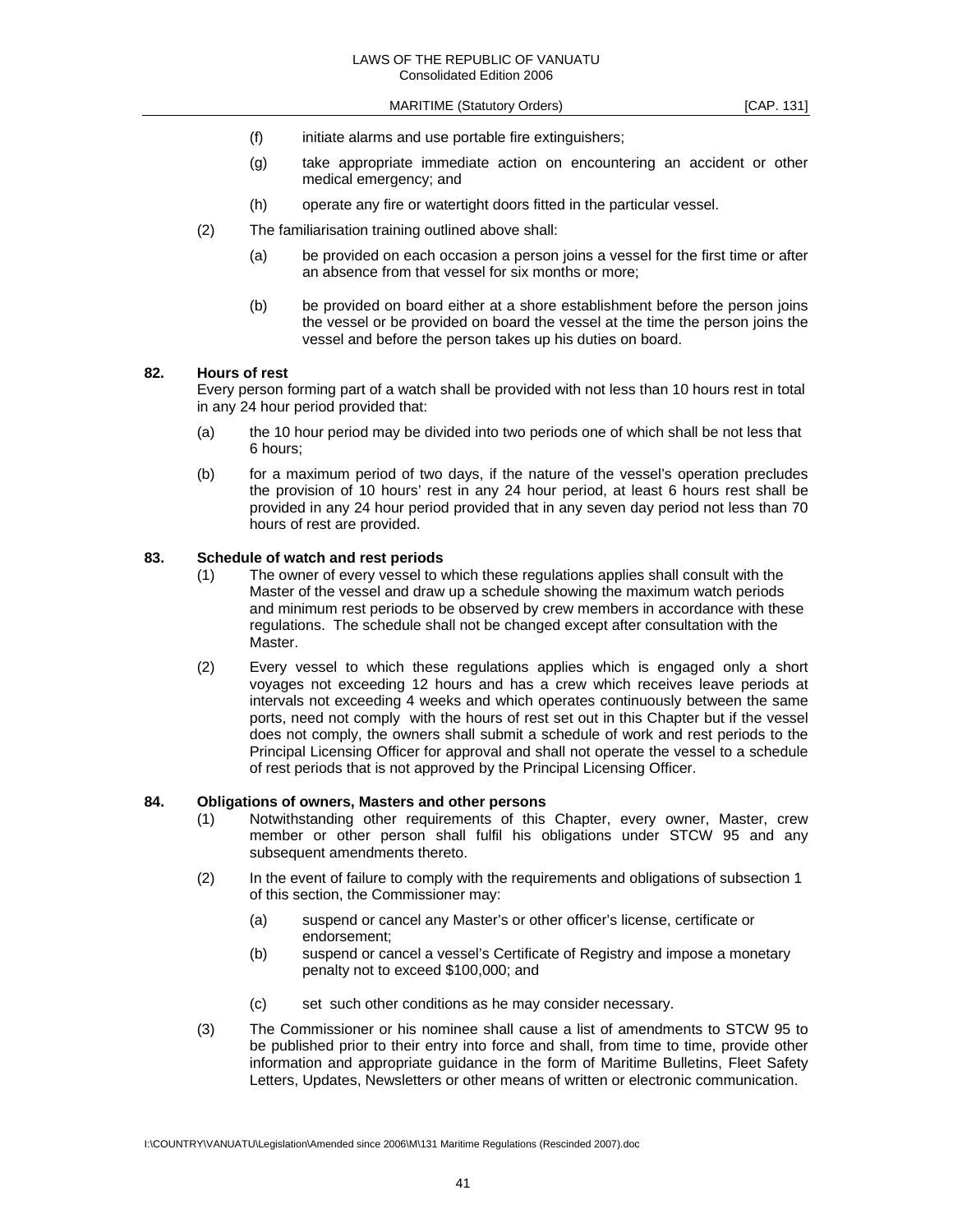(f) initiate alarms and use portable fire extinguishers;

(g) take appropriate immediate action on encountering an accident or other medical emergency; and

(h) operate any fire or watertight doors fitted in the particular vessel.

(2) The familiarisation training outlined above shall:

(a) be provided on each occasion a person joins a vessel for the first time or after an absence from that vessel for six months or more;

(b) be provided on board either at a shore establishment before the person joins the vessel or be provided on board the vessel at the time the person joins the vessel and before the person takes up his duties on board.

**82. Hours of rest**

Every person forming part of a watch shall be provided with not less than 10 hours rest in total in any 24 hour period provided that:

(a) the 10 hour period may be divided into two periods one of which shall be not less that 6 hours;

(b) for a maximum period of two days, if the nature of the vessel's operation precludes the provision of 10 hours' rest in any 24 hour period, at least 6 hours rest shall be provided in any 24 hour period provided that in any seven day period not less than 70 hours of rest are provided.

**83. Schedule of watch and rest periods**

(1) The owner of every vessel to which these regulations applies shall consult with the Master of the vessel and draw up a schedule showing the maximum watch periods and minimum rest periods to be observed by crew members in accordance with these regulations. The schedule shall not be changed except after consultation with the Master.

(2) Every vessel to which these regulations applies which is engaged only a short voyages not exceeding 12 hours and has a crew which receives leave periods at intervals not exceeding 4 weeks and which operates continuously between the same ports, need not comply with the hours of rest set out in this Chapter but if the vessel does not comply, the owners shall submit a schedule of work and rest periods to the Principal Licensing Officer for approval and shall not operate the vessel to a schedule of rest periods that is not approved by the Principal Licensing Officer.

**84. Obligations of owners, Masters and other persons**

(1) Notwithstanding other requirements of this Chapter, every owner, Master, crew member or other person shall fulfil his obligations under STCW 95 and any subsequent amendments thereto.

(2) In the event of failure to comply with the requirements and obligations of subsection 1 of this section, the Commissioner may:

(a) suspend or cancel any Master's or other officer's license, certificate or endorsement;

(b) suspend or cancel a vessel's Certificate of Registry and impose a monetary penalty not to exceed $100,000; and

(c) set such other conditions as he may consider necessary.

(3) The Commissioner or his nominee shall cause a list of amendments to STCW 95 to be published prior to their entry into force and shall, from time to time, provide other information and appropriate guidance in the form of Maritime Bulletins, Fleet Safety Letters, Updates, Newsletters or other means of written or electronic communication.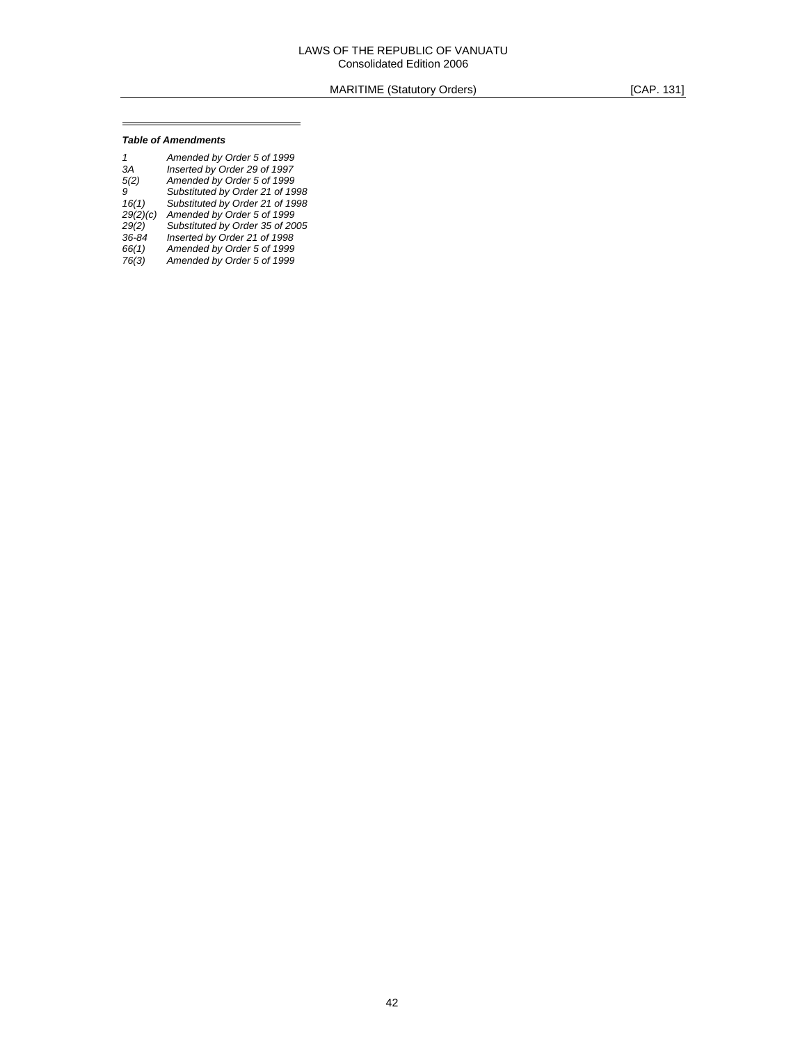***Table of Amendments***

| | |
|---|---|
| *1* | *Amended by Order 5 of 1999* |
| *3A* | *Inserted by Order 29 of 1997* |
| *5(2)* | *Amended by Order 5 of 1999* |
| *9* | *Substituted by Order 21 of 1998* |
| *16(1)* | *Substituted by Order 21 of 1998* |
| *29(2)(c)* | *Amended by Order 5 of 1999* |
| *29(2)* | *Substituted by Order 35 of 2005* |
| *36-84* | *Inserted by Order 21 of 1998* |
| *66(1)* | *Amended by Order 5 of 1999* |
| *76(3)* | *Amended by Order 5 of 1999* |